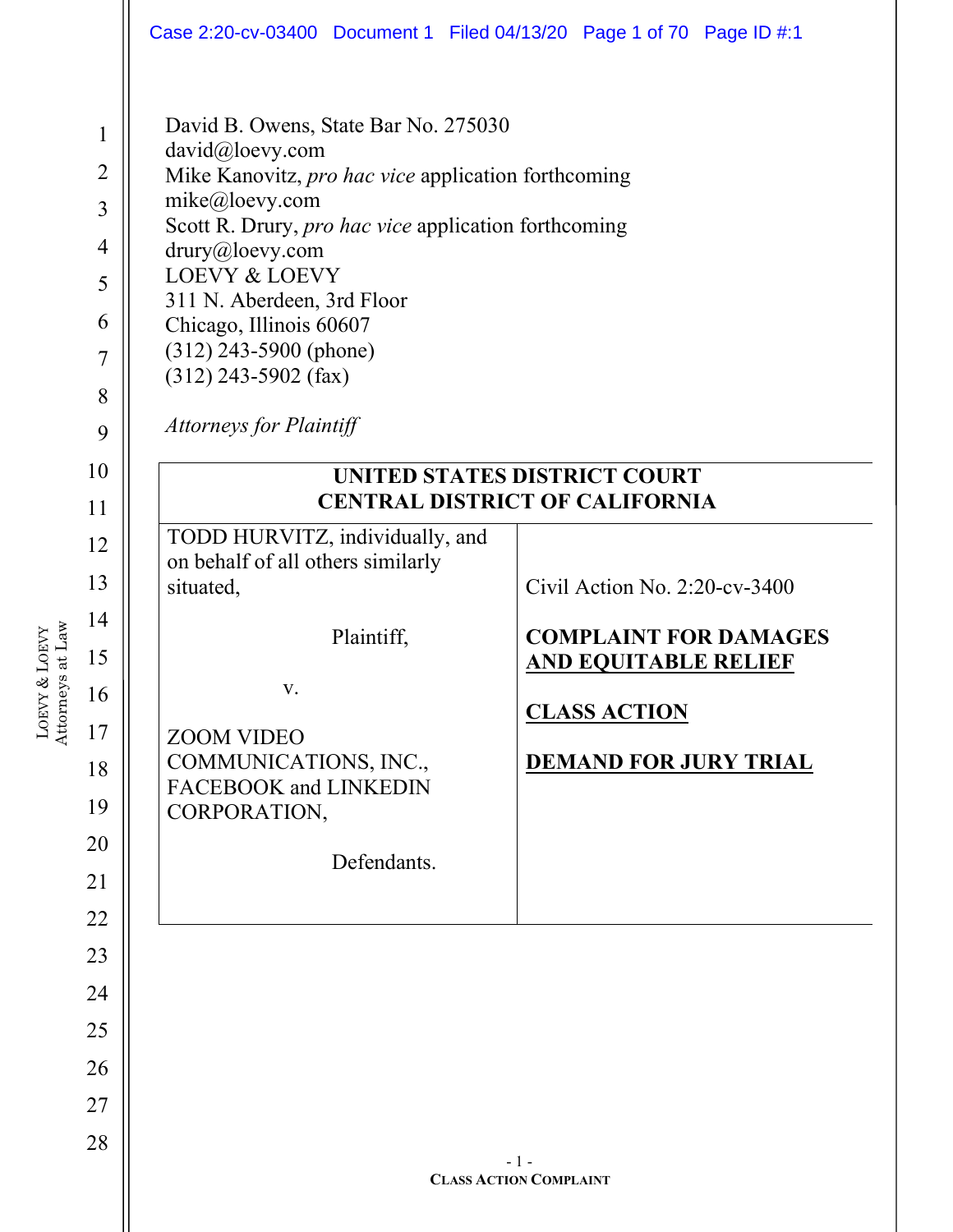David B. Owens, State Bar No. 275030
david@loevy.com
Mike Kanovitz, *pro hac vice* application forthcoming
mike@loevy.com
Scott R. Drury, *pro hac vice* application forthcoming
drury@loevy.com
LOEVY & LOEVY
311 N. Aberdeen, 3rd Floor
Chicago, Illinois 60607
(312) 243-5900 (phone)
(312) 243-5902 (fax)

*Attorneys for Plaintiff*

**UNITED STATES DISTRICT COURT**
**CENTRAL DISTRICT OF CALIFORNIA**

| | |
|---|---|
| TODD HURVITZ, individually, and on behalf of all others similarly situated,<br><br>Plaintiff,<br><br>v.<br><br>ZOOM VIDEO COMMUNICATIONS, INC., FACEBOOK and LINKEDIN CORPORATION,<br><br>Defendants. | Civil Action No. 2:20-cv-3400<br><br>**COMPLAINT FOR DAMAGES AND EQUITABLE RELIEF**<br><br>**CLASS ACTION**<br><br>**DEMAND FOR JURY TRIAL** |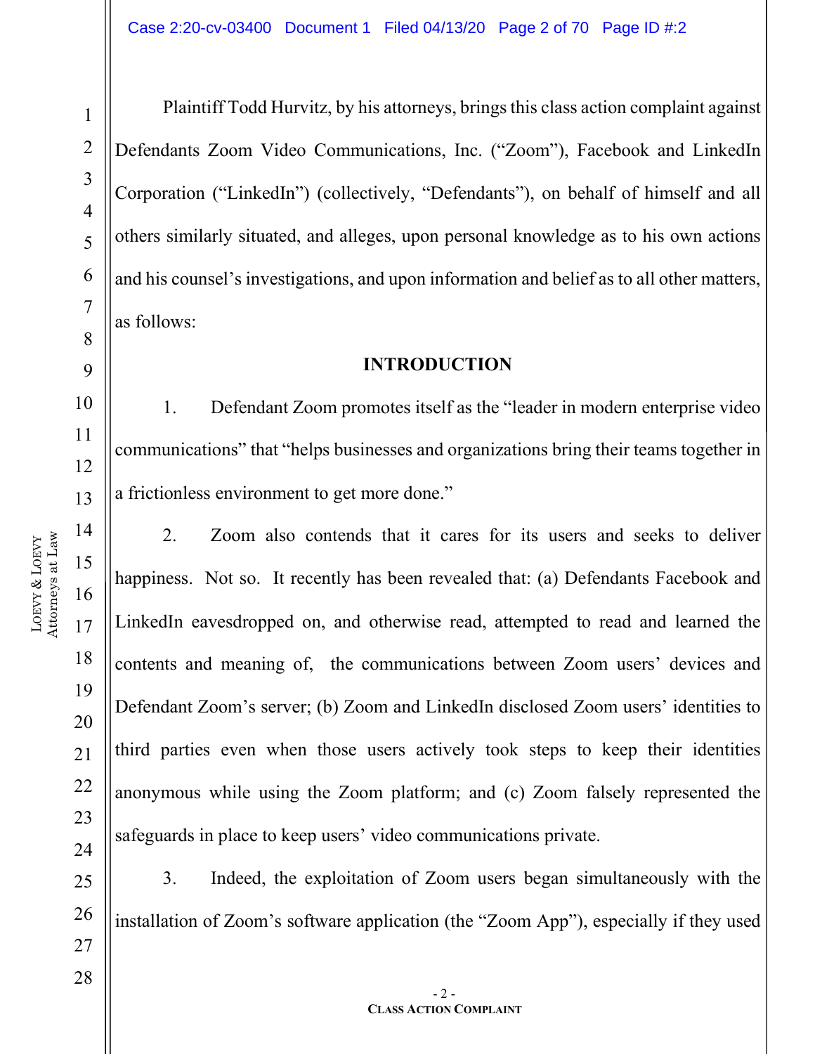Plaintiff Todd Hurvitz, by his attorneys, brings this class action complaint against Defendants Zoom Video Communications, Inc. ("Zoom"), Facebook and LinkedIn Corporation ("LinkedIn") (collectively, "Defendants"), on behalf of himself and all others similarly situated, and alleges, upon personal knowledge as to his own actions and his counsel's investigations, and upon information and belief as to all other matters, as follows:

## INTRODUCTION

1. Defendant Zoom promotes itself as the "leader in modern enterprise video communications" that "helps businesses and organizations bring their teams together in a frictionless environment to get more done."

2. Zoom also contends that it cares for its users and seeks to deliver happiness. Not so. It recently has been revealed that: (a) Defendants Facebook and LinkedIn eavesdropped on, and otherwise read, attempted to read and learned the contents and meaning of, the communications between Zoom users' devices and Defendant Zoom's server; (b) Zoom and LinkedIn disclosed Zoom users' identities to third parties even when those users actively took steps to keep their identities anonymous while using the Zoom platform; and (c) Zoom falsely represented the safeguards in place to keep users' video communications private.

3. Indeed, the exploitation of Zoom users began simultaneously with the installation of Zoom's software application (the "Zoom App"), especially if they used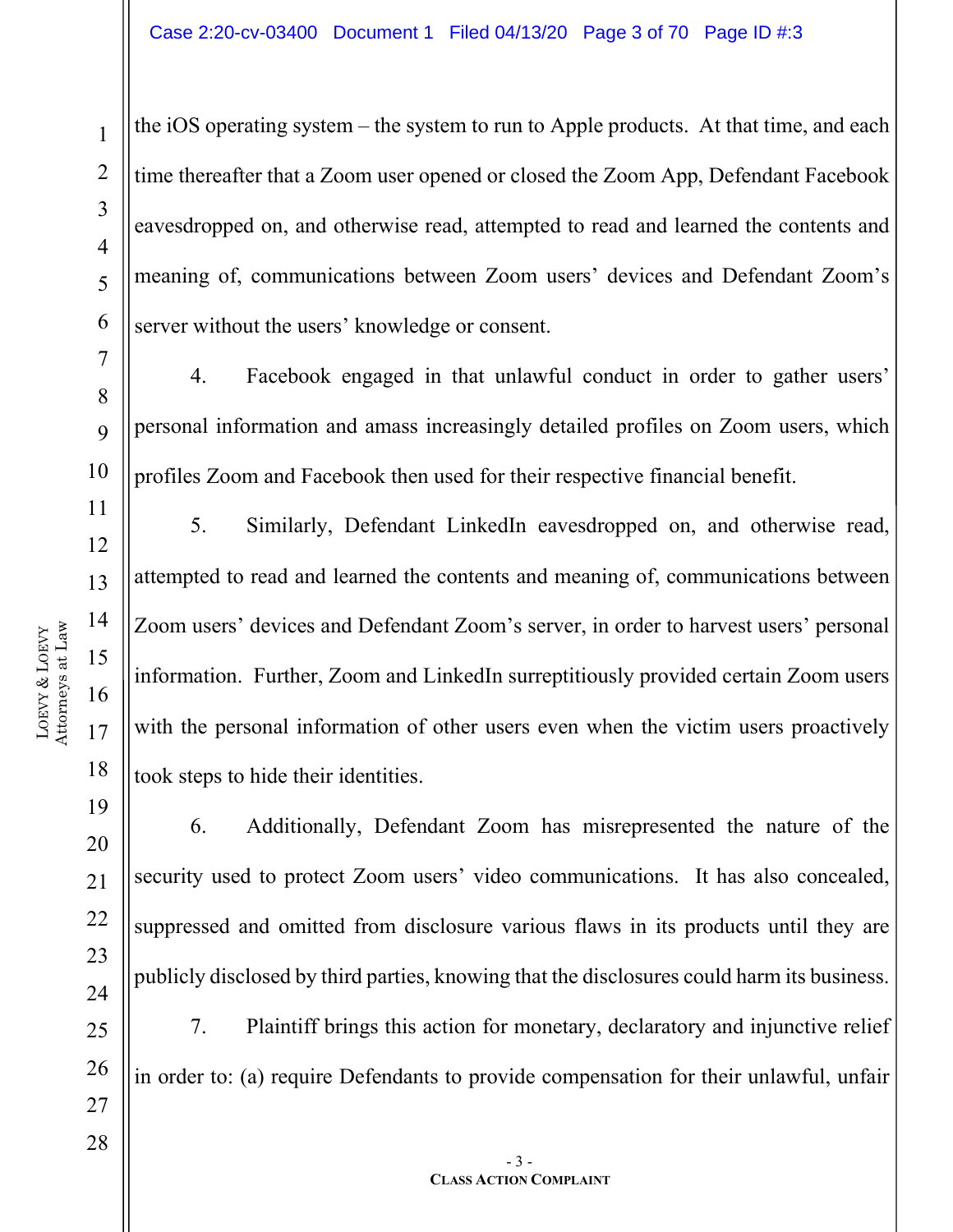the iOS operating system – the system to run to Apple products. At that time, and each time thereafter that a Zoom user opened or closed the Zoom App, Defendant Facebook eavesdropped on, and otherwise read, attempted to read and learned the contents and meaning of, communications between Zoom users' devices and Defendant Zoom's server without the users' knowledge or consent.

4. Facebook engaged in that unlawful conduct in order to gather users' personal information and amass increasingly detailed profiles on Zoom users, which profiles Zoom and Facebook then used for their respective financial benefit.

5. Similarly, Defendant LinkedIn eavesdropped on, and otherwise read, attempted to read and learned the contents and meaning of, communications between Zoom users' devices and Defendant Zoom's server, in order to harvest users' personal information. Further, Zoom and LinkedIn surreptitiously provided certain Zoom users with the personal information of other users even when the victim users proactively took steps to hide their identities.

6. Additionally, Defendant Zoom has misrepresented the nature of the security used to protect Zoom users' video communications. It has also concealed, suppressed and omitted from disclosure various flaws in its products until they are publicly disclosed by third parties, knowing that the disclosures could harm its business.

7. Plaintiff brings this action for monetary, declaratory and injunctive relief in order to: (a) require Defendants to provide compensation for their unlawful, unfair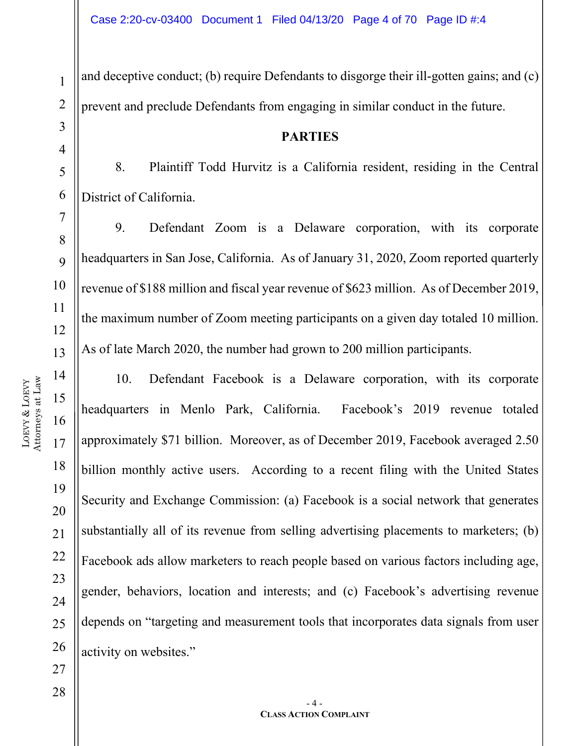and deceptive conduct; (b) require Defendants to disgorge their ill-gotten gains; and (c) prevent and preclude Defendants from engaging in similar conduct in the future.

## PARTIES

8. Plaintiff Todd Hurvitz is a California resident, residing in the Central District of California.

9. Defendant Zoom is a Delaware corporation, with its corporate headquarters in San Jose, California. As of January 31, 2020, Zoom reported quarterly revenue of $188 million and fiscal year revenue of $623 million. As of December 2019, the maximum number of Zoom meeting participants on a given day totaled 10 million. As of late March 2020, the number had grown to 200 million participants.

10. Defendant Facebook is a Delaware corporation, with its corporate headquarters in Menlo Park, California. Facebook's 2019 revenue totaled approximately $71 billion. Moreover, as of December 2019, Facebook averaged 2.50 billion monthly active users. According to a recent filing with the United States Security and Exchange Commission: (a) Facebook is a social network that generates substantially all of its revenue from selling advertising placements to marketers; (b) Facebook ads allow marketers to reach people based on various factors including age, gender, behaviors, location and interests; and (c) Facebook's advertising revenue depends on "targeting and measurement tools that incorporates data signals from user activity on websites."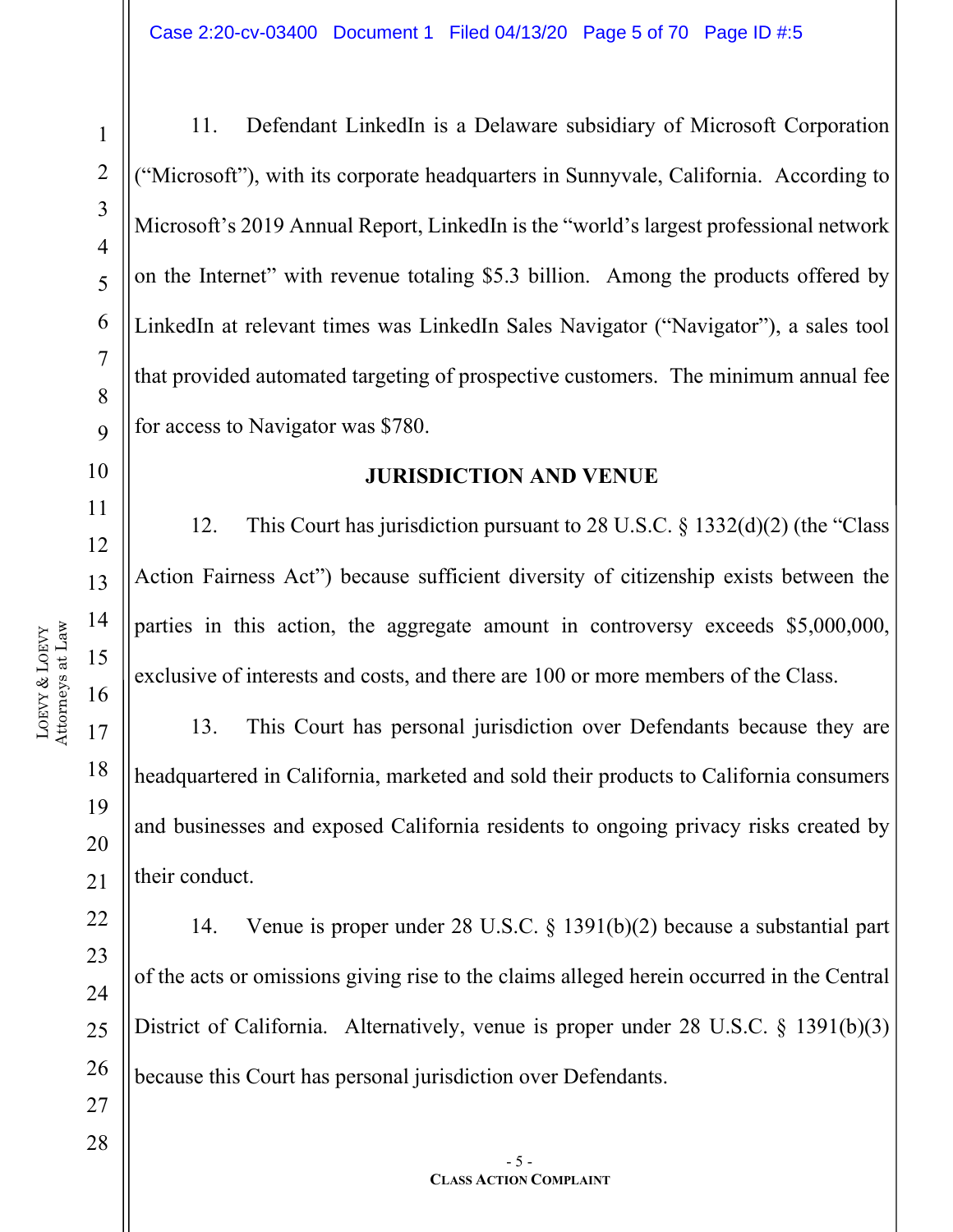11. Defendant LinkedIn is a Delaware subsidiary of Microsoft Corporation ("Microsoft"), with its corporate headquarters in Sunnyvale, California. According to Microsoft's 2019 Annual Report, LinkedIn is the "world's largest professional network on the Internet" with revenue totaling $5.3 billion. Among the products offered by LinkedIn at relevant times was LinkedIn Sales Navigator ("Navigator"), a sales tool that provided automated targeting of prospective customers. The minimum annual fee for access to Navigator was $780.

## JURISDICTION AND VENUE

12. This Court has jurisdiction pursuant to 28 U.S.C. § 1332(d)(2) (the "Class Action Fairness Act") because sufficient diversity of citizenship exists between the parties in this action, the aggregate amount in controversy exceeds $5,000,000, exclusive of interests and costs, and there are 100 or more members of the Class.

13. This Court has personal jurisdiction over Defendants because they are headquartered in California, marketed and sold their products to California consumers and businesses and exposed California residents to ongoing privacy risks created by their conduct.

14. Venue is proper under 28 U.S.C. § 1391(b)(2) because a substantial part of the acts or omissions giving rise to the claims alleged herein occurred in the Central District of California. Alternatively, venue is proper under 28 U.S.C. § 1391(b)(3) because this Court has personal jurisdiction over Defendants.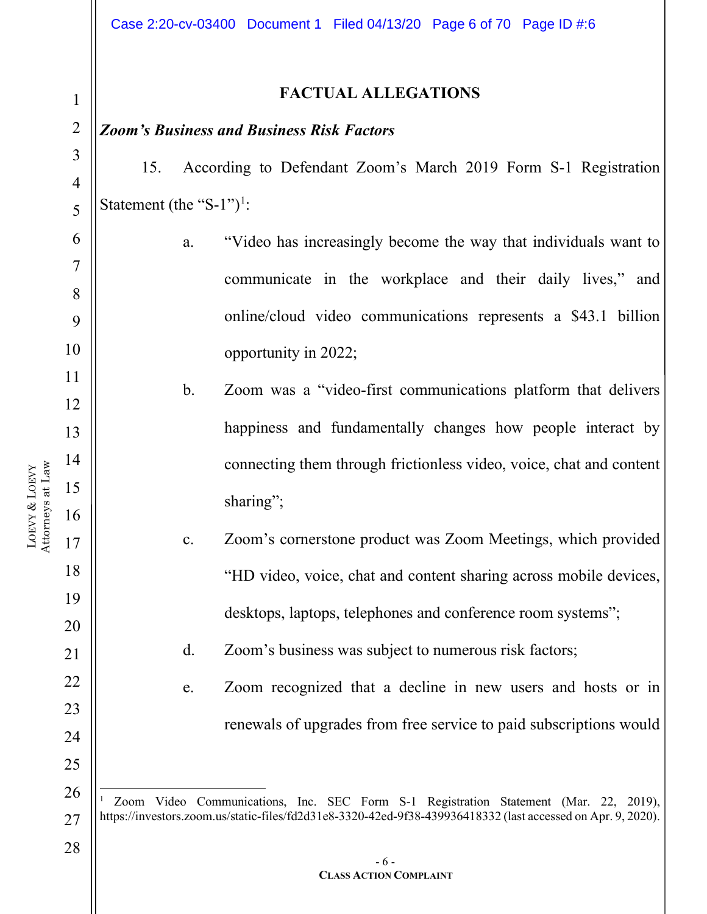## FACTUAL ALLEGATIONS

***Zoom's Business and Business Risk Factors***

15. According to Defendant Zoom's March 2019 Form S-1 Registration Statement (the "S-1")[1]:

a. "Video has increasingly become the way that individuals want to communicate in the workplace and their daily lives," and online/cloud video communications represents a $43.1 billion opportunity in 2022;

b. Zoom was a "video-first communications platform that delivers happiness and fundamentally changes how people interact by connecting them through frictionless video, voice, chat and content sharing";

c. Zoom's cornerstone product was Zoom Meetings, which provided "HD video, voice, chat and content sharing across mobile devices, desktops, laptops, telephones and conference room systems";

d. Zoom's business was subject to numerous risk factors;

e. Zoom recognized that a decline in new users and hosts or in renewals of upgrades from free service to paid subscriptions would

---

[1] Zoom Video Communications, Inc. SEC Form S-1 Registration Statement (Mar. 22, 2019), https://investors.zoom.us/static-files/fd2d31e8-3320-42ed-9f38-439936418332 (last accessed on Apr. 9, 2020).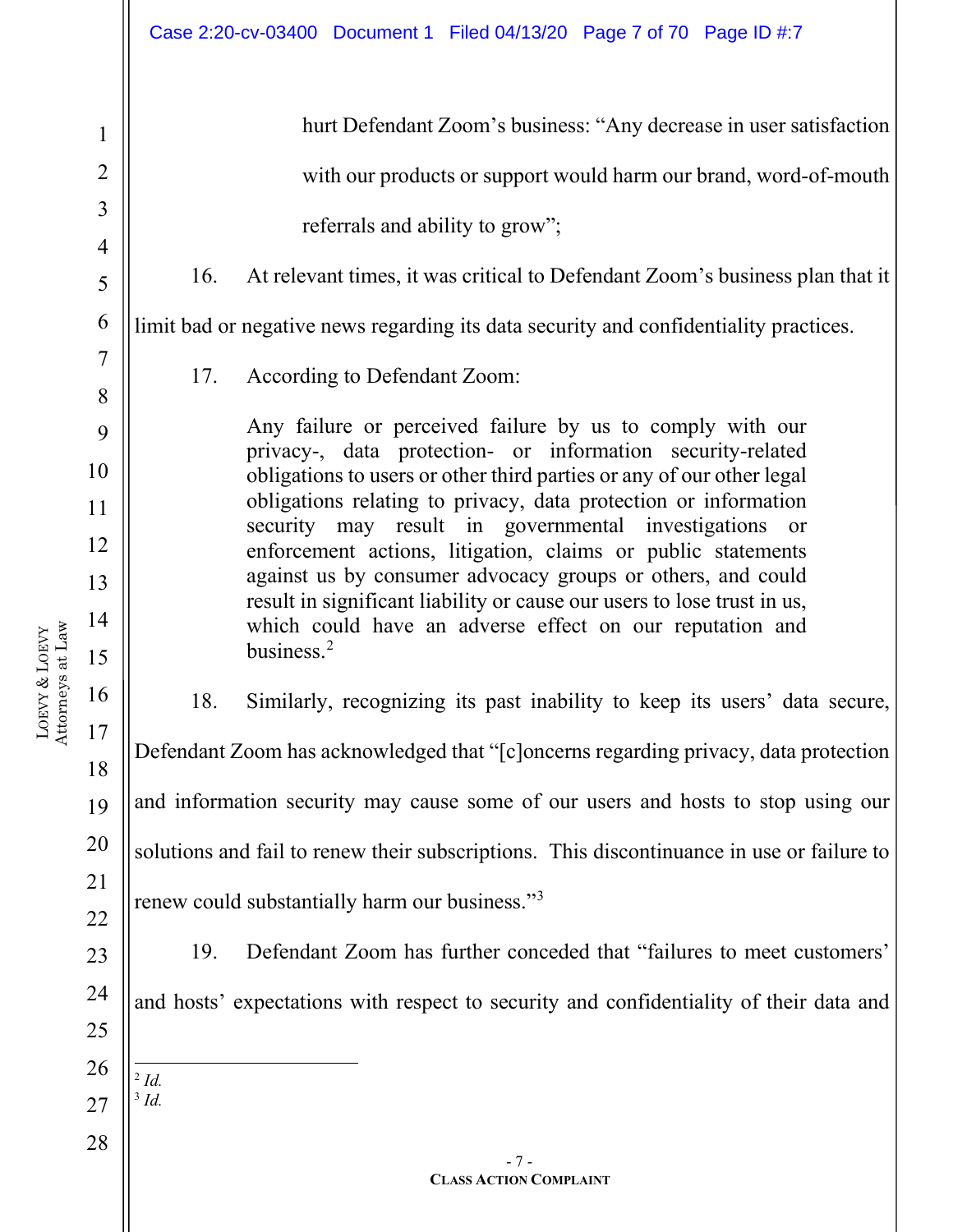hurt Defendant Zoom's business: "Any decrease in user satisfaction with our products or support would harm our brand, word-of-mouth referrals and ability to grow";

16. At relevant times, it was critical to Defendant Zoom's business plan that it limit bad or negative news regarding its data security and confidentiality practices.

17. According to Defendant Zoom:

> Any failure or perceived failure by us to comply with our privacy-, data protection- or information security-related obligations to users or other third parties or any of our other legal obligations relating to privacy, data protection or information security may result in governmental investigations or enforcement actions, litigation, claims or public statements against us by consumer advocacy groups or others, and could result in significant liability or cause our users to lose trust in us, which could have an adverse effect on our reputation and business.[2]

18. Similarly, recognizing its past inability to keep its users' data secure, Defendant Zoom has acknowledged that "[c]oncerns regarding privacy, data protection and information security may cause some of our users and hosts to stop using our solutions and fail to renew their subscriptions. This discontinuance in use or failure to renew could substantially harm our business."[3]

19. Defendant Zoom has further conceded that "failures to meet customers' and hosts' expectations with respect to security and confidentiality of their data and

---

[2] *Id.*

[3] *Id.*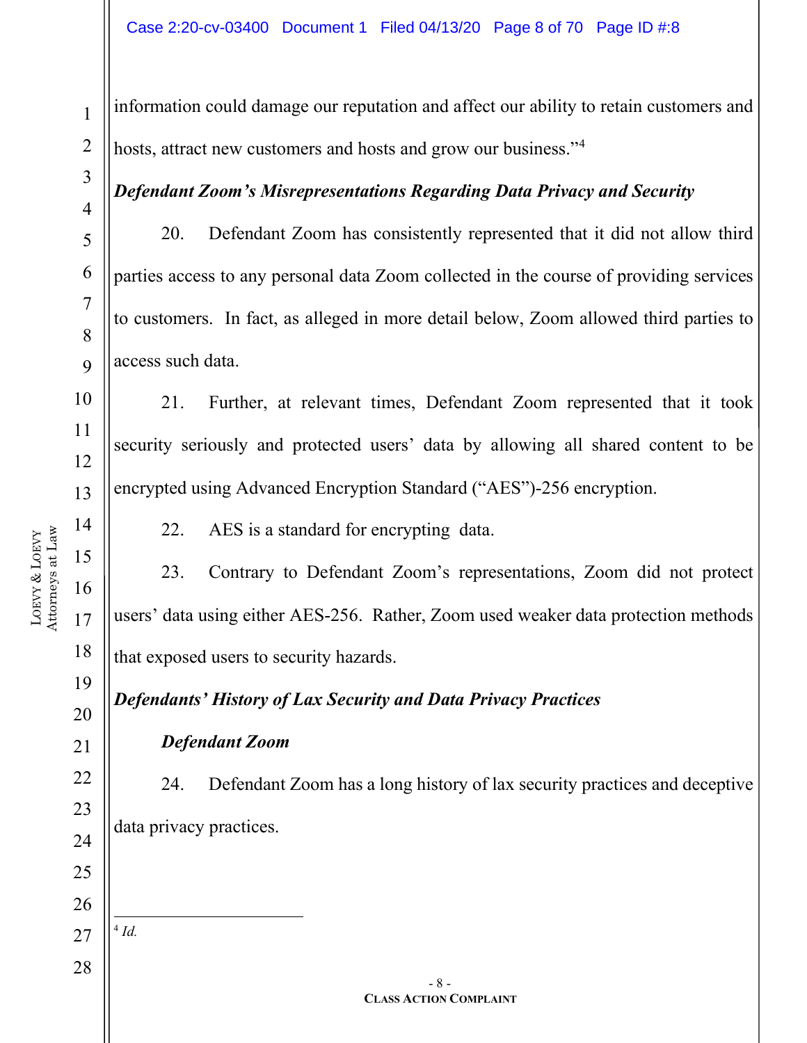information could damage our reputation and affect our ability to retain customers and hosts, attract new customers and hosts and grow our business."[4]

***Defendant Zoom's Misrepresentations Regarding Data Privacy and Security***

20. Defendant Zoom has consistently represented that it did not allow third parties access to any personal data Zoom collected in the course of providing services to customers. In fact, as alleged in more detail below, Zoom allowed third parties to access such data.

21. Further, at relevant times, Defendant Zoom represented that it took security seriously and protected users' data by allowing all shared content to be encrypted using Advanced Encryption Standard ("AES")-256 encryption.

22. AES is a standard for encrypting data.

23. Contrary to Defendant Zoom's representations, Zoom did not protect users' data using either AES-256. Rather, Zoom used weaker data protection methods that exposed users to security hazards.

***Defendants' History of Lax Security and Data Privacy Practices***

***Defendant Zoom***

24. Defendant Zoom has a long history of lax security practices and deceptive data privacy practices.

---

[4] *Id.*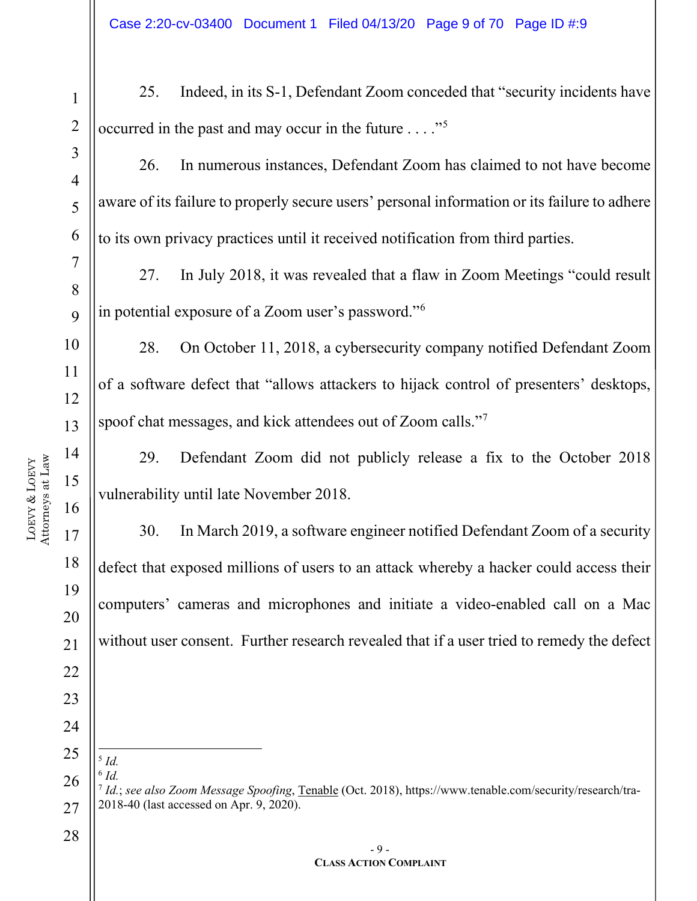25. Indeed, in its S-1, Defendant Zoom conceded that "security incidents have occurred in the past and may occur in the future . . . ."[5]

26. In numerous instances, Defendant Zoom has claimed to not have become aware of its failure to properly secure users' personal information or its failure to adhere to its own privacy practices until it received notification from third parties.

27. In July 2018, it was revealed that a flaw in Zoom Meetings "could result in potential exposure of a Zoom user's password."[6]

28. On October 11, 2018, a cybersecurity company notified Defendant Zoom of a software defect that "allows attackers to hijack control of presenters' desktops, spoof chat messages, and kick attendees out of Zoom calls."[7]

29. Defendant Zoom did not publicly release a fix to the October 2018 vulnerability until late November 2018.

30. In March 2019, a software engineer notified Defendant Zoom of a security defect that exposed millions of users to an attack whereby a hacker could access their computers' cameras and microphones and initiate a video-enabled call on a Mac without user consent. Further research revealed that if a user tried to remedy the defect

---

[5] *Id.*

[6] *Id.*

[7] *Id.*; *see also Zoom Message Spoofing*, Tenable (Oct. 2018), https://www.tenable.com/security/research/tra-2018-40 (last accessed on Apr. 9, 2020).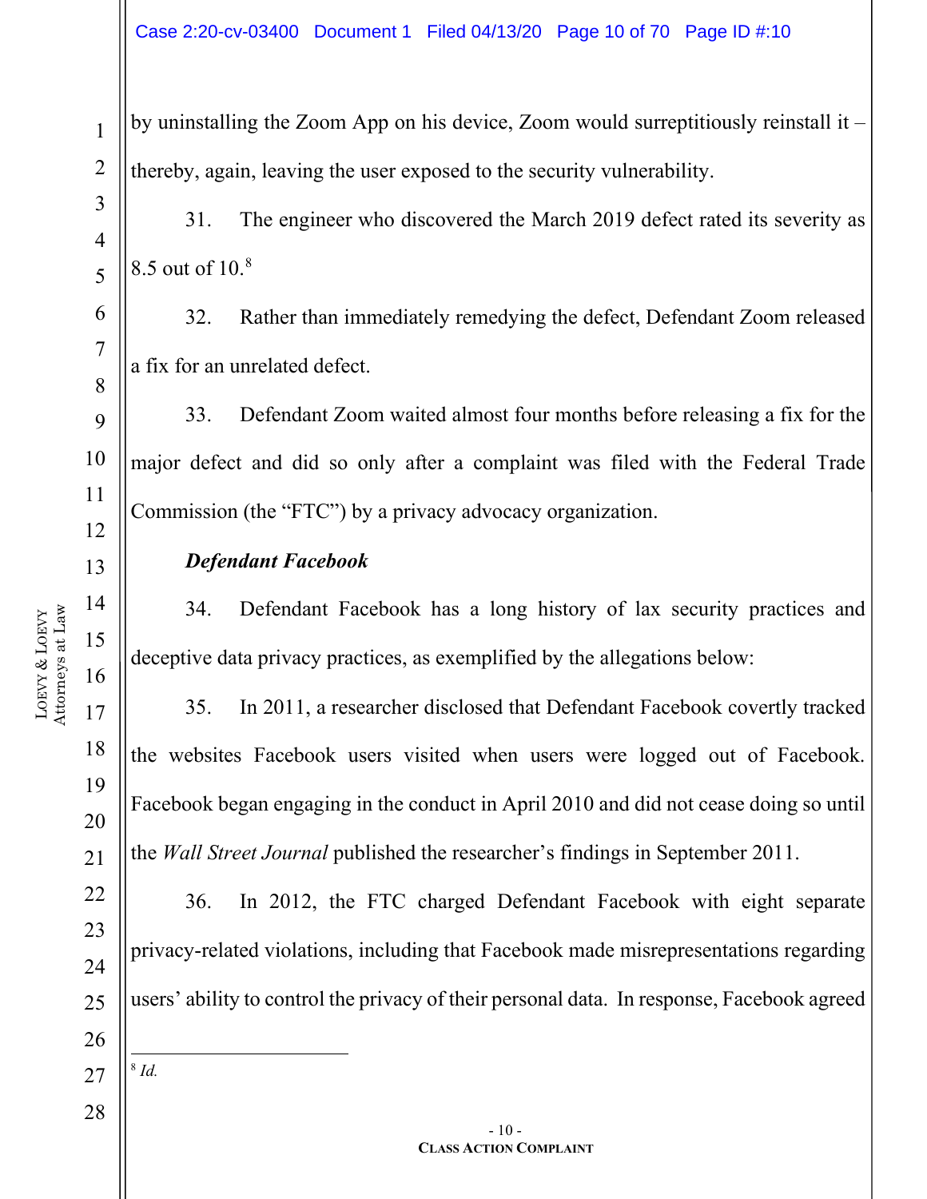by uninstalling the Zoom App on his device, Zoom would surreptitiously reinstall it – thereby, again, leaving the user exposed to the security vulnerability.

31. The engineer who discovered the March 2019 defect rated its severity as 8.5 out of 10.[8]

32. Rather than immediately remedying the defect, Defendant Zoom released a fix for an unrelated defect.

33. Defendant Zoom waited almost four months before releasing a fix for the major defect and did so only after a complaint was filed with the Federal Trade Commission (the "FTC") by a privacy advocacy organization.

***Defendant Facebook***

34. Defendant Facebook has a long history of lax security practices and deceptive data privacy practices, as exemplified by the allegations below:

35. In 2011, a researcher disclosed that Defendant Facebook covertly tracked the websites Facebook users visited when users were logged out of Facebook. Facebook began engaging in the conduct in April 2010 and did not cease doing so until the *Wall Street Journal* published the researcher's findings in September 2011.

36. In 2012, the FTC charged Defendant Facebook with eight separate privacy-related violations, including that Facebook made misrepresentations regarding users' ability to control the privacy of their personal data. In response, Facebook agreed

---

[8] *Id.*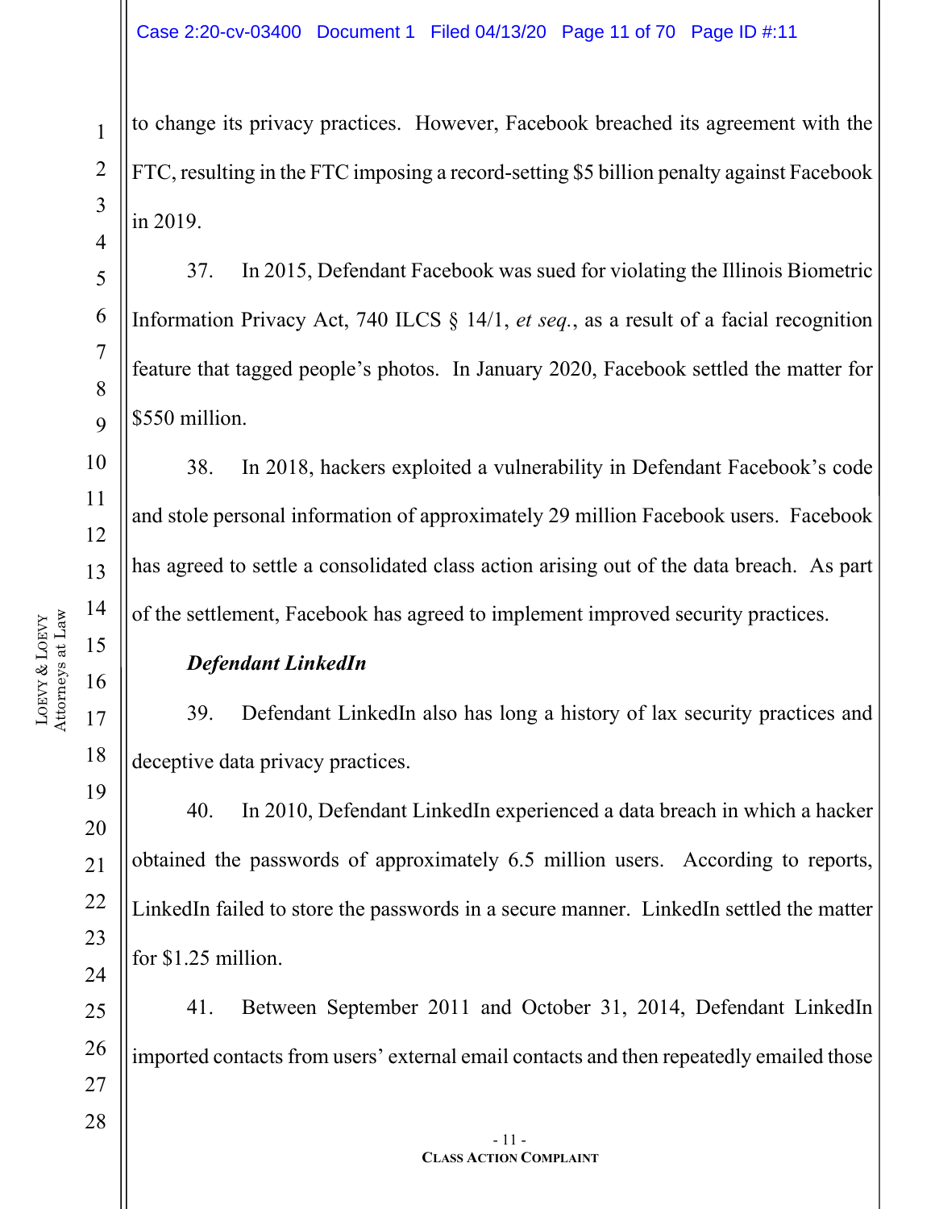to change its privacy practices. However, Facebook breached its agreement with the FTC, resulting in the FTC imposing a record-setting $5 billion penalty against Facebook in 2019.

37. In 2015, Defendant Facebook was sued for violating the Illinois Biometric Information Privacy Act, 740 ILCS § 14/1, *et seq.*, as a result of a facial recognition feature that tagged people's photos. In January 2020, Facebook settled the matter for $550 million.

38. In 2018, hackers exploited a vulnerability in Defendant Facebook's code and stole personal information of approximately 29 million Facebook users. Facebook has agreed to settle a consolidated class action arising out of the data breach. As part of the settlement, Facebook has agreed to implement improved security practices.

***Defendant LinkedIn***

39. Defendant LinkedIn also has long a history of lax security practices and deceptive data privacy practices.

40. In 2010, Defendant LinkedIn experienced a data breach in which a hacker obtained the passwords of approximately 6.5 million users. According to reports, LinkedIn failed to store the passwords in a secure manner. LinkedIn settled the matter for $1.25 million.

41. Between September 2011 and October 31, 2014, Defendant LinkedIn imported contacts from users' external email contacts and then repeatedly emailed those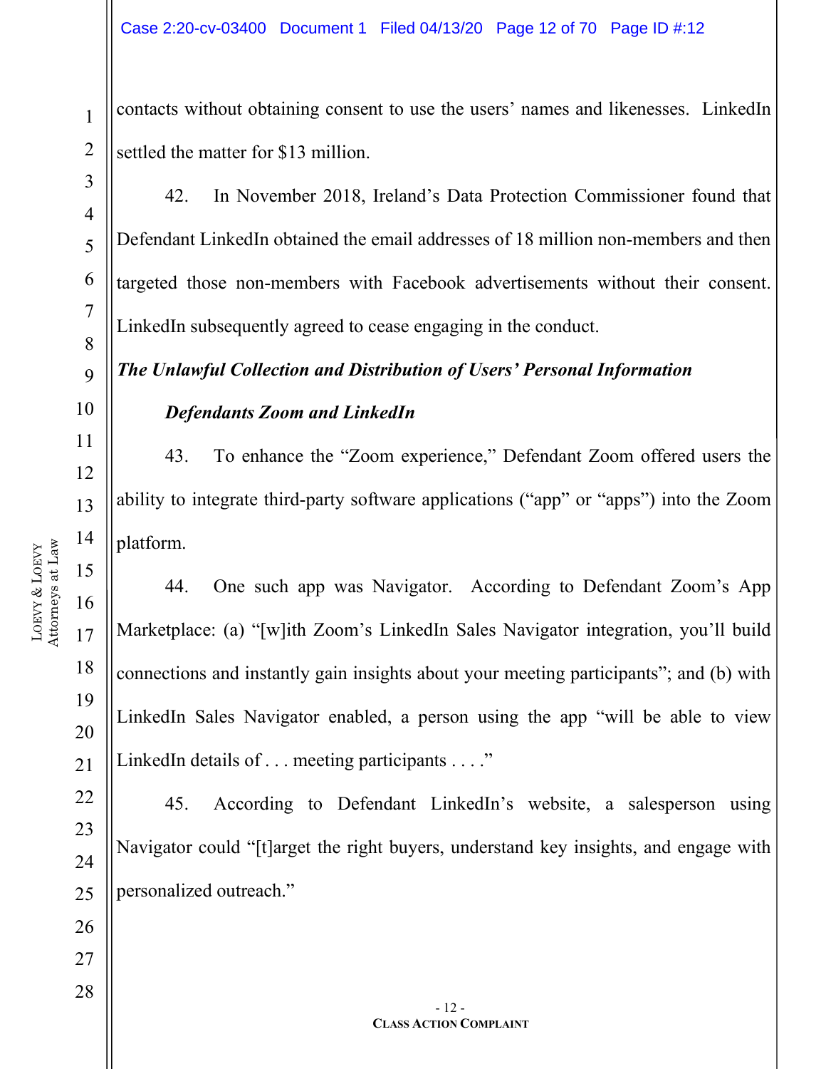contacts without obtaining consent to use the users' names and likenesses. LinkedIn settled the matter for $13 million.

42. In November 2018, Ireland's Data Protection Commissioner found that Defendant LinkedIn obtained the email addresses of 18 million non-members and then targeted those non-members with Facebook advertisements without their consent. LinkedIn subsequently agreed to cease engaging in the conduct.

***The Unlawful Collection and Distribution of Users' Personal Information***

***Defendants Zoom and LinkedIn***

43. To enhance the "Zoom experience," Defendant Zoom offered users the ability to integrate third-party software applications ("app" or "apps") into the Zoom platform.

44. One such app was Navigator. According to Defendant Zoom's App Marketplace: (a) "[w]ith Zoom's LinkedIn Sales Navigator integration, you'll build connections and instantly gain insights about your meeting participants"; and (b) with LinkedIn Sales Navigator enabled, a person using the app "will be able to view LinkedIn details of . . . meeting participants . . . ."

45. According to Defendant LinkedIn's website, a salesperson using Navigator could "[t]arget the right buyers, understand key insights, and engage with personalized outreach."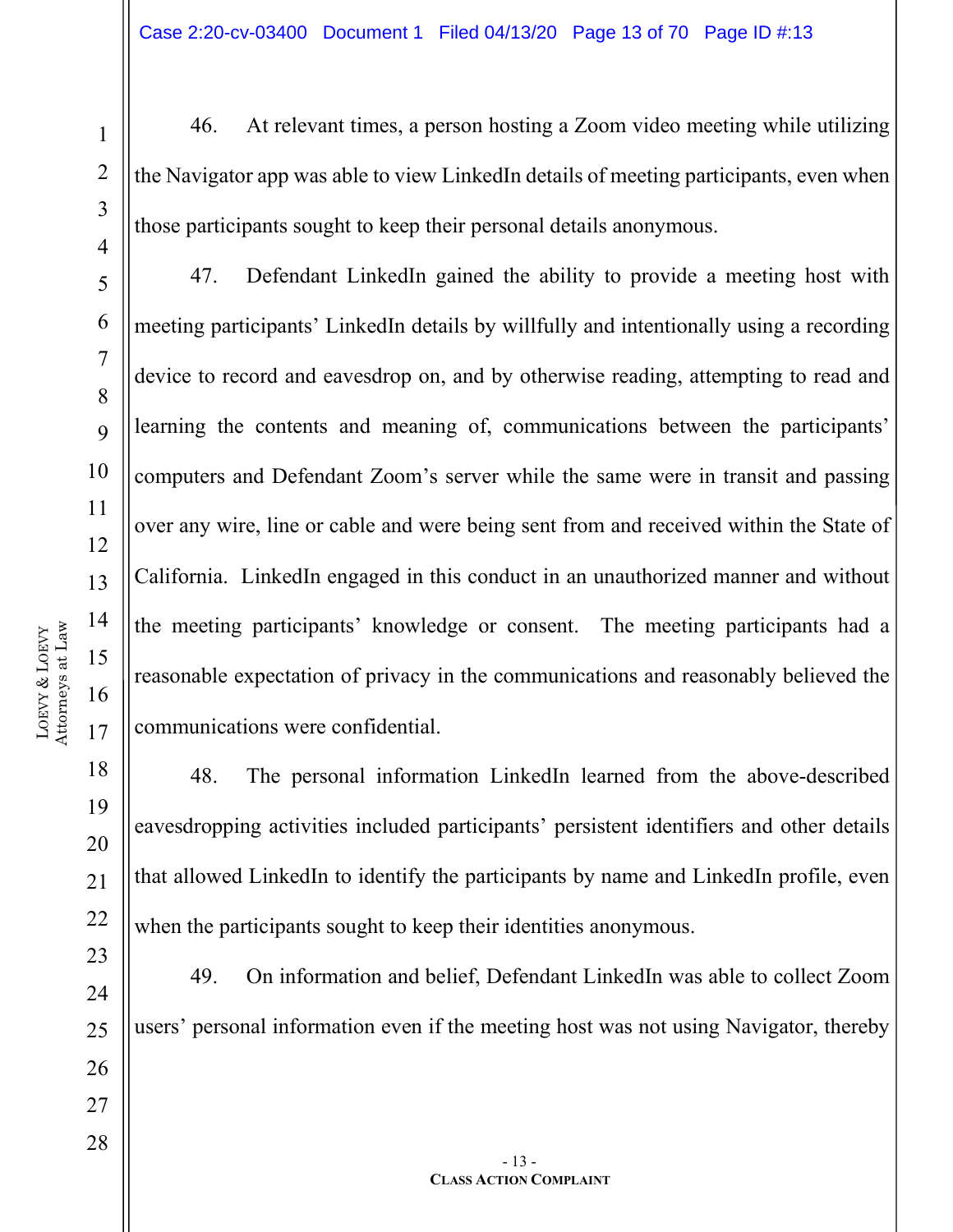46. At relevant times, a person hosting a Zoom video meeting while utilizing the Navigator app was able to view LinkedIn details of meeting participants, even when those participants sought to keep their personal details anonymous.

47. Defendant LinkedIn gained the ability to provide a meeting host with meeting participants' LinkedIn details by willfully and intentionally using a recording device to record and eavesdrop on, and by otherwise reading, attempting to read and learning the contents and meaning of, communications between the participants' computers and Defendant Zoom's server while the same were in transit and passing over any wire, line or cable and were being sent from and received within the State of California. LinkedIn engaged in this conduct in an unauthorized manner and without the meeting participants' knowledge or consent. The meeting participants had a reasonable expectation of privacy in the communications and reasonably believed the communications were confidential.

48. The personal information LinkedIn learned from the above-described eavesdropping activities included participants' persistent identifiers and other details that allowed LinkedIn to identify the participants by name and LinkedIn profile, even when the participants sought to keep their identities anonymous.

49. On information and belief, Defendant LinkedIn was able to collect Zoom users' personal information even if the meeting host was not using Navigator, thereby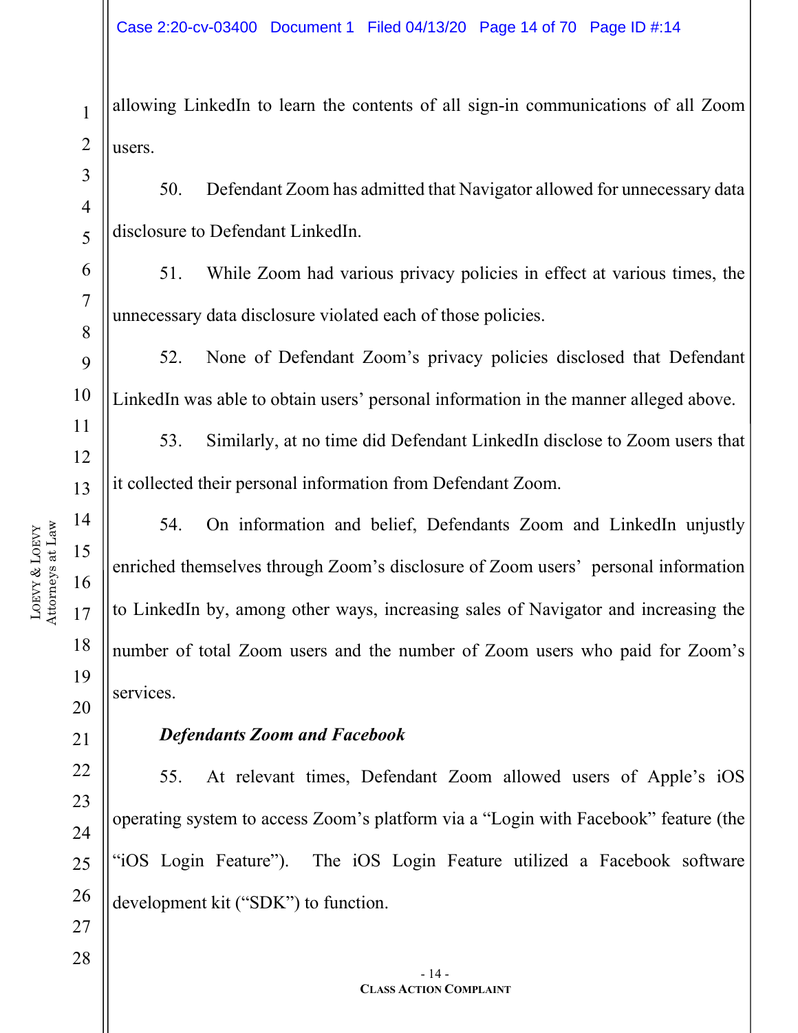allowing LinkedIn to learn the contents of all sign-in communications of all Zoom users.

50. Defendant Zoom has admitted that Navigator allowed for unnecessary data disclosure to Defendant LinkedIn.

51. While Zoom had various privacy policies in effect at various times, the unnecessary data disclosure violated each of those policies.

52. None of Defendant Zoom's privacy policies disclosed that Defendant LinkedIn was able to obtain users' personal information in the manner alleged above.

53. Similarly, at no time did Defendant LinkedIn disclose to Zoom users that it collected their personal information from Defendant Zoom.

54. On information and belief, Defendants Zoom and LinkedIn unjustly enriched themselves through Zoom's disclosure of Zoom users' personal information to LinkedIn by, among other ways, increasing sales of Navigator and increasing the number of total Zoom users and the number of Zoom users who paid for Zoom's services.

***Defendants Zoom and Facebook***

55. At relevant times, Defendant Zoom allowed users of Apple's iOS operating system to access Zoom's platform via a "Login with Facebook" feature (the "iOS Login Feature"). The iOS Login Feature utilized a Facebook software development kit ("SDK") to function.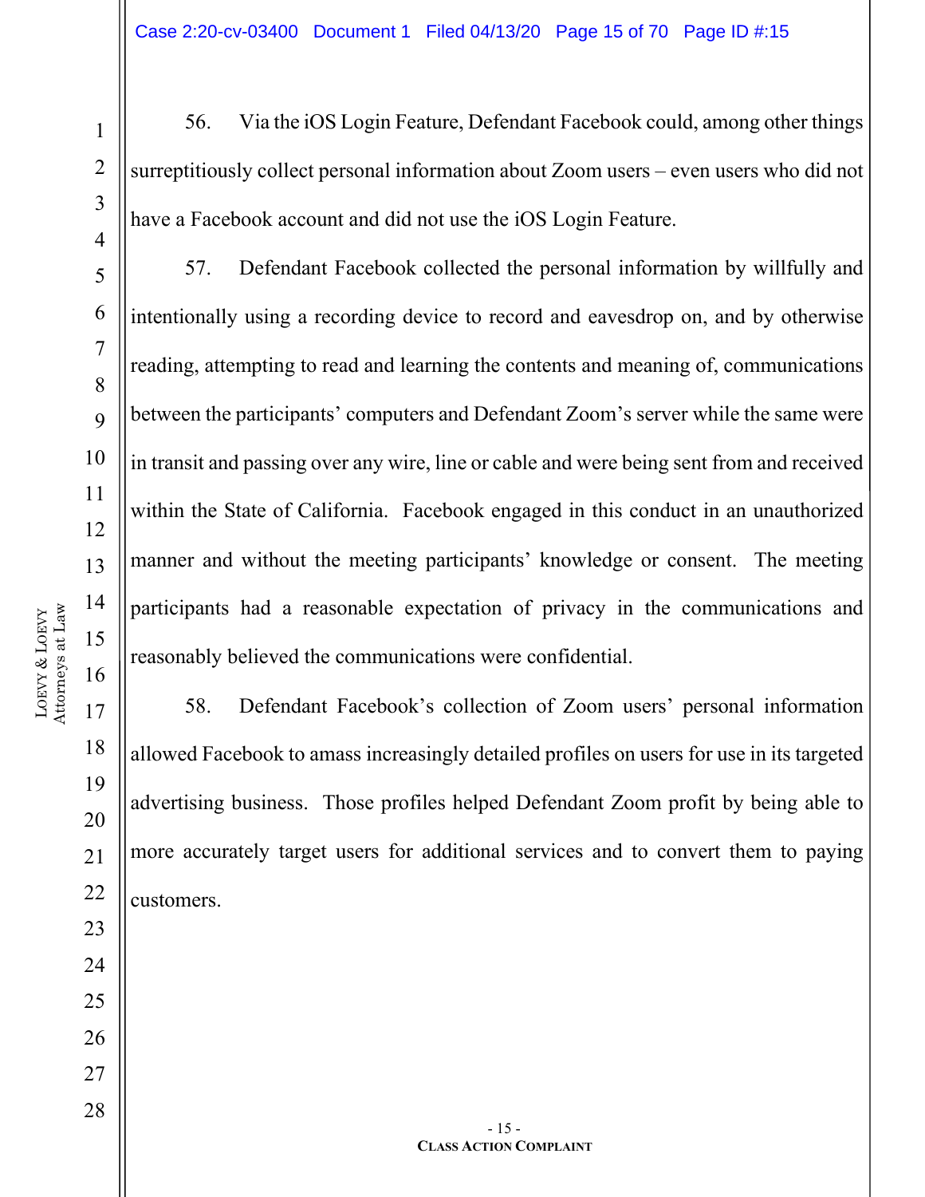56. Via the iOS Login Feature, Defendant Facebook could, among other things surreptitiously collect personal information about Zoom users – even users who did not have a Facebook account and did not use the iOS Login Feature.

57. Defendant Facebook collected the personal information by willfully and intentionally using a recording device to record and eavesdrop on, and by otherwise reading, attempting to read and learning the contents and meaning of, communications between the participants' computers and Defendant Zoom's server while the same were in transit and passing over any wire, line or cable and were being sent from and received within the State of California. Facebook engaged in this conduct in an unauthorized manner and without the meeting participants' knowledge or consent. The meeting participants had a reasonable expectation of privacy in the communications and reasonably believed the communications were confidential.

58. Defendant Facebook's collection of Zoom users' personal information allowed Facebook to amass increasingly detailed profiles on users for use in its targeted advertising business. Those profiles helped Defendant Zoom profit by being able to more accurately target users for additional services and to convert them to paying customers.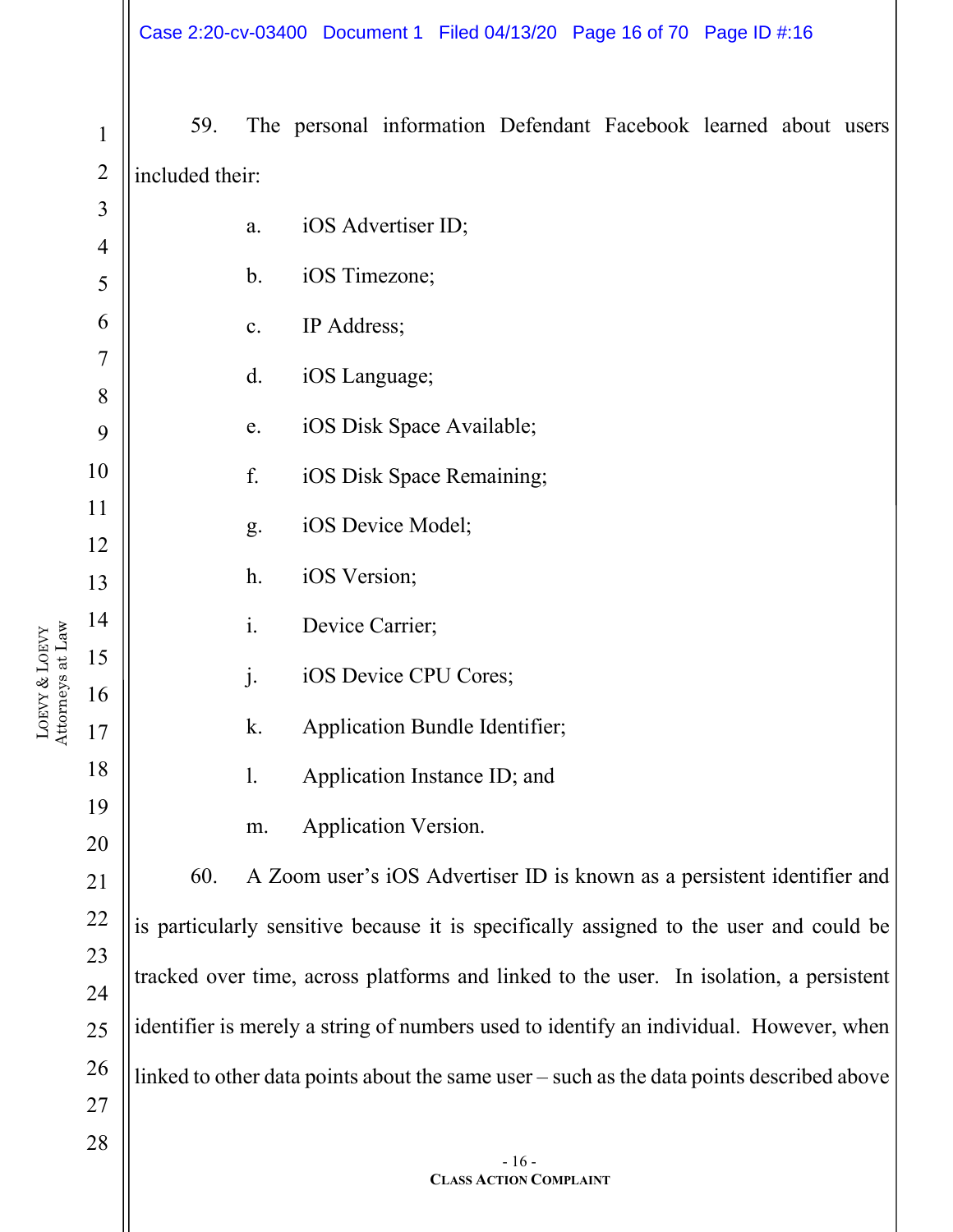59. The personal information Defendant Facebook learned about users included their:

a. iOS Advertiser ID;

b. iOS Timezone;

c. IP Address;

d. iOS Language;

e. iOS Disk Space Available;

f. iOS Disk Space Remaining;

g. iOS Device Model;

h. iOS Version;

i. Device Carrier;

j. iOS Device CPU Cores;

k. Application Bundle Identifier;

l. Application Instance ID; and

m. Application Version.

60. A Zoom user's iOS Advertiser ID is known as a persistent identifier and is particularly sensitive because it is specifically assigned to the user and could be tracked over time, across platforms and linked to the user. In isolation, a persistent identifier is merely a string of numbers used to identify an individual. However, when linked to other data points about the same user – such as the data points described above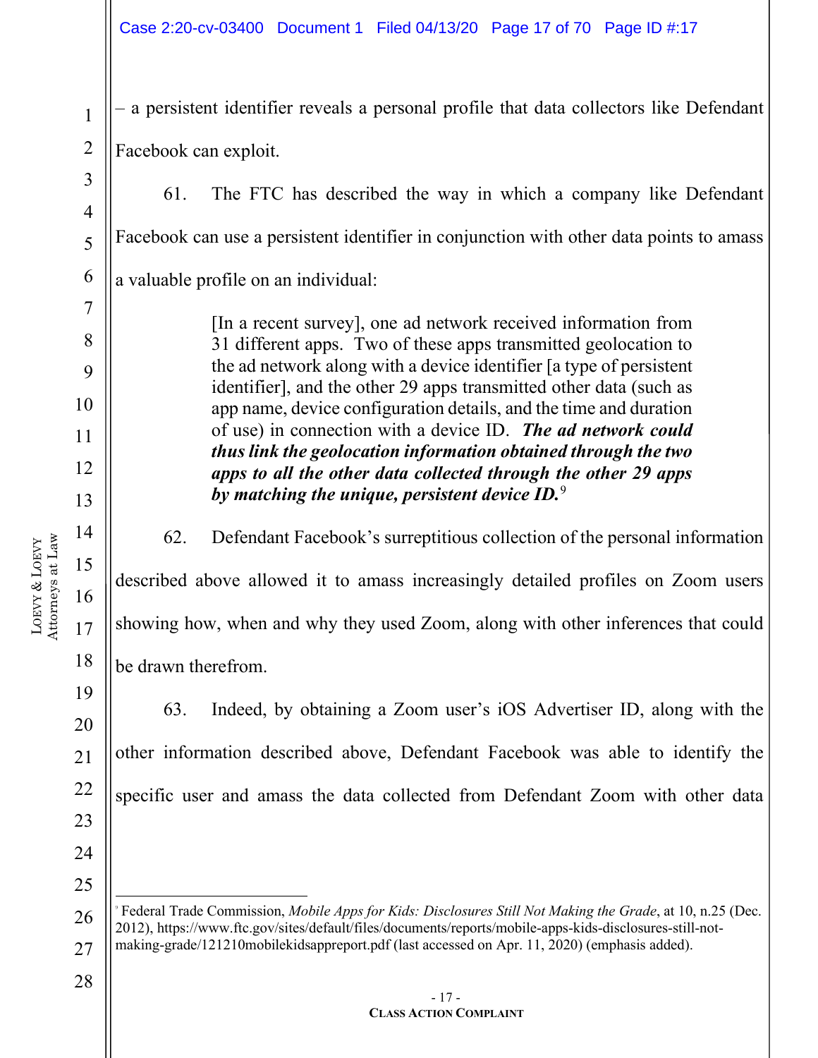– a persistent identifier reveals a personal profile that data collectors like Defendant Facebook can exploit.

61. The FTC has described the way in which a company like Defendant Facebook can use a persistent identifier in conjunction with other data points to amass a valuable profile on an individual:

> [In a recent survey], one ad network received information from 31 different apps. Two of these apps transmitted geolocation to the ad network along with a device identifier [a type of persistent identifier], and the other 29 apps transmitted other data (such as app name, device configuration details, and the time and duration of use) in connection with a device ID. ***The ad network could thus link the geolocation information obtained through the two apps to all the other data collected through the other 29 apps by matching the unique, persistent device ID.***[9]

62. Defendant Facebook's surreptitious collection of the personal information described above allowed it to amass increasingly detailed profiles on Zoom users showing how, when and why they used Zoom, along with other inferences that could be drawn therefrom.

63. Indeed, by obtaining a Zoom user's iOS Advertiser ID, along with the other information described above, Defendant Facebook was able to identify the specific user and amass the data collected from Defendant Zoom with other data

---

[9] Federal Trade Commission, *Mobile Apps for Kids: Disclosures Still Not Making the Grade*, at 10, n.25 (Dec. 2012), https://www.ftc.gov/sites/default/files/documents/reports/mobile-apps-kids-disclosures-still-not-making-grade/121210mobilekidsappreport.pdf (last accessed on Apr. 11, 2020) (emphasis added).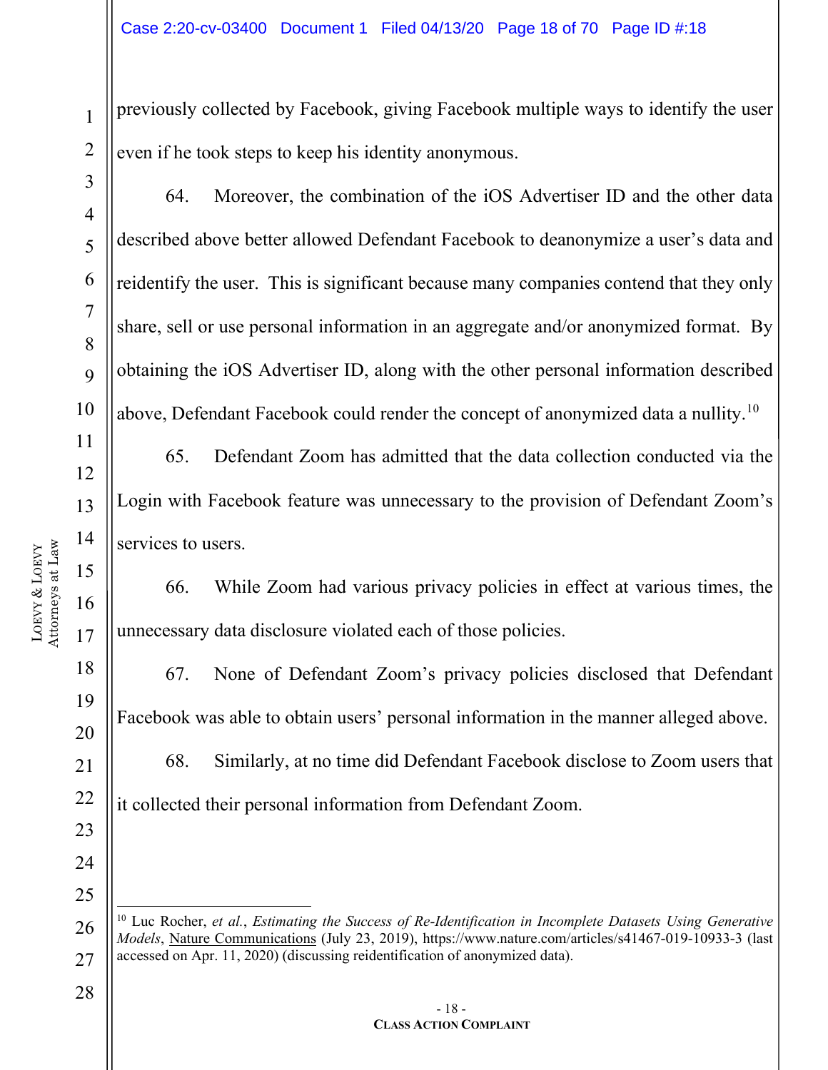previously collected by Facebook, giving Facebook multiple ways to identify the user even if he took steps to keep his identity anonymous.

64. Moreover, the combination of the iOS Advertiser ID and the other data described above better allowed Defendant Facebook to deanonymize a user's data and reidentify the user. This is significant because many companies contend that they only share, sell or use personal information in an aggregate and/or anonymized format. By obtaining the iOS Advertiser ID, along with the other personal information described above, Defendant Facebook could render the concept of anonymized data a nullity.[10]

65. Defendant Zoom has admitted that the data collection conducted via the Login with Facebook feature was unnecessary to the provision of Defendant Zoom's services to users.

66. While Zoom had various privacy policies in effect at various times, the unnecessary data disclosure violated each of those policies.

67. None of Defendant Zoom's privacy policies disclosed that Defendant Facebook was able to obtain users' personal information in the manner alleged above.

68. Similarly, at no time did Defendant Facebook disclose to Zoom users that it collected their personal information from Defendant Zoom.

---

[10] Luc Rocher, *et al.*, *Estimating the Success of Re-Identification in Incomplete Datasets Using Generative Models*, Nature Communications (July 23, 2019), https://www.nature.com/articles/s41467-019-10933-3 (last accessed on Apr. 11, 2020) (discussing reidentification of anonymized data).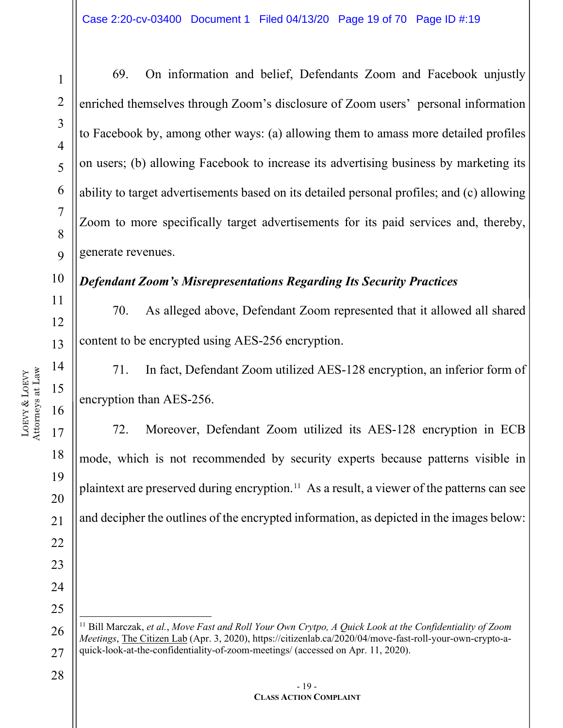69. On information and belief, Defendants Zoom and Facebook unjustly enriched themselves through Zoom's disclosure of Zoom users' personal information to Facebook by, among other ways: (a) allowing them to amass more detailed profiles on users; (b) allowing Facebook to increase its advertising business by marketing its ability to target advertisements based on its detailed personal profiles; and (c) allowing Zoom to more specifically target advertisements for its paid services and, thereby, generate revenues.

***Defendant Zoom's Misrepresentations Regarding Its Security Practices***

70. As alleged above, Defendant Zoom represented that it allowed all shared content to be encrypted using AES-256 encryption.

71. In fact, Defendant Zoom utilized AES-128 encryption, an inferior form of encryption than AES-256.

72. Moreover, Defendant Zoom utilized its AES-128 encryption in ECB mode, which is not recommended by security experts because patterns visible in plaintext are preserved during encryption.[11] As a result, a viewer of the patterns can see and decipher the outlines of the encrypted information, as depicted in the images below:

---

[11] Bill Marczak, *et al.*, *Move Fast and Roll Your Own Crytpo, A Quick Look at the Confidentiality of Zoom Meetings*, The Citizen Lab (Apr. 3, 2020), https://citizenlab.ca/2020/04/move-fast-roll-your-own-crypto-a-quick-look-at-the-confidentiality-of-zoom-meetings/ (accessed on Apr. 11, 2020).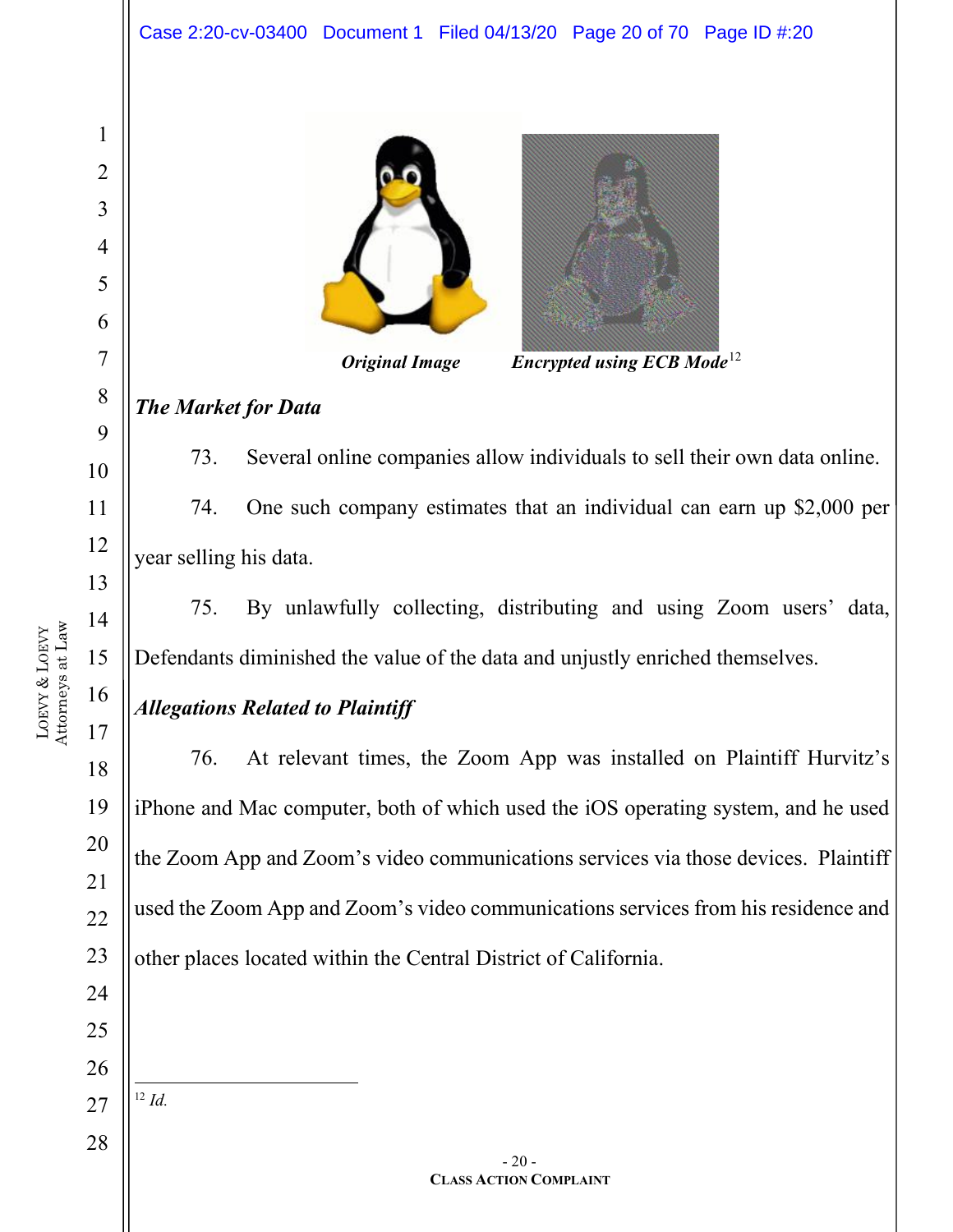*Original Image* *Encrypted using ECB Mode*[12]

***The Market for Data***

73. Several online companies allow individuals to sell their own data online.

74. One such company estimates that an individual can earn up $2,000 per year selling his data.

75. By unlawfully collecting, distributing and using Zoom users' data, Defendants diminished the value of the data and unjustly enriched themselves.

***Allegations Related to Plaintiff***

76. At relevant times, the Zoom App was installed on Plaintiff Hurvitz's iPhone and Mac computer, both of which used the iOS operating system, and he used the Zoom App and Zoom's video communications services via those devices. Plaintiff used the Zoom App and Zoom's video communications services from his residence and other places located within the Central District of California.

---

[12] *Id.*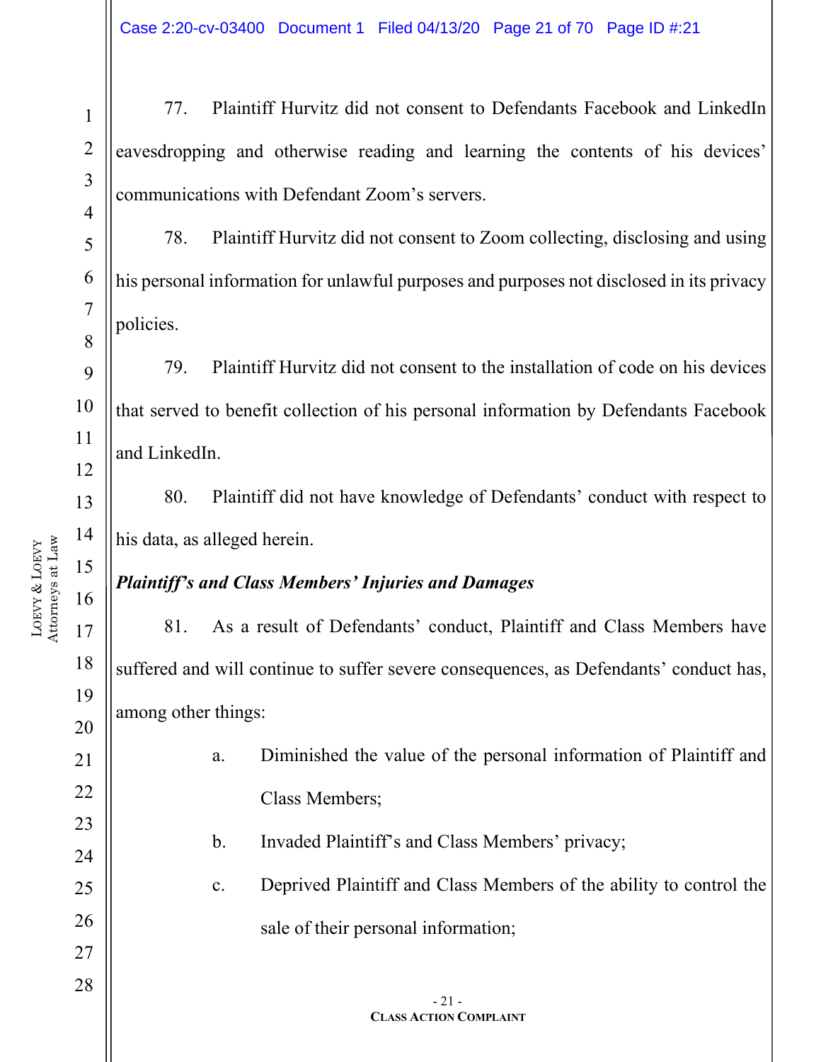77. Plaintiff Hurvitz did not consent to Defendants Facebook and LinkedIn eavesdropping and otherwise reading and learning the contents of his devices' communications with Defendant Zoom's servers.

78. Plaintiff Hurvitz did not consent to Zoom collecting, disclosing and using his personal information for unlawful purposes and purposes not disclosed in its privacy policies.

79. Plaintiff Hurvitz did not consent to the installation of code on his devices that served to benefit collection of his personal information by Defendants Facebook and LinkedIn.

80. Plaintiff did not have knowledge of Defendants' conduct with respect to his data, as alleged herein.

***Plaintiff's and Class Members' Injuries and Damages***

81. As a result of Defendants' conduct, Plaintiff and Class Members have suffered and will continue to suffer severe consequences, as Defendants' conduct has, among other things:

a. Diminished the value of the personal information of Plaintiff and Class Members;

b. Invaded Plaintiff's and Class Members' privacy;

c. Deprived Plaintiff and Class Members of the ability to control the sale of their personal information;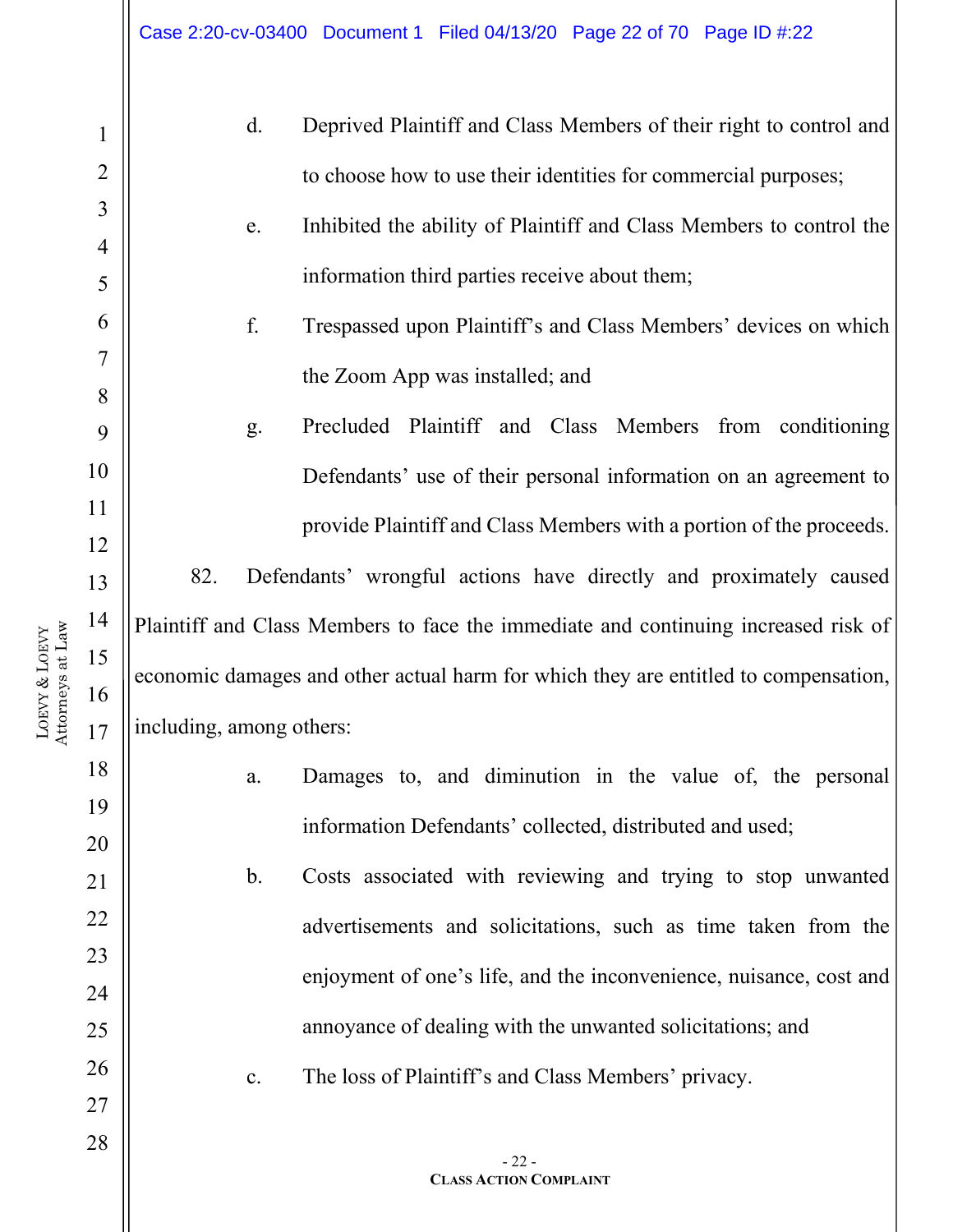d. Deprived Plaintiff and Class Members of their right to control and to choose how to use their identities for commercial purposes;

e. Inhibited the ability of Plaintiff and Class Members to control the information third parties receive about them;

f. Trespassed upon Plaintiff's and Class Members' devices on which the Zoom App was installed; and

g. Precluded Plaintiff and Class Members from conditioning Defendants' use of their personal information on an agreement to provide Plaintiff and Class Members with a portion of the proceeds.

82. Defendants' wrongful actions have directly and proximately caused Plaintiff and Class Members to face the immediate and continuing increased risk of economic damages and other actual harm for which they are entitled to compensation, including, among others:

a. Damages to, and diminution in the value of, the personal information Defendants' collected, distributed and used;

b. Costs associated with reviewing and trying to stop unwanted advertisements and solicitations, such as time taken from the enjoyment of one's life, and the inconvenience, nuisance, cost and annoyance of dealing with the unwanted solicitations; and

c. The loss of Plaintiff's and Class Members' privacy.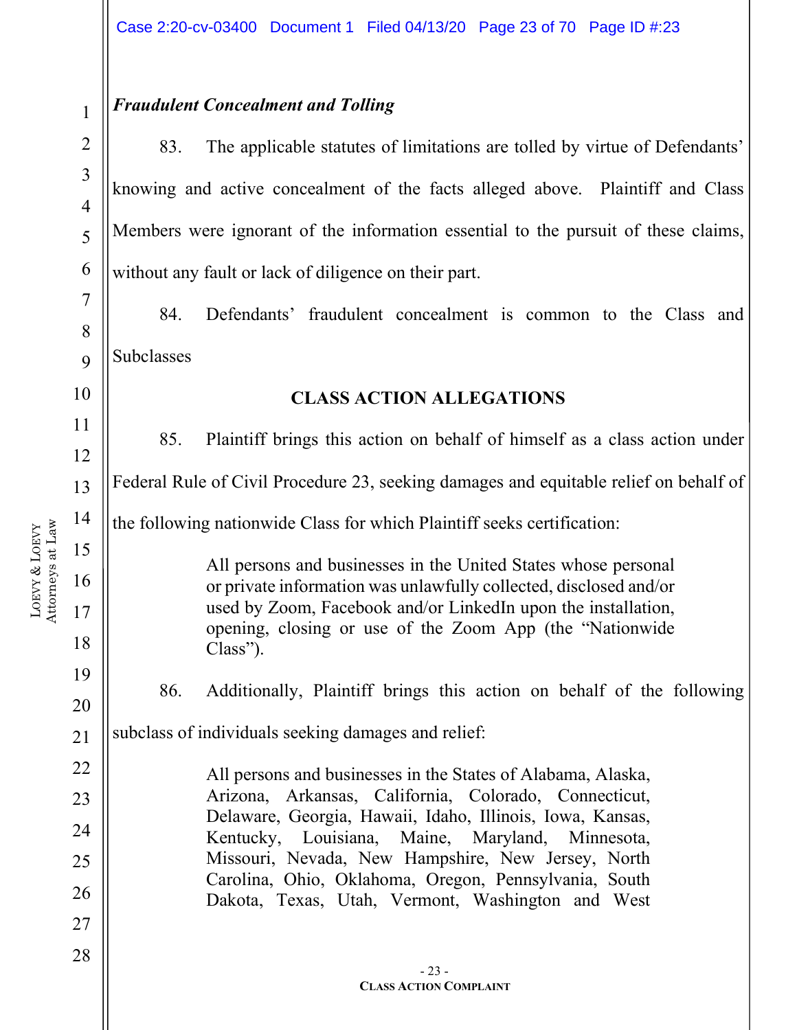***Fraudulent Concealment and Tolling***

83. The applicable statutes of limitations are tolled by virtue of Defendants' knowing and active concealment of the facts alleged above. Plaintiff and Class Members were ignorant of the information essential to the pursuit of these claims, without any fault or lack of diligence on their part.

84. Defendants' fraudulent concealment is common to the Class and Subclasses

## CLASS ACTION ALLEGATIONS

85. Plaintiff brings this action on behalf of himself as a class action under Federal Rule of Civil Procedure 23, seeking damages and equitable relief on behalf of the following nationwide Class for which Plaintiff seeks certification:

> All persons and businesses in the United States whose personal or private information was unlawfully collected, disclosed and/or used by Zoom, Facebook and/or LinkedIn upon the installation, opening, closing or use of the Zoom App (the "Nationwide Class").

86. Additionally, Plaintiff brings this action on behalf of the following subclass of individuals seeking damages and relief:

> All persons and businesses in the States of Alabama, Alaska, Arizona, Arkansas, California, Colorado, Connecticut, Delaware, Georgia, Hawaii, Idaho, Illinois, Iowa, Kansas, Kentucky, Louisiana, Maine, Maryland, Minnesota, Missouri, Nevada, New Hampshire, New Jersey, North Carolina, Ohio, Oklahoma, Oregon, Pennsylvania, South Dakota, Texas, Utah, Vermont, Washington and West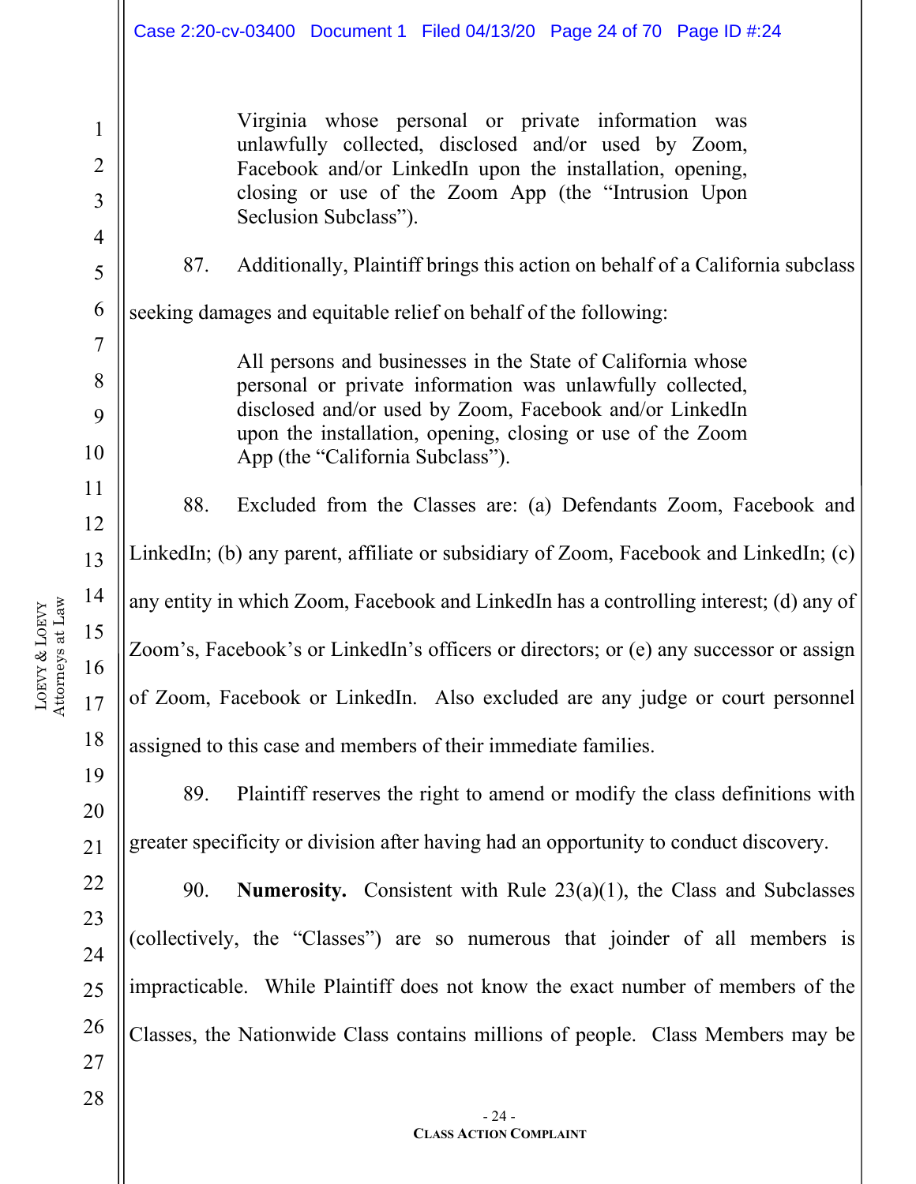> Virginia whose personal or private information was unlawfully collected, disclosed and/or used by Zoom, Facebook and/or LinkedIn upon the installation, opening, closing or use of the Zoom App (the "Intrusion Upon Seclusion Subclass").

87. Additionally, Plaintiff brings this action on behalf of a California subclass seeking damages and equitable relief on behalf of the following:

> All persons and businesses in the State of California whose personal or private information was unlawfully collected, disclosed and/or used by Zoom, Facebook and/or LinkedIn upon the installation, opening, closing or use of the Zoom App (the "California Subclass").

88. Excluded from the Classes are: (a) Defendants Zoom, Facebook and LinkedIn; (b) any parent, affiliate or subsidiary of Zoom, Facebook and LinkedIn; (c) any entity in which Zoom, Facebook and LinkedIn has a controlling interest; (d) any of Zoom's, Facebook's or LinkedIn's officers or directors; or (e) any successor or assign of Zoom, Facebook or LinkedIn. Also excluded are any judge or court personnel assigned to this case and members of their immediate families.

89. Plaintiff reserves the right to amend or modify the class definitions with greater specificity or division after having had an opportunity to conduct discovery.

90. **Numerosity.** Consistent with Rule 23(a)(1), the Class and Subclasses (collectively, the "Classes") are so numerous that joinder of all members is impracticable. While Plaintiff does not know the exact number of members of the Classes, the Nationwide Class contains millions of people. Class Members may be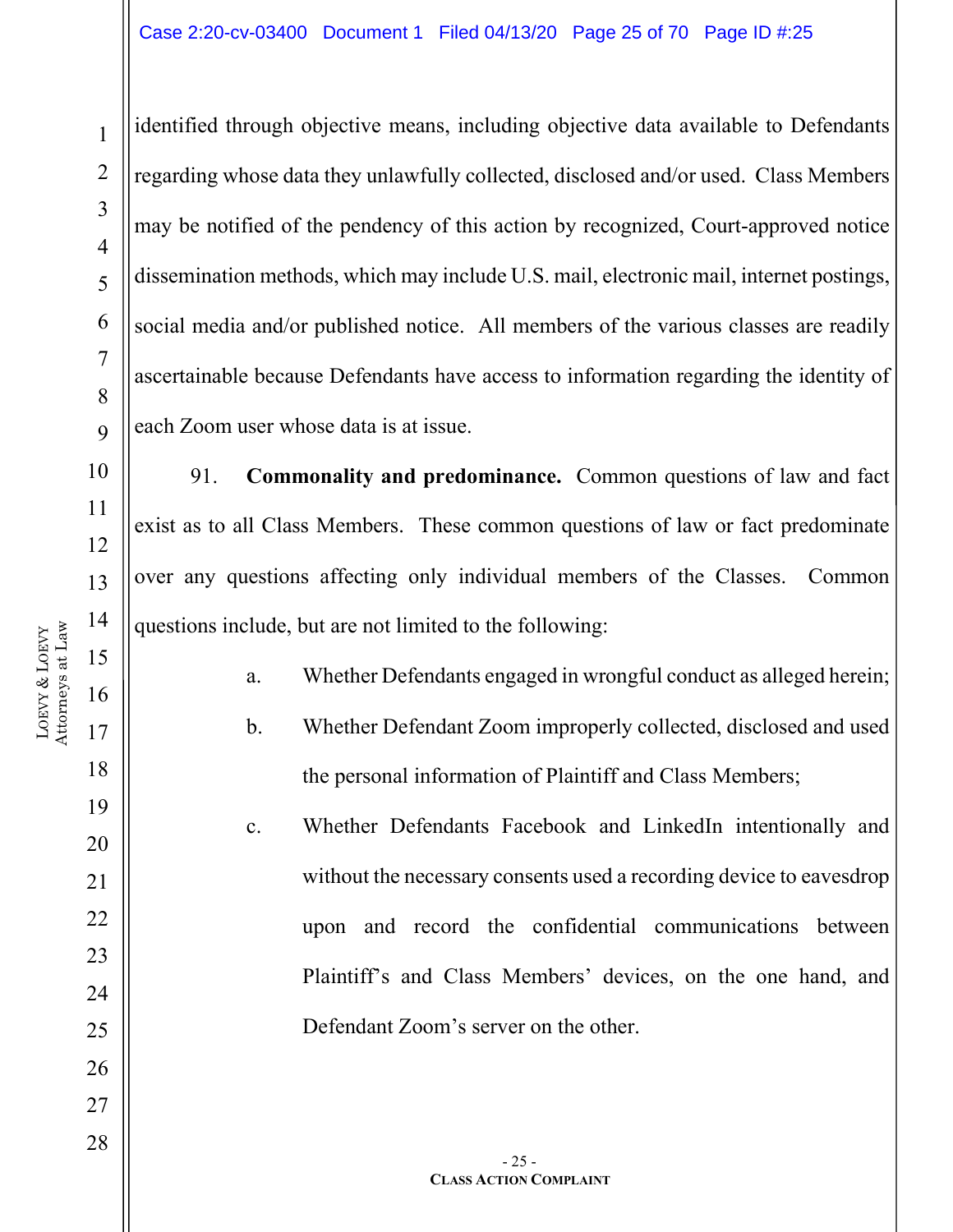identified through objective means, including objective data available to Defendants regarding whose data they unlawfully collected, disclosed and/or used. Class Members may be notified of the pendency of this action by recognized, Court-approved notice dissemination methods, which may include U.S. mail, electronic mail, internet postings, social media and/or published notice. All members of the various classes are readily ascertainable because Defendants have access to information regarding the identity of each Zoom user whose data is at issue.

91. **Commonality and predominance.** Common questions of law and fact exist as to all Class Members. These common questions of law or fact predominate over any questions affecting only individual members of the Classes. Common questions include, but are not limited to the following:

a. Whether Defendants engaged in wrongful conduct as alleged herein;

b. Whether Defendant Zoom improperly collected, disclosed and used the personal information of Plaintiff and Class Members;

c. Whether Defendants Facebook and LinkedIn intentionally and without the necessary consents used a recording device to eavesdrop upon and record the confidential communications between Plaintiff's and Class Members' devices, on the one hand, and Defendant Zoom's server on the other.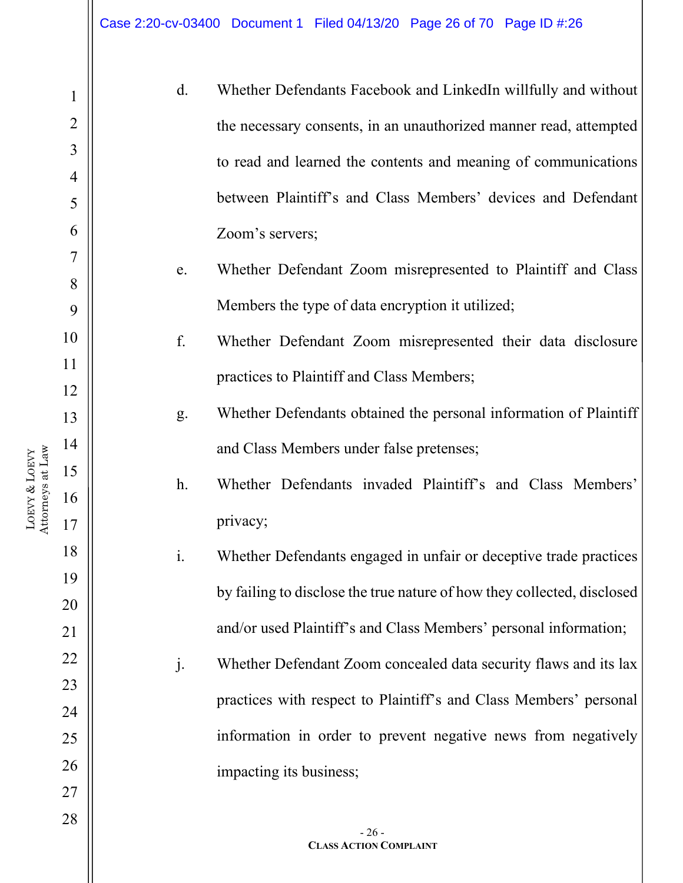d. Whether Defendants Facebook and LinkedIn willfully and without the necessary consents, in an unauthorized manner read, attempted to read and learned the contents and meaning of communications between Plaintiff's and Class Members' devices and Defendant Zoom's servers;

e. Whether Defendant Zoom misrepresented to Plaintiff and Class Members the type of data encryption it utilized;

f. Whether Defendant Zoom misrepresented their data disclosure practices to Plaintiff and Class Members;

g. Whether Defendants obtained the personal information of Plaintiff and Class Members under false pretenses;

h. Whether Defendants invaded Plaintiff's and Class Members' privacy;

i. Whether Defendants engaged in unfair or deceptive trade practices by failing to disclose the true nature of how they collected, disclosed and/or used Plaintiff's and Class Members' personal information;

j. Whether Defendant Zoom concealed data security flaws and its lax practices with respect to Plaintiff's and Class Members' personal information in order to prevent negative news from negatively impacting its business;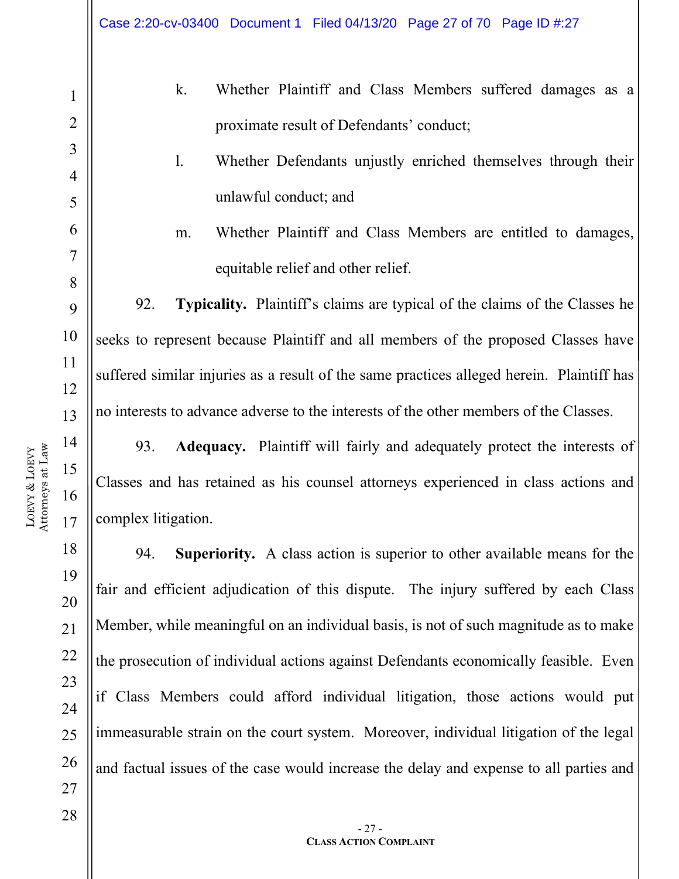k. Whether Plaintiff and Class Members suffered damages as a proximate result of Defendants' conduct;

l. Whether Defendants unjustly enriched themselves through their unlawful conduct; and

m. Whether Plaintiff and Class Members are entitled to damages, equitable relief and other relief.

92. **Typicality.** Plaintiff's claims are typical of the claims of the Classes he seeks to represent because Plaintiff and all members of the proposed Classes have suffered similar injuries as a result of the same practices alleged herein. Plaintiff has no interests to advance adverse to the interests of the other members of the Classes.

93. **Adequacy.** Plaintiff will fairly and adequately protect the interests of Classes and has retained as his counsel attorneys experienced in class actions and complex litigation.

94. **Superiority.** A class action is superior to other available means for the fair and efficient adjudication of this dispute. The injury suffered by each Class Member, while meaningful on an individual basis, is not of such magnitude as to make the prosecution of individual actions against Defendants economically feasible. Even if Class Members could afford individual litigation, those actions would put immeasurable strain on the court system. Moreover, individual litigation of the legal and factual issues of the case would increase the delay and expense to all parties and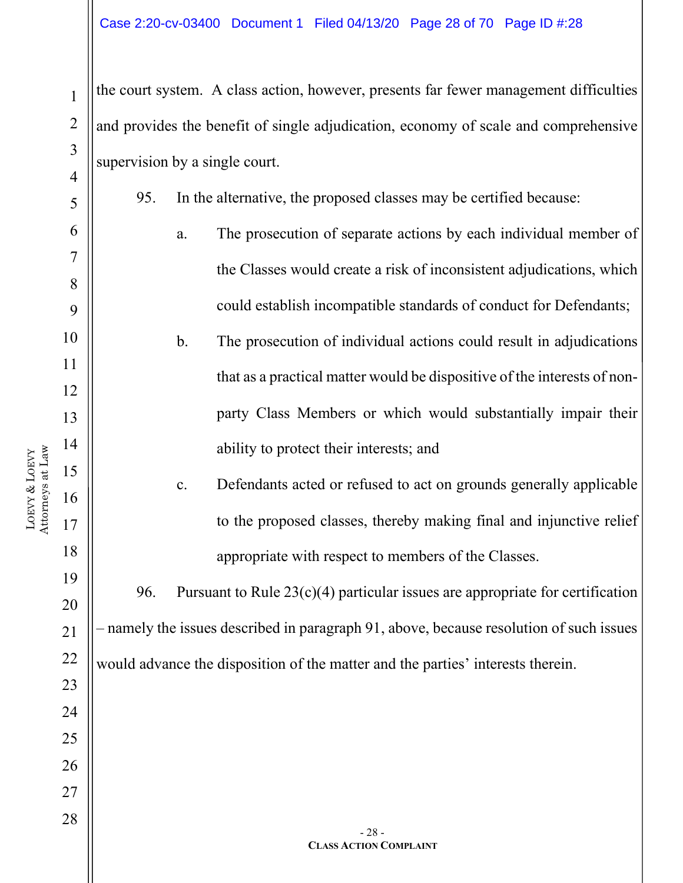the court system. A class action, however, presents far fewer management difficulties and provides the benefit of single adjudication, economy of scale and comprehensive supervision by a single court.

95. In the alternative, the proposed classes may be certified because:

a. The prosecution of separate actions by each individual member of the Classes would create a risk of inconsistent adjudications, which could establish incompatible standards of conduct for Defendants;

b. The prosecution of individual actions could result in adjudications that as a practical matter would be dispositive of the interests of non-party Class Members or which would substantially impair their ability to protect their interests; and

c. Defendants acted or refused to act on grounds generally applicable to the proposed classes, thereby making final and injunctive relief appropriate with respect to members of the Classes.

96. Pursuant to Rule 23(c)(4) particular issues are appropriate for certification – namely the issues described in paragraph 91, above, because resolution of such issues would advance the disposition of the matter and the parties' interests therein.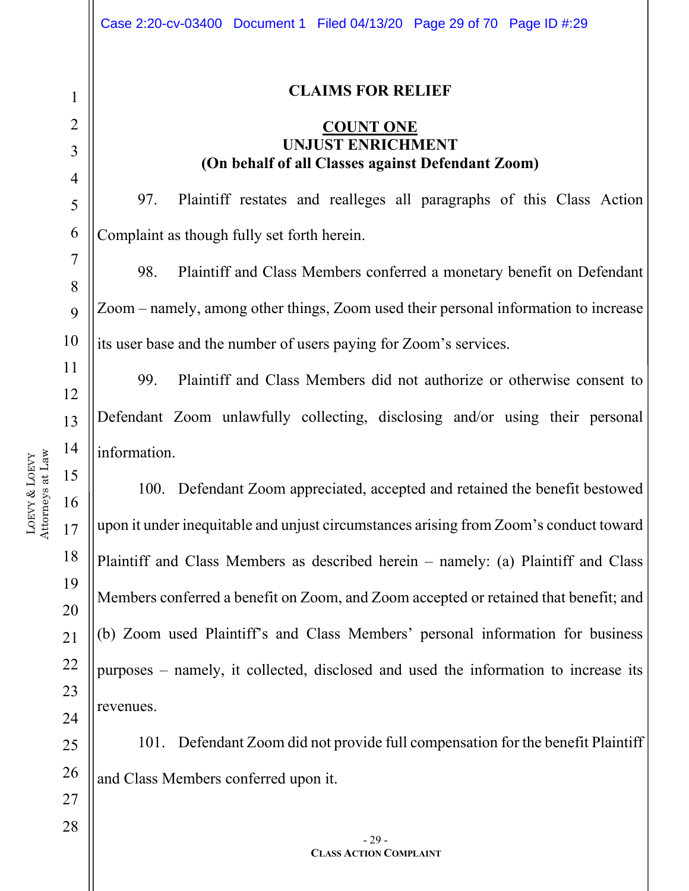## CLAIMS FOR RELIEF

### COUNT ONE
### UNJUST ENRICHMENT
### (On behalf of all Classes against Defendant Zoom)

97. Plaintiff restates and realleges all paragraphs of this Class Action Complaint as though fully set forth herein.

98. Plaintiff and Class Members conferred a monetary benefit on Defendant Zoom – namely, among other things, Zoom used their personal information to increase its user base and the number of users paying for Zoom's services.

99. Plaintiff and Class Members did not authorize or otherwise consent to Defendant Zoom unlawfully collecting, disclosing and/or using their personal information.

100. Defendant Zoom appreciated, accepted and retained the benefit bestowed upon it under inequitable and unjust circumstances arising from Zoom's conduct toward Plaintiff and Class Members as described herein – namely: (a) Plaintiff and Class Members conferred a benefit on Zoom, and Zoom accepted or retained that benefit; and (b) Zoom used Plaintiff's and Class Members' personal information for business purposes – namely, it collected, disclosed and used the information to increase its revenues.

101. Defendant Zoom did not provide full compensation for the benefit Plaintiff and Class Members conferred upon it.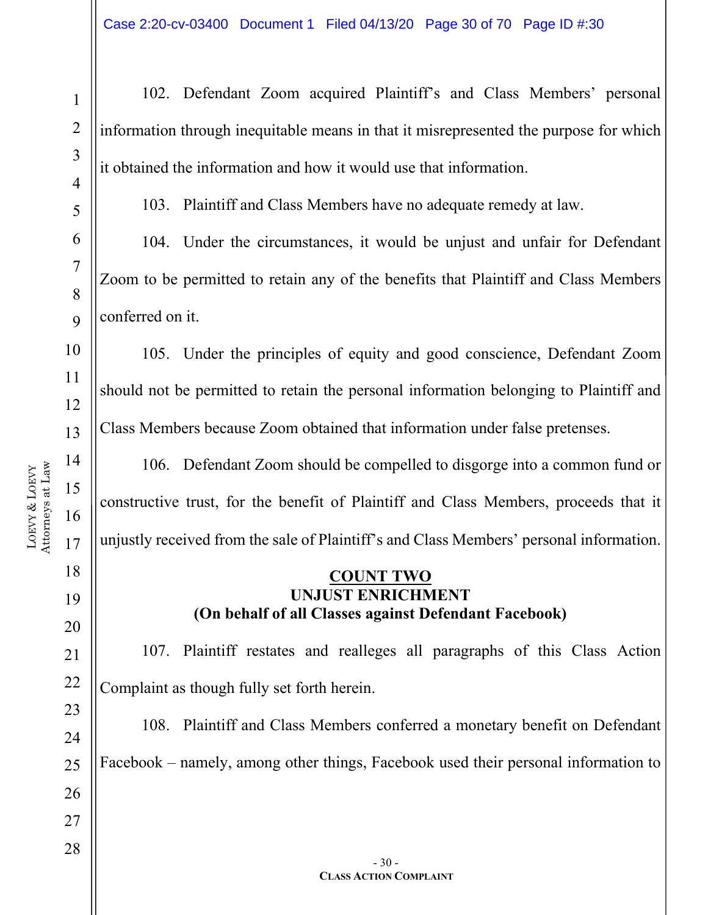102. Defendant Zoom acquired Plaintiff's and Class Members' personal information through inequitable means in that it misrepresented the purpose for which it obtained the information and how it would use that information.

103. Plaintiff and Class Members have no adequate remedy at law.

104. Under the circumstances, it would be unjust and unfair for Defendant Zoom to be permitted to retain any of the benefits that Plaintiff and Class Members conferred on it.

105. Under the principles of equity and good conscience, Defendant Zoom should not be permitted to retain the personal information belonging to Plaintiff and Class Members because Zoom obtained that information under false pretenses.

106. Defendant Zoom should be compelled to disgorge into a common fund or constructive trust, for the benefit of Plaintiff and Class Members, proceeds that it unjustly received from the sale of Plaintiff's and Class Members' personal information.

## COUNT TWO
## UNJUST ENRICHMENT
## (On behalf of all Classes against Defendant Facebook)

107. Plaintiff restates and realleges all paragraphs of this Class Action Complaint as though fully set forth herein.

108. Plaintiff and Class Members conferred a monetary benefit on Defendant Facebook – namely, among other things, Facebook used their personal information to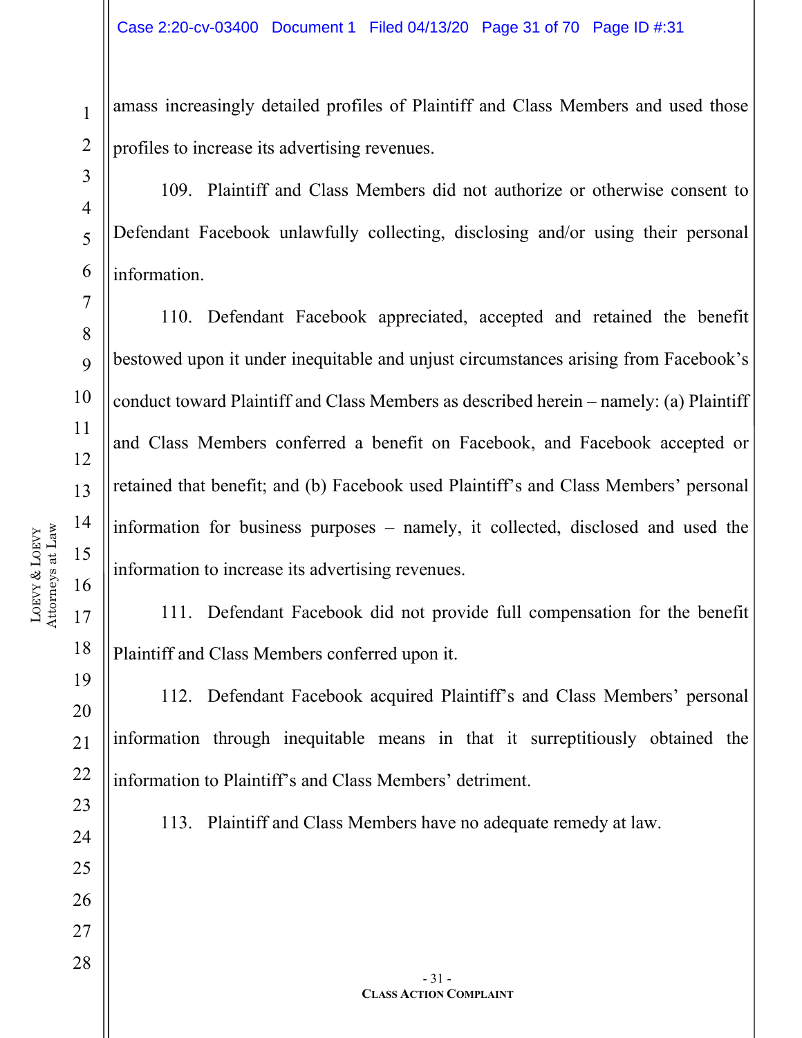amass increasingly detailed profiles of Plaintiff and Class Members and used those profiles to increase its advertising revenues.

109. Plaintiff and Class Members did not authorize or otherwise consent to Defendant Facebook unlawfully collecting, disclosing and/or using their personal information.

110. Defendant Facebook appreciated, accepted and retained the benefit bestowed upon it under inequitable and unjust circumstances arising from Facebook's conduct toward Plaintiff and Class Members as described herein – namely: (a) Plaintiff and Class Members conferred a benefit on Facebook, and Facebook accepted or retained that benefit; and (b) Facebook used Plaintiff's and Class Members' personal information for business purposes – namely, it collected, disclosed and used the information to increase its advertising revenues.

111. Defendant Facebook did not provide full compensation for the benefit Plaintiff and Class Members conferred upon it.

112. Defendant Facebook acquired Plaintiff's and Class Members' personal information through inequitable means in that it surreptitiously obtained the information to Plaintiff's and Class Members' detriment.

113. Plaintiff and Class Members have no adequate remedy at law.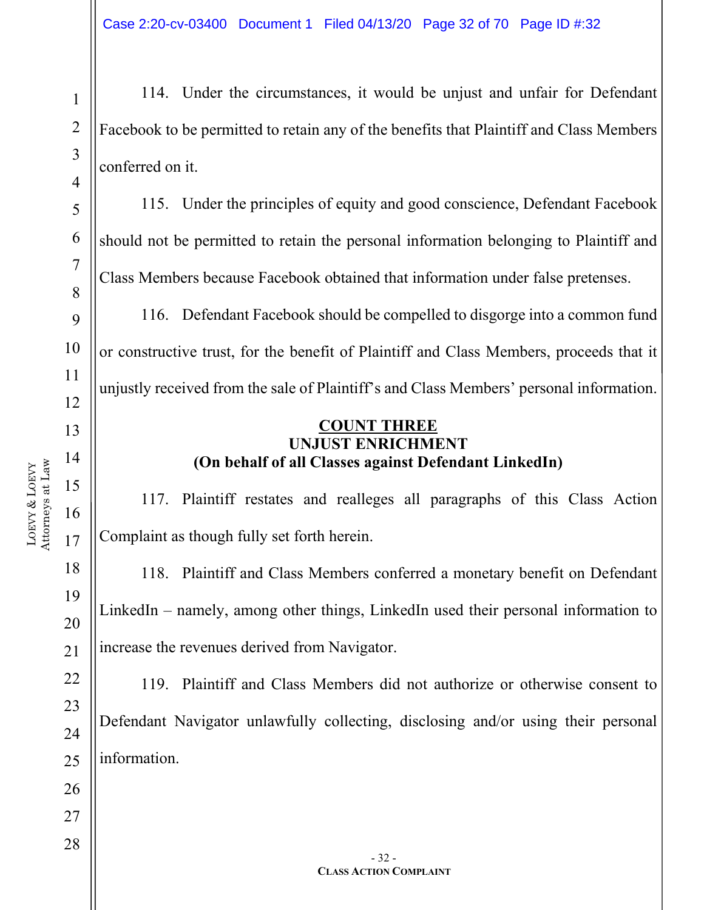114. Under the circumstances, it would be unjust and unfair for Defendant Facebook to be permitted to retain any of the benefits that Plaintiff and Class Members conferred on it.

115. Under the principles of equity and good conscience, Defendant Facebook should not be permitted to retain the personal information belonging to Plaintiff and Class Members because Facebook obtained that information under false pretenses.

116. Defendant Facebook should be compelled to disgorge into a common fund or constructive trust, for the benefit of Plaintiff and Class Members, proceeds that it unjustly received from the sale of Plaintiff's and Class Members' personal information.

## COUNT THREE
## UNJUST ENRICHMENT
## (On behalf of all Classes against Defendant LinkedIn)

117. Plaintiff restates and realleges all paragraphs of this Class Action Complaint as though fully set forth herein.

118. Plaintiff and Class Members conferred a monetary benefit on Defendant LinkedIn – namely, among other things, LinkedIn used their personal information to increase the revenues derived from Navigator.

119. Plaintiff and Class Members did not authorize or otherwise consent to Defendant Navigator unlawfully collecting, disclosing and/or using their personal information.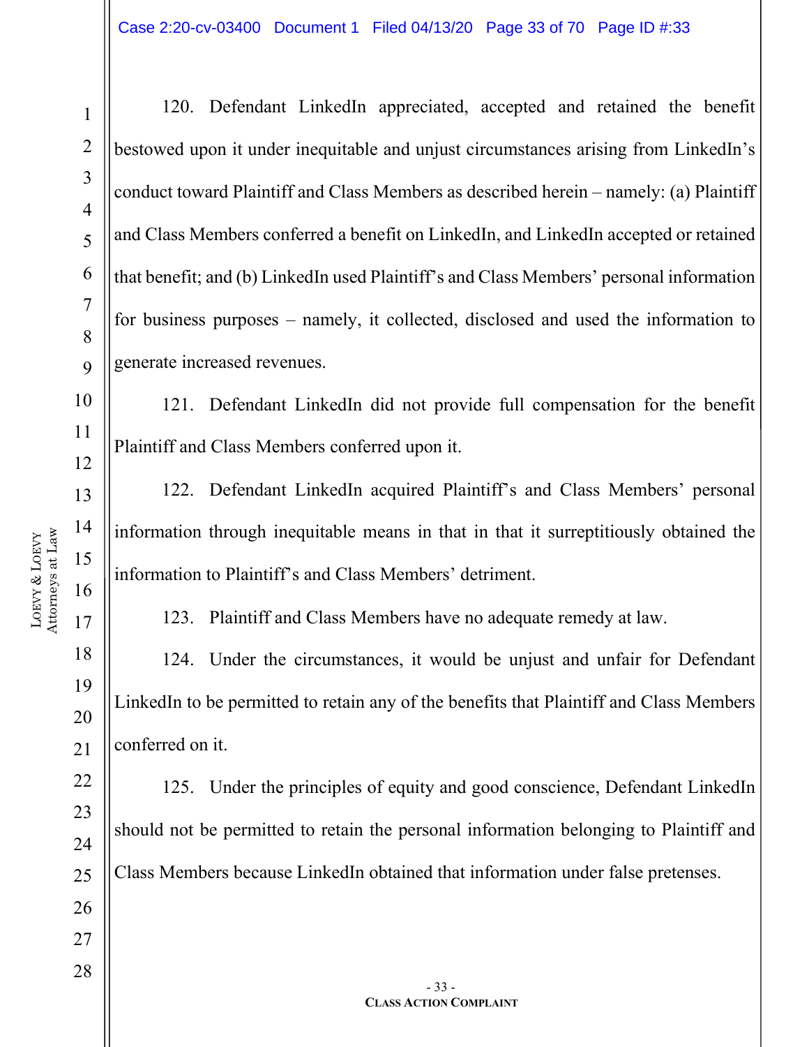120. Defendant LinkedIn appreciated, accepted and retained the benefit bestowed upon it under inequitable and unjust circumstances arising from LinkedIn's conduct toward Plaintiff and Class Members as described herein – namely: (a) Plaintiff and Class Members conferred a benefit on LinkedIn, and LinkedIn accepted or retained that benefit; and (b) LinkedIn used Plaintiff's and Class Members' personal information for business purposes – namely, it collected, disclosed and used the information to generate increased revenues.

121. Defendant LinkedIn did not provide full compensation for the benefit Plaintiff and Class Members conferred upon it.

122. Defendant LinkedIn acquired Plaintiff's and Class Members' personal information through inequitable means in that in that it surreptitiously obtained the information to Plaintiff's and Class Members' detriment.

123. Plaintiff and Class Members have no adequate remedy at law.

124. Under the circumstances, it would be unjust and unfair for Defendant LinkedIn to be permitted to retain any of the benefits that Plaintiff and Class Members conferred on it.

125. Under the principles of equity and good conscience, Defendant LinkedIn should not be permitted to retain the personal information belonging to Plaintiff and Class Members because LinkedIn obtained that information under false pretenses.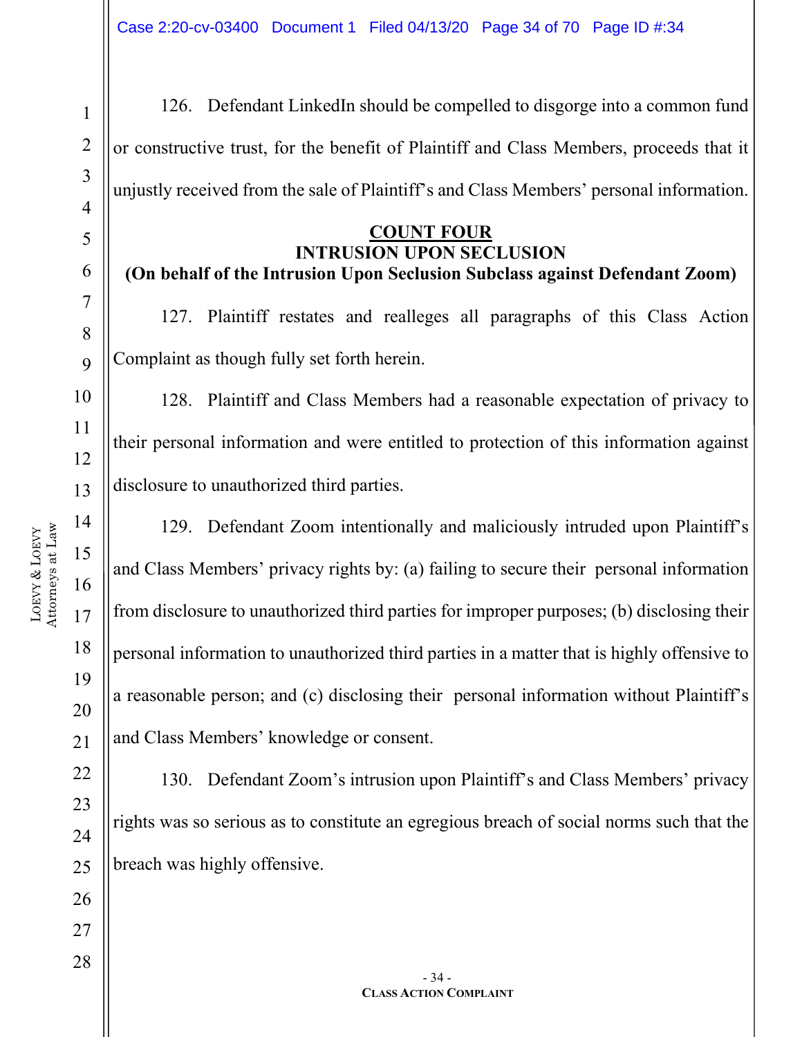126. Defendant LinkedIn should be compelled to disgorge into a common fund or constructive trust, for the benefit of Plaintiff and Class Members, proceeds that it unjustly received from the sale of Plaintiff's and Class Members' personal information.

## COUNT FOUR
## INTRUSION UPON SECLUSION
### (On behalf of the Intrusion Upon Seclusion Subclass against Defendant Zoom)

127. Plaintiff restates and realleges all paragraphs of this Class Action Complaint as though fully set forth herein.

128. Plaintiff and Class Members had a reasonable expectation of privacy to their personal information and were entitled to protection of this information against disclosure to unauthorized third parties.

129. Defendant Zoom intentionally and maliciously intruded upon Plaintiff's and Class Members' privacy rights by: (a) failing to secure their personal information from disclosure to unauthorized third parties for improper purposes; (b) disclosing their personal information to unauthorized third parties in a matter that is highly offensive to a reasonable person; and (c) disclosing their personal information without Plaintiff's and Class Members' knowledge or consent.

130. Defendant Zoom's intrusion upon Plaintiff's and Class Members' privacy rights was so serious as to constitute an egregious breach of social norms such that the breach was highly offensive.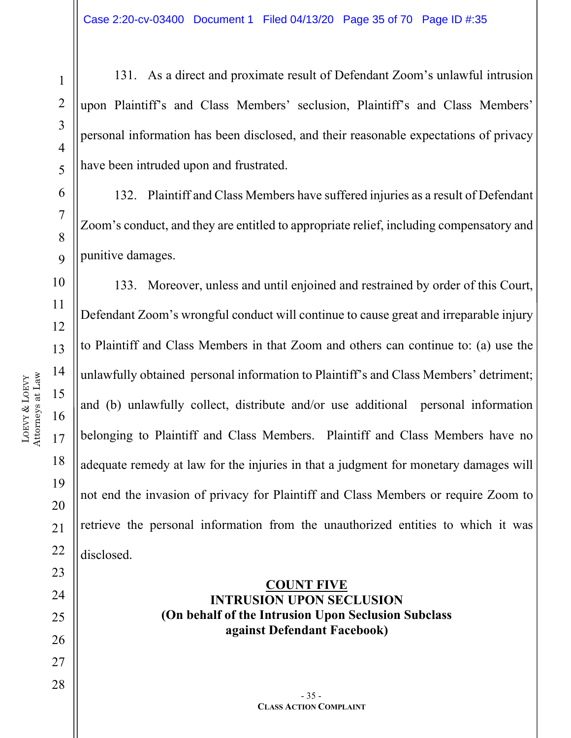131. As a direct and proximate result of Defendant Zoom's unlawful intrusion upon Plaintiff's and Class Members' seclusion, Plaintiff's and Class Members' personal information has been disclosed, and their reasonable expectations of privacy have been intruded upon and frustrated.

132. Plaintiff and Class Members have suffered injuries as a result of Defendant Zoom's conduct, and they are entitled to appropriate relief, including compensatory and punitive damages.

133. Moreover, unless and until enjoined and restrained by order of this Court, Defendant Zoom's wrongful conduct will continue to cause great and irreparable injury to Plaintiff and Class Members in that Zoom and others can continue to: (a) use the unlawfully obtained personal information to Plaintiff's and Class Members' detriment; and (b) unlawfully collect, distribute and/or use additional personal information belonging to Plaintiff and Class Members. Plaintiff and Class Members have no adequate remedy at law for the injuries in that a judgment for monetary damages will not end the invasion of privacy for Plaintiff and Class Members or require Zoom to retrieve the personal information from the unauthorized entities to which it was disclosed.

## COUNT FIVE
## INTRUSION UPON SECLUSION
## (On behalf of the Intrusion Upon Seclusion Subclass against Defendant Facebook)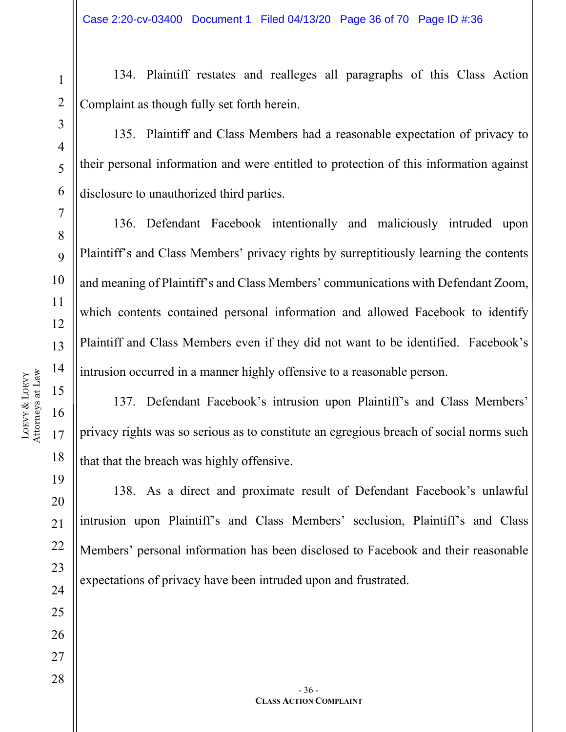134. Plaintiff restates and realleges all paragraphs of this Class Action Complaint as though fully set forth herein.

135. Plaintiff and Class Members had a reasonable expectation of privacy to their personal information and were entitled to protection of this information against disclosure to unauthorized third parties.

136. Defendant Facebook intentionally and maliciously intruded upon Plaintiff's and Class Members' privacy rights by surreptitiously learning the contents and meaning of Plaintiff's and Class Members' communications with Defendant Zoom, which contents contained personal information and allowed Facebook to identify Plaintiff and Class Members even if they did not want to be identified. Facebook's intrusion occurred in a manner highly offensive to a reasonable person.

137. Defendant Facebook's intrusion upon Plaintiff's and Class Members' privacy rights was so serious as to constitute an egregious breach of social norms such that that the breach was highly offensive.

138. As a direct and proximate result of Defendant Facebook's unlawful intrusion upon Plaintiff's and Class Members' seclusion, Plaintiff's and Class Members' personal information has been disclosed to Facebook and their reasonable expectations of privacy have been intruded upon and frustrated.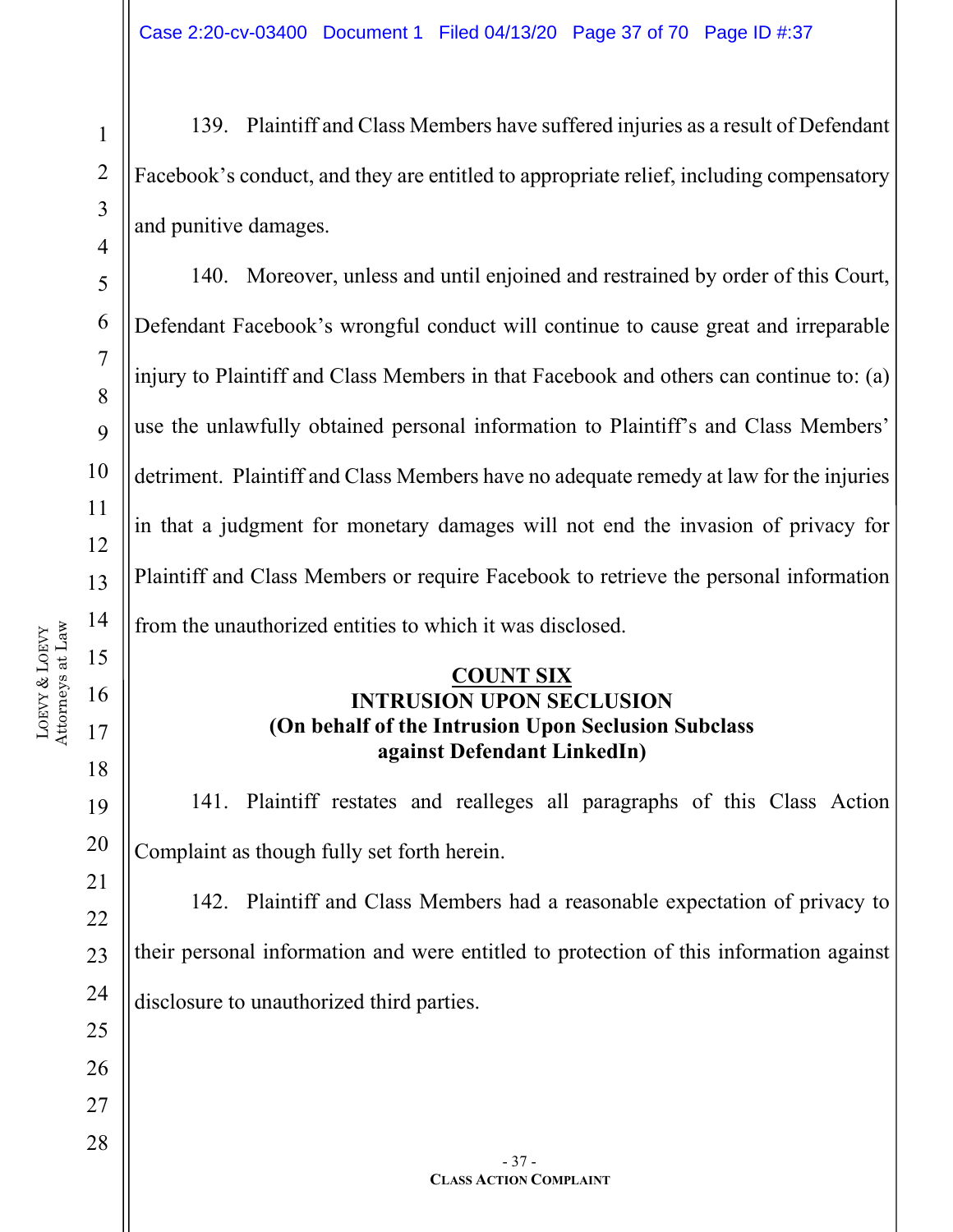139. Plaintiff and Class Members have suffered injuries as a result of Defendant Facebook's conduct, and they are entitled to appropriate relief, including compensatory and punitive damages.

140. Moreover, unless and until enjoined and restrained by order of this Court, Defendant Facebook's wrongful conduct will continue to cause great and irreparable injury to Plaintiff and Class Members in that Facebook and others can continue to: (a) use the unlawfully obtained personal information to Plaintiff's and Class Members' detriment. Plaintiff and Class Members have no adequate remedy at law for the injuries in that a judgment for monetary damages will not end the invasion of privacy for Plaintiff and Class Members or require Facebook to retrieve the personal information from the unauthorized entities to which it was disclosed.

**COUNT SIX**
**INTRUSION UPON SECLUSION**
**(On behalf of the Intrusion Upon Seclusion Subclass against Defendant LinkedIn)**

141. Plaintiff restates and realleges all paragraphs of this Class Action Complaint as though fully set forth herein.

142. Plaintiff and Class Members had a reasonable expectation of privacy to their personal information and were entitled to protection of this information against disclosure to unauthorized third parties.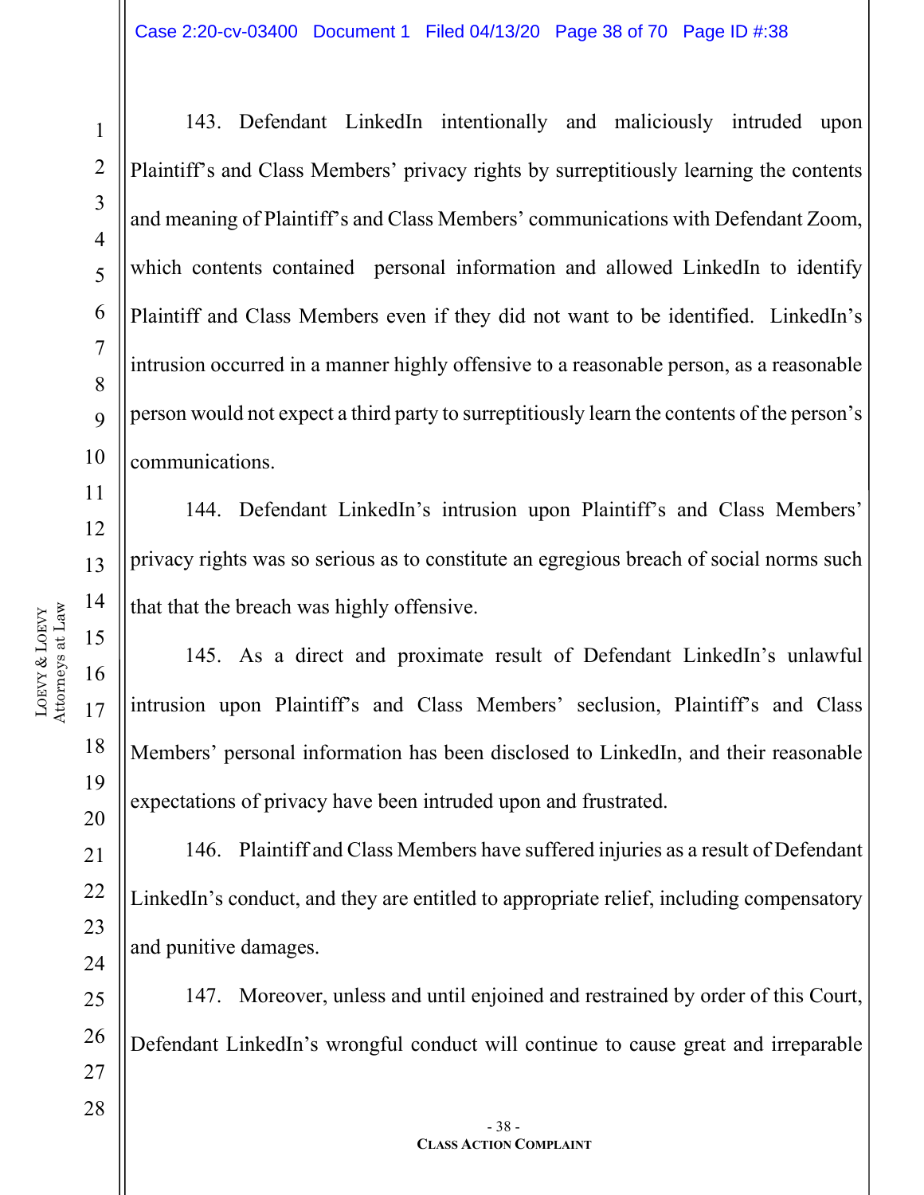143. Defendant LinkedIn intentionally and maliciously intruded upon Plaintiff's and Class Members' privacy rights by surreptitiously learning the contents and meaning of Plaintiff's and Class Members' communications with Defendant Zoom, which contents contained personal information and allowed LinkedIn to identify Plaintiff and Class Members even if they did not want to be identified. LinkedIn's intrusion occurred in a manner highly offensive to a reasonable person, as a reasonable person would not expect a third party to surreptitiously learn the contents of the person's communications.

144. Defendant LinkedIn's intrusion upon Plaintiff's and Class Members' privacy rights was so serious as to constitute an egregious breach of social norms such that that the breach was highly offensive.

145. As a direct and proximate result of Defendant LinkedIn's unlawful intrusion upon Plaintiff's and Class Members' seclusion, Plaintiff's and Class Members' personal information has been disclosed to LinkedIn, and their reasonable expectations of privacy have been intruded upon and frustrated.

146. Plaintiff and Class Members have suffered injuries as a result of Defendant LinkedIn's conduct, and they are entitled to appropriate relief, including compensatory and punitive damages.

147. Moreover, unless and until enjoined and restrained by order of this Court, Defendant LinkedIn's wrongful conduct will continue to cause great and irreparable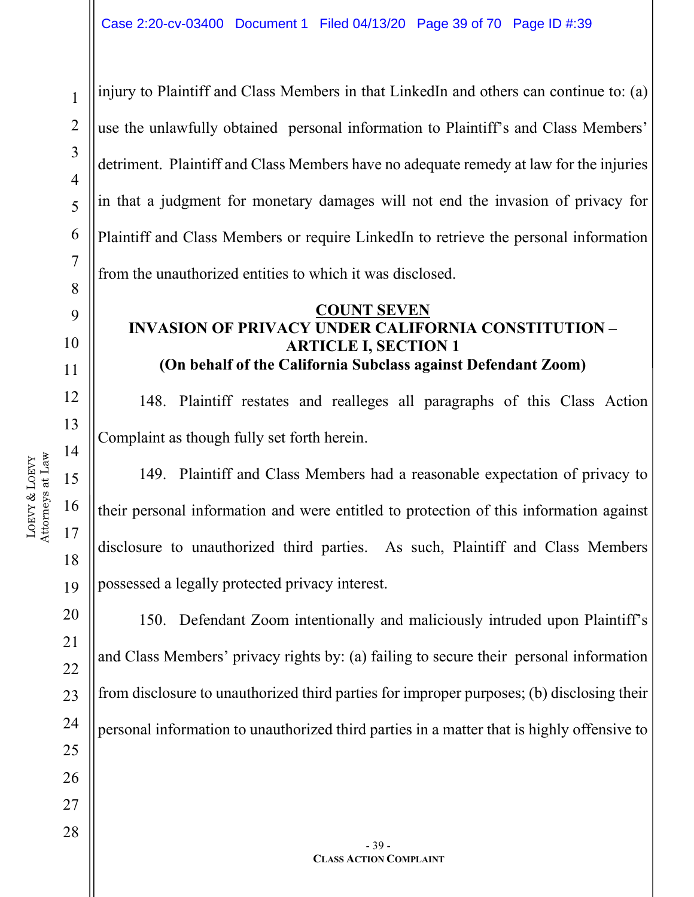injury to Plaintiff and Class Members in that LinkedIn and others can continue to: (a) use the unlawfully obtained personal information to Plaintiff's and Class Members' detriment. Plaintiff and Class Members have no adequate remedy at law for the injuries in that a judgment for monetary damages will not end the invasion of privacy for Plaintiff and Class Members or require LinkedIn to retrieve the personal information from the unauthorized entities to which it was disclosed.

## COUNT SEVEN

## INVASION OF PRIVACY UNDER CALIFORNIA CONSTITUTION – ARTICLE I, SECTION 1

**(On behalf of the California Subclass against Defendant Zoom)**

148. Plaintiff restates and realleges all paragraphs of this Class Action Complaint as though fully set forth herein.

149. Plaintiff and Class Members had a reasonable expectation of privacy to their personal information and were entitled to protection of this information against disclosure to unauthorized third parties. As such, Plaintiff and Class Members possessed a legally protected privacy interest.

150. Defendant Zoom intentionally and maliciously intruded upon Plaintiff's and Class Members' privacy rights by: (a) failing to secure their personal information from disclosure to unauthorized third parties for improper purposes; (b) disclosing their personal information to unauthorized third parties in a matter that is highly offensive to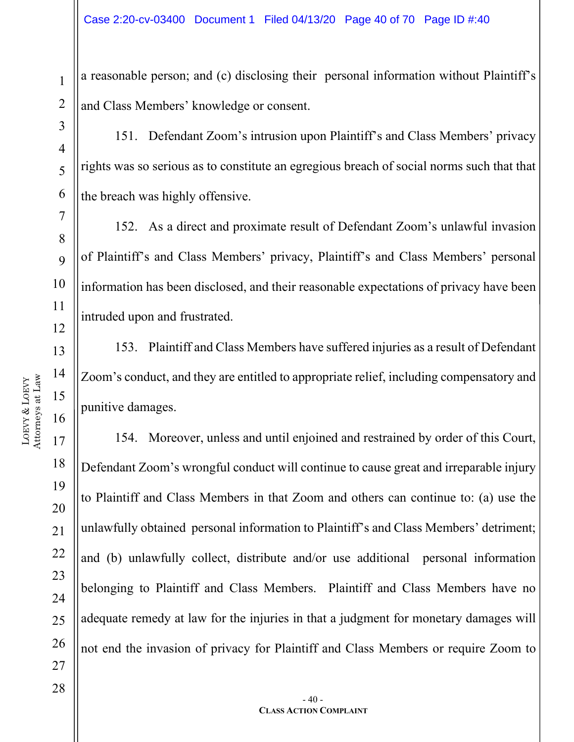a reasonable person; and (c) disclosing their personal information without Plaintiff's and Class Members' knowledge or consent.

151. Defendant Zoom's intrusion upon Plaintiff's and Class Members' privacy rights was so serious as to constitute an egregious breach of social norms such that that the breach was highly offensive.

152. As a direct and proximate result of Defendant Zoom's unlawful invasion of Plaintiff's and Class Members' privacy, Plaintiff's and Class Members' personal information has been disclosed, and their reasonable expectations of privacy have been intruded upon and frustrated.

153. Plaintiff and Class Members have suffered injuries as a result of Defendant Zoom's conduct, and they are entitled to appropriate relief, including compensatory and punitive damages.

154. Moreover, unless and until enjoined and restrained by order of this Court, Defendant Zoom's wrongful conduct will continue to cause great and irreparable injury to Plaintiff and Class Members in that Zoom and others can continue to: (a) use the unlawfully obtained personal information to Plaintiff's and Class Members' detriment; and (b) unlawfully collect, distribute and/or use additional personal information belonging to Plaintiff and Class Members. Plaintiff and Class Members have no adequate remedy at law for the injuries in that a judgment for monetary damages will not end the invasion of privacy for Plaintiff and Class Members or require Zoom to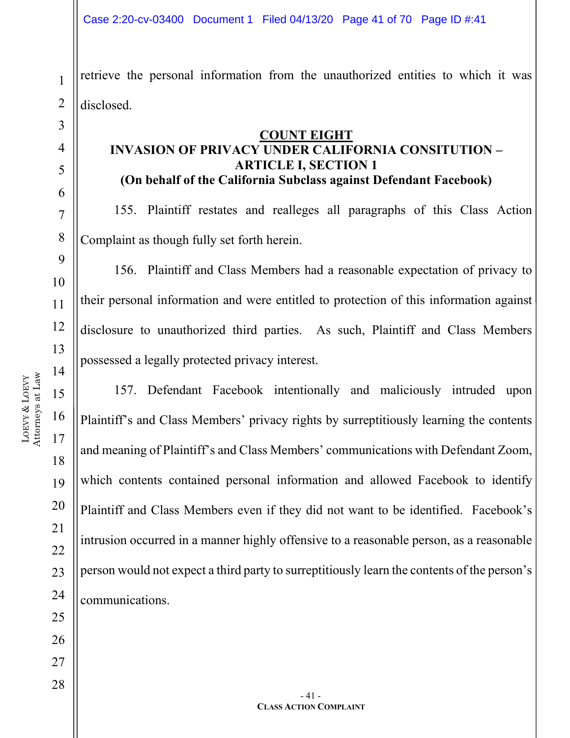retrieve the personal information from the unauthorized entities to which it was disclosed.

**COUNT EIGHT**

**INVASION OF PRIVACY UNDER CALIFORNIA CONSITUTION – ARTICLE I, SECTION 1**

**(On behalf of the California Subclass against Defendant Facebook)**

155. Plaintiff restates and realleges all paragraphs of this Class Action Complaint as though fully set forth herein.

156. Plaintiff and Class Members had a reasonable expectation of privacy to their personal information and were entitled to protection of this information against disclosure to unauthorized third parties. As such, Plaintiff and Class Members possessed a legally protected privacy interest.

157. Defendant Facebook intentionally and maliciously intruded upon Plaintiff's and Class Members' privacy rights by surreptitiously learning the contents and meaning of Plaintiff's and Class Members' communications with Defendant Zoom, which contents contained personal information and allowed Facebook to identify Plaintiff and Class Members even if they did not want to be identified. Facebook's intrusion occurred in a manner highly offensive to a reasonable person, as a reasonable person would not expect a third party to surreptitiously learn the contents of the person's communications.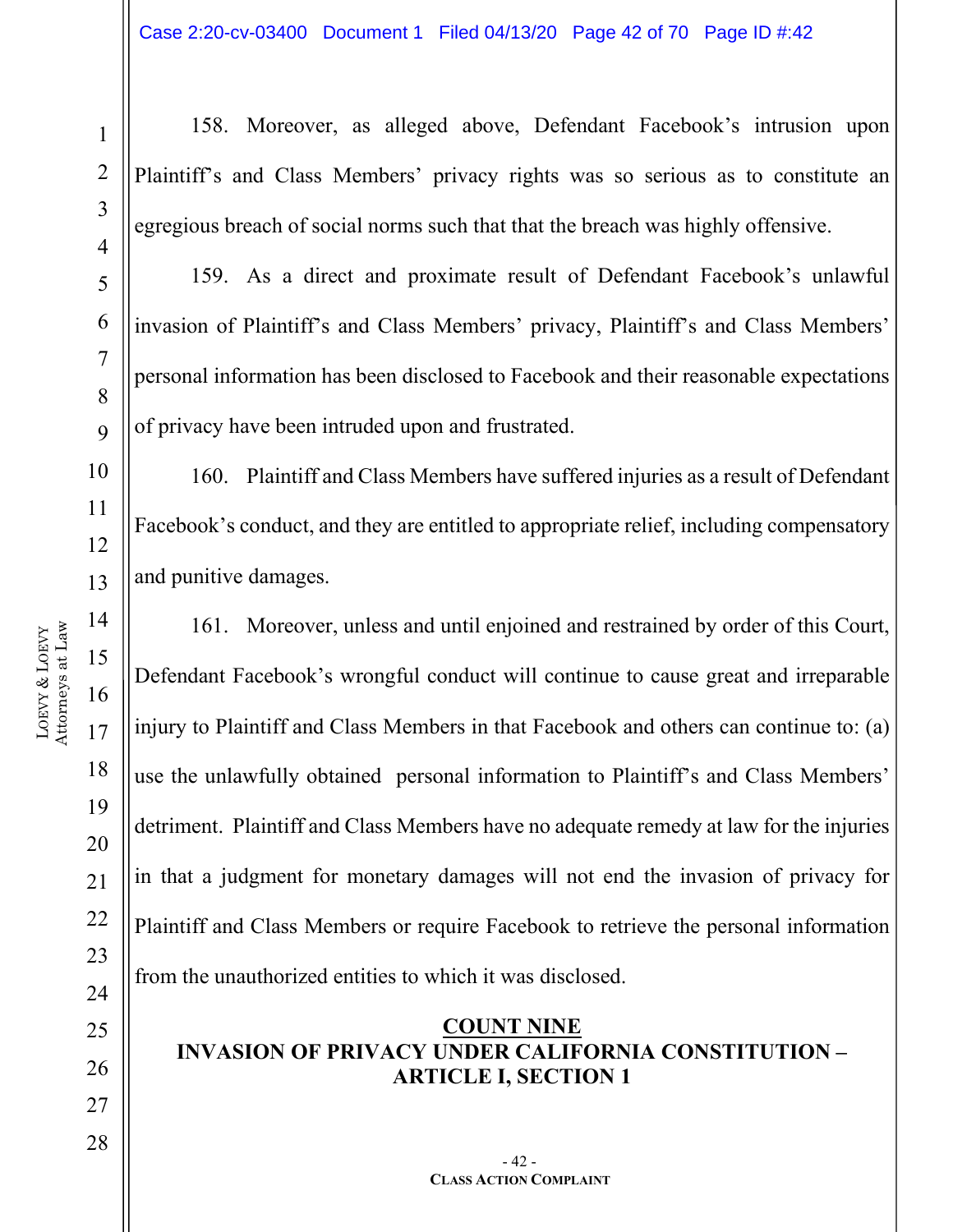158. Moreover, as alleged above, Defendant Facebook's intrusion upon Plaintiff's and Class Members' privacy rights was so serious as to constitute an egregious breach of social norms such that that the breach was highly offensive.

159. As a direct and proximate result of Defendant Facebook's unlawful invasion of Plaintiff's and Class Members' privacy, Plaintiff's and Class Members' personal information has been disclosed to Facebook and their reasonable expectations of privacy have been intruded upon and frustrated.

160. Plaintiff and Class Members have suffered injuries as a result of Defendant Facebook's conduct, and they are entitled to appropriate relief, including compensatory and punitive damages.

161. Moreover, unless and until enjoined and restrained by order of this Court, Defendant Facebook's wrongful conduct will continue to cause great and irreparable injury to Plaintiff and Class Members in that Facebook and others can continue to: (a) use the unlawfully obtained personal information to Plaintiff's and Class Members' detriment. Plaintiff and Class Members have no adequate remedy at law for the injuries in that a judgment for monetary damages will not end the invasion of privacy for Plaintiff and Class Members or require Facebook to retrieve the personal information from the unauthorized entities to which it was disclosed.

## COUNT NINE
## INVASION OF PRIVACY UNDER CALIFORNIA CONSTITUTION – ARTICLE I, SECTION 1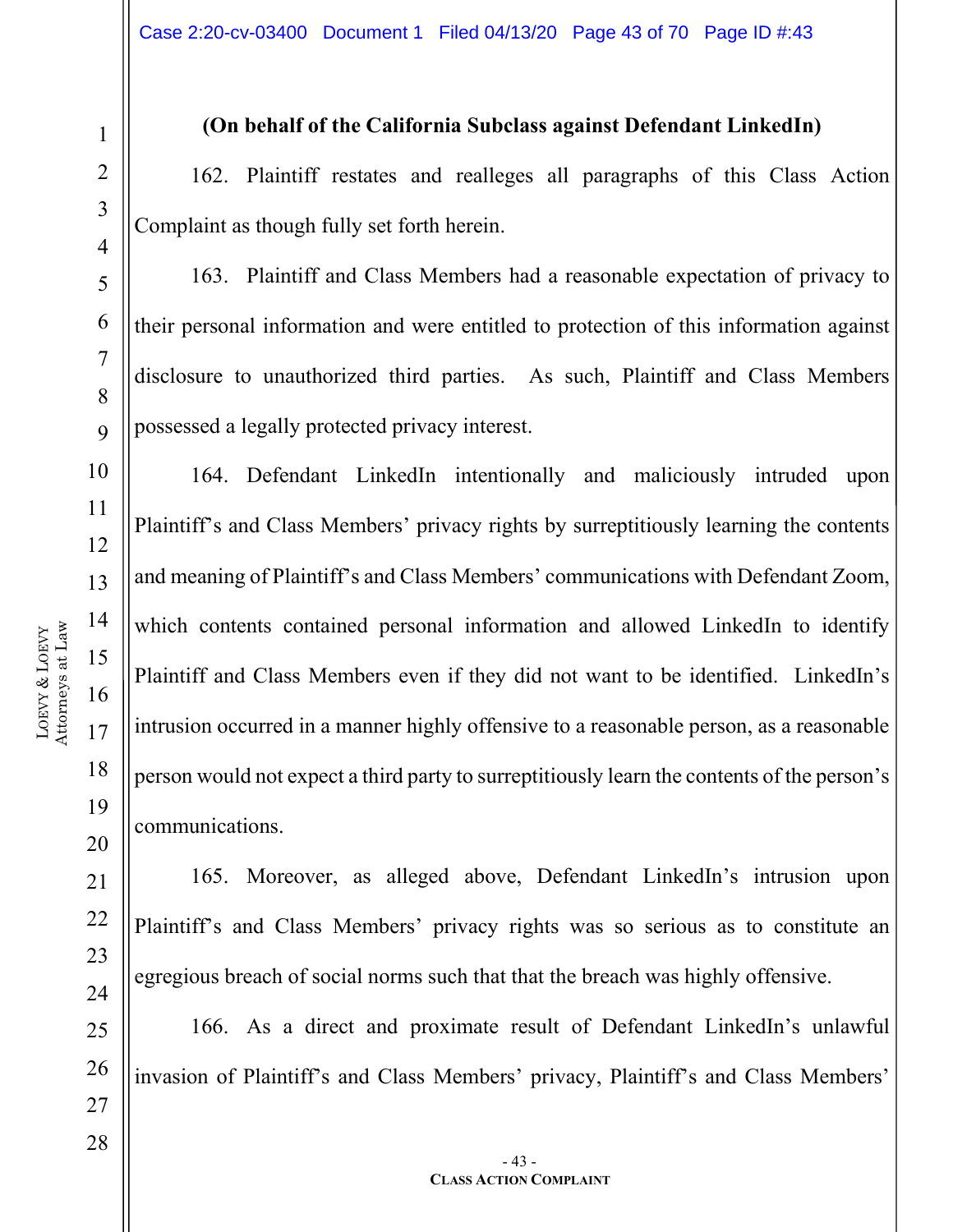**(On behalf of the California Subclass against Defendant LinkedIn)**

162. Plaintiff restates and realleges all paragraphs of this Class Action Complaint as though fully set forth herein.

163. Plaintiff and Class Members had a reasonable expectation of privacy to their personal information and were entitled to protection of this information against disclosure to unauthorized third parties. As such, Plaintiff and Class Members possessed a legally protected privacy interest.

164. Defendant LinkedIn intentionally and maliciously intruded upon Plaintiff's and Class Members' privacy rights by surreptitiously learning the contents and meaning of Plaintiff's and Class Members' communications with Defendant Zoom, which contents contained personal information and allowed LinkedIn to identify Plaintiff and Class Members even if they did not want to be identified. LinkedIn's intrusion occurred in a manner highly offensive to a reasonable person, as a reasonable person would not expect a third party to surreptitiously learn the contents of the person's communications.

165. Moreover, as alleged above, Defendant LinkedIn's intrusion upon Plaintiff's and Class Members' privacy rights was so serious as to constitute an egregious breach of social norms such that that the breach was highly offensive.

166. As a direct and proximate result of Defendant LinkedIn's unlawful invasion of Plaintiff's and Class Members' privacy, Plaintiff's and Class Members'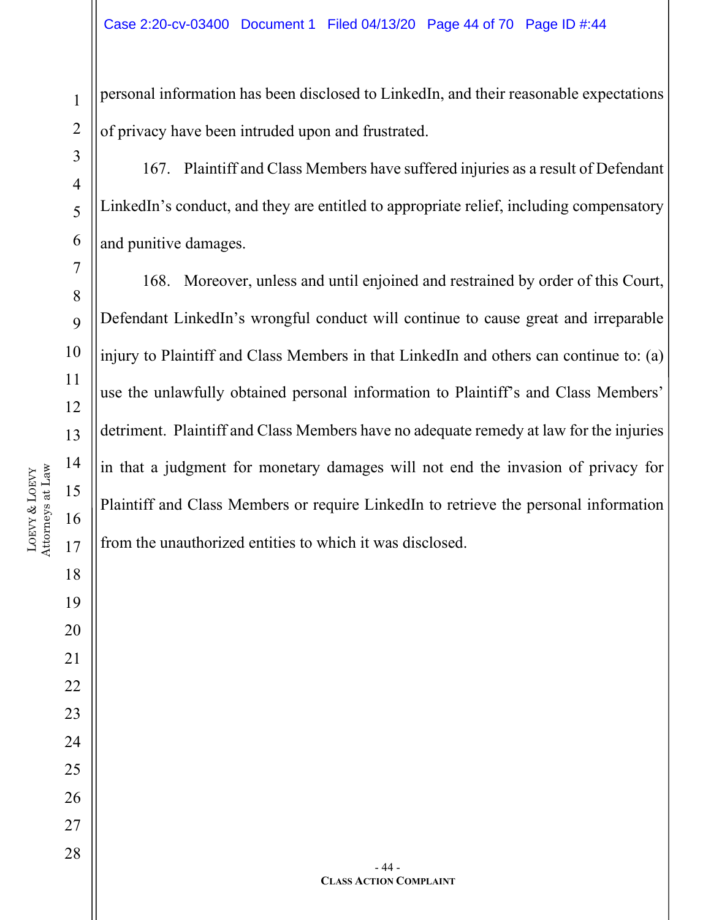personal information has been disclosed to LinkedIn, and their reasonable expectations of privacy have been intruded upon and frustrated.

167. Plaintiff and Class Members have suffered injuries as a result of Defendant LinkedIn's conduct, and they are entitled to appropriate relief, including compensatory and punitive damages.

168. Moreover, unless and until enjoined and restrained by order of this Court, Defendant LinkedIn's wrongful conduct will continue to cause great and irreparable injury to Plaintiff and Class Members in that LinkedIn and others can continue to: (a) use the unlawfully obtained personal information to Plaintiff's and Class Members' detriment. Plaintiff and Class Members have no adequate remedy at law for the injuries in that a judgment for monetary damages will not end the invasion of privacy for Plaintiff and Class Members or require LinkedIn to retrieve the personal information from the unauthorized entities to which it was disclosed.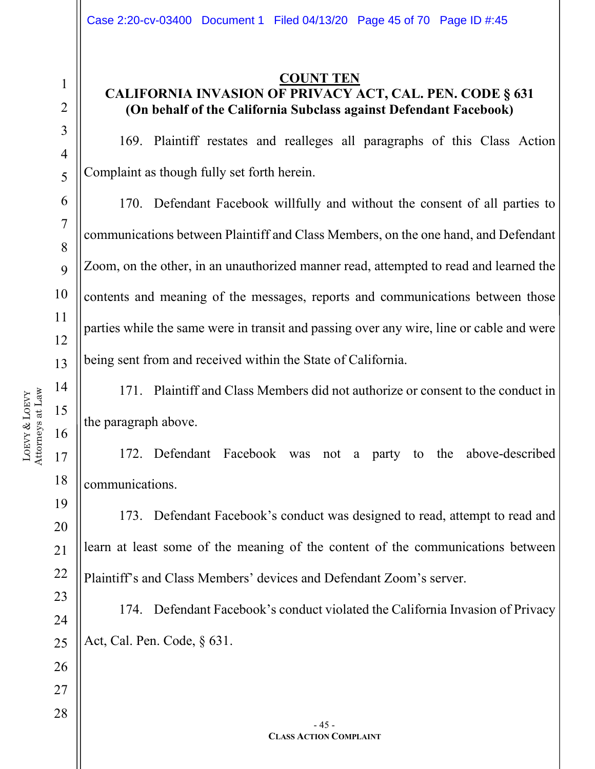## COUNT TEN

### CALIFORNIA INVASION OF PRIVACY ACT, CAL. PEN. CODE § 631

**(On behalf of the California Subclass against Defendant Facebook)**

169. Plaintiff restates and realleges all paragraphs of this Class Action Complaint as though fully set forth herein.

170. Defendant Facebook willfully and without the consent of all parties to communications between Plaintiff and Class Members, on the one hand, and Defendant Zoom, on the other, in an unauthorized manner read, attempted to read and learned the contents and meaning of the messages, reports and communications between those parties while the same were in transit and passing over any wire, line or cable and were being sent from and received within the State of California.

171. Plaintiff and Class Members did not authorize or consent to the conduct in the paragraph above.

172. Defendant Facebook was not a party to the above-described communications.

173. Defendant Facebook's conduct was designed to read, attempt to read and learn at least some of the meaning of the content of the communications between Plaintiff's and Class Members' devices and Defendant Zoom's server.

174. Defendant Facebook's conduct violated the California Invasion of Privacy Act, Cal. Pen. Code, § 631.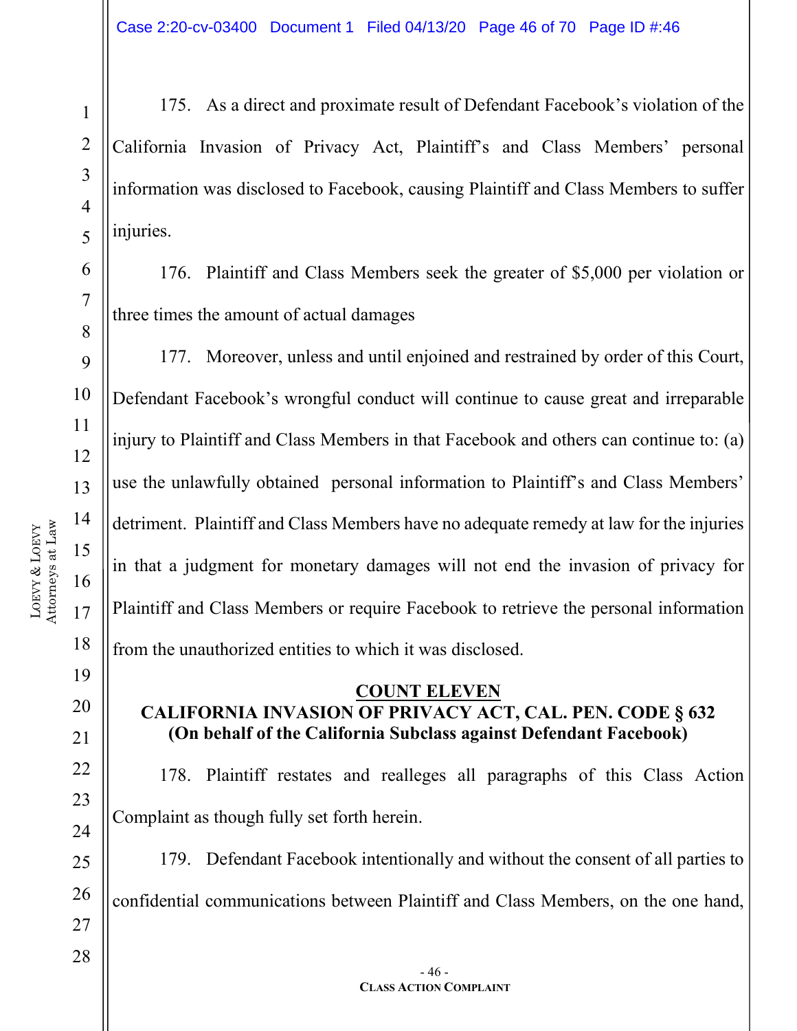175. As a direct and proximate result of Defendant Facebook's violation of the California Invasion of Privacy Act, Plaintiff's and Class Members' personal information was disclosed to Facebook, causing Plaintiff and Class Members to suffer injuries.

176. Plaintiff and Class Members seek the greater of $5,000 per violation or three times the amount of actual damages

177. Moreover, unless and until enjoined and restrained by order of this Court, Defendant Facebook's wrongful conduct will continue to cause great and irreparable injury to Plaintiff and Class Members in that Facebook and others can continue to: (a) use the unlawfully obtained personal information to Plaintiff's and Class Members' detriment. Plaintiff and Class Members have no adequate remedy at law for the injuries in that a judgment for monetary damages will not end the invasion of privacy for Plaintiff and Class Members or require Facebook to retrieve the personal information from the unauthorized entities to which it was disclosed.

**COUNT ELEVEN**

**CALIFORNIA INVASION OF PRIVACY ACT, CAL. PEN. CODE § 632**

**(On behalf of the California Subclass against Defendant Facebook)**

178. Plaintiff restates and realleges all paragraphs of this Class Action Complaint as though fully set forth herein.

179. Defendant Facebook intentionally and without the consent of all parties to confidential communications between Plaintiff and Class Members, on the one hand,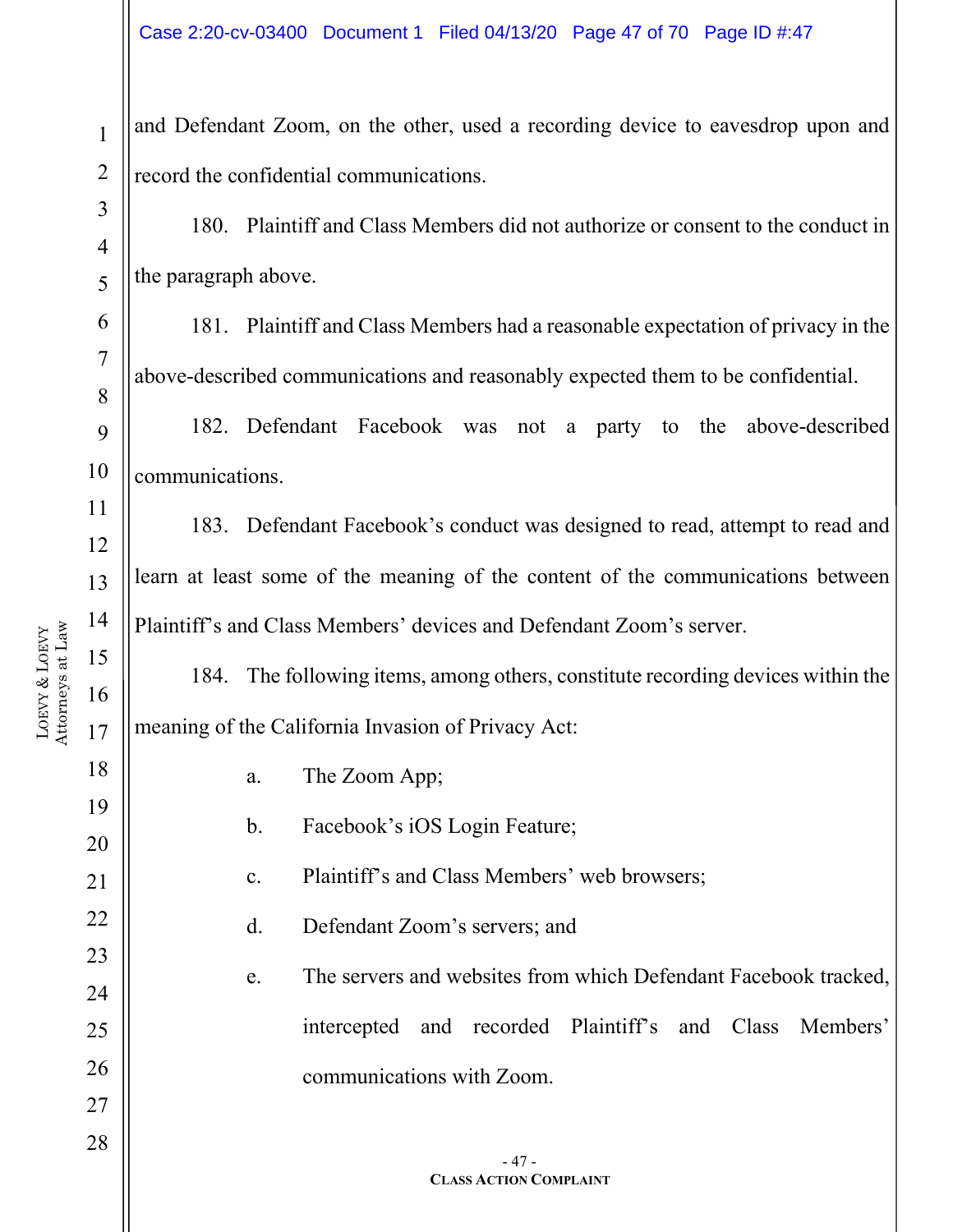and Defendant Zoom, on the other, used a recording device to eavesdrop upon and record the confidential communications.

180. Plaintiff and Class Members did not authorize or consent to the conduct in the paragraph above.

181. Plaintiff and Class Members had a reasonable expectation of privacy in the above-described communications and reasonably expected them to be confidential.

182. Defendant Facebook was not a party to the above-described communications.

183. Defendant Facebook's conduct was designed to read, attempt to read and learn at least some of the meaning of the content of the communications between Plaintiff's and Class Members' devices and Defendant Zoom's server.

184. The following items, among others, constitute recording devices within the meaning of the California Invasion of Privacy Act:

a. The Zoom App;

b. Facebook's iOS Login Feature;

c. Plaintiff's and Class Members' web browsers;

d. Defendant Zoom's servers; and

e. The servers and websites from which Defendant Facebook tracked, intercepted and recorded Plaintiff's and Class Members' communications with Zoom.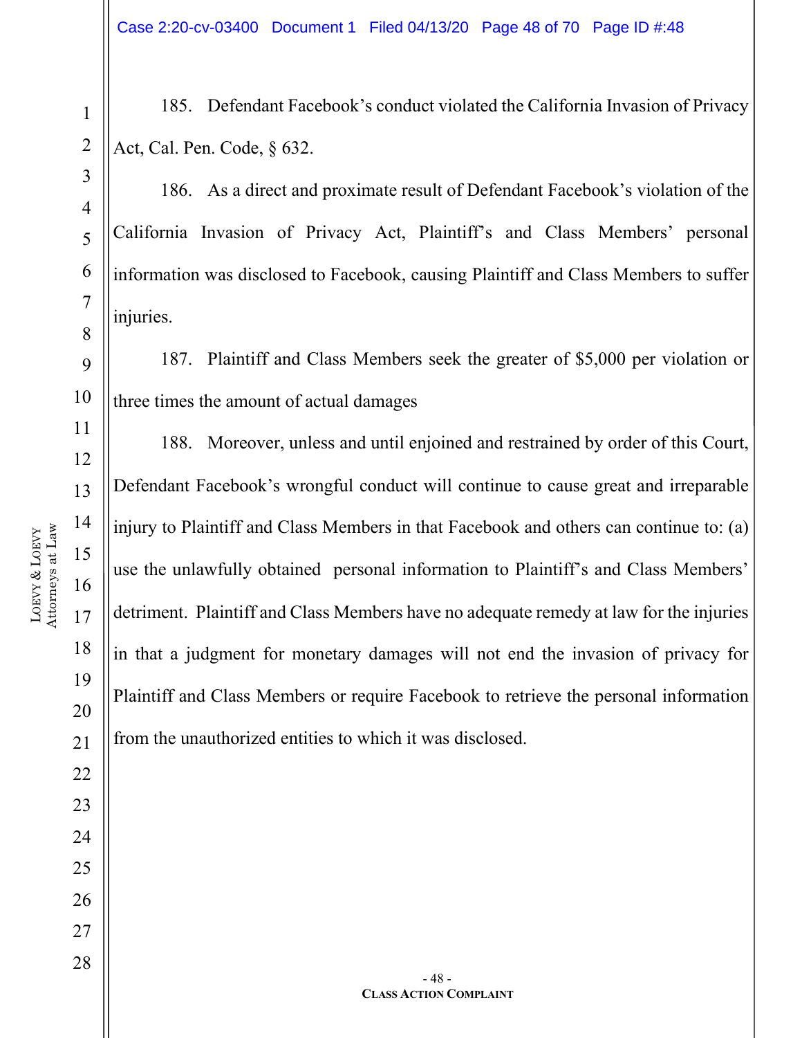185. Defendant Facebook's conduct violated the California Invasion of Privacy Act, Cal. Pen. Code, § 632.

186. As a direct and proximate result of Defendant Facebook's violation of the California Invasion of Privacy Act, Plaintiff's and Class Members' personal information was disclosed to Facebook, causing Plaintiff and Class Members to suffer injuries.

187. Plaintiff and Class Members seek the greater of $5,000 per violation or three times the amount of actual damages

188. Moreover, unless and until enjoined and restrained by order of this Court, Defendant Facebook's wrongful conduct will continue to cause great and irreparable injury to Plaintiff and Class Members in that Facebook and others can continue to: (a) use the unlawfully obtained personal information to Plaintiff's and Class Members' detriment. Plaintiff and Class Members have no adequate remedy at law for the injuries in that a judgment for monetary damages will not end the invasion of privacy for Plaintiff and Class Members or require Facebook to retrieve the personal information from the unauthorized entities to which it was disclosed.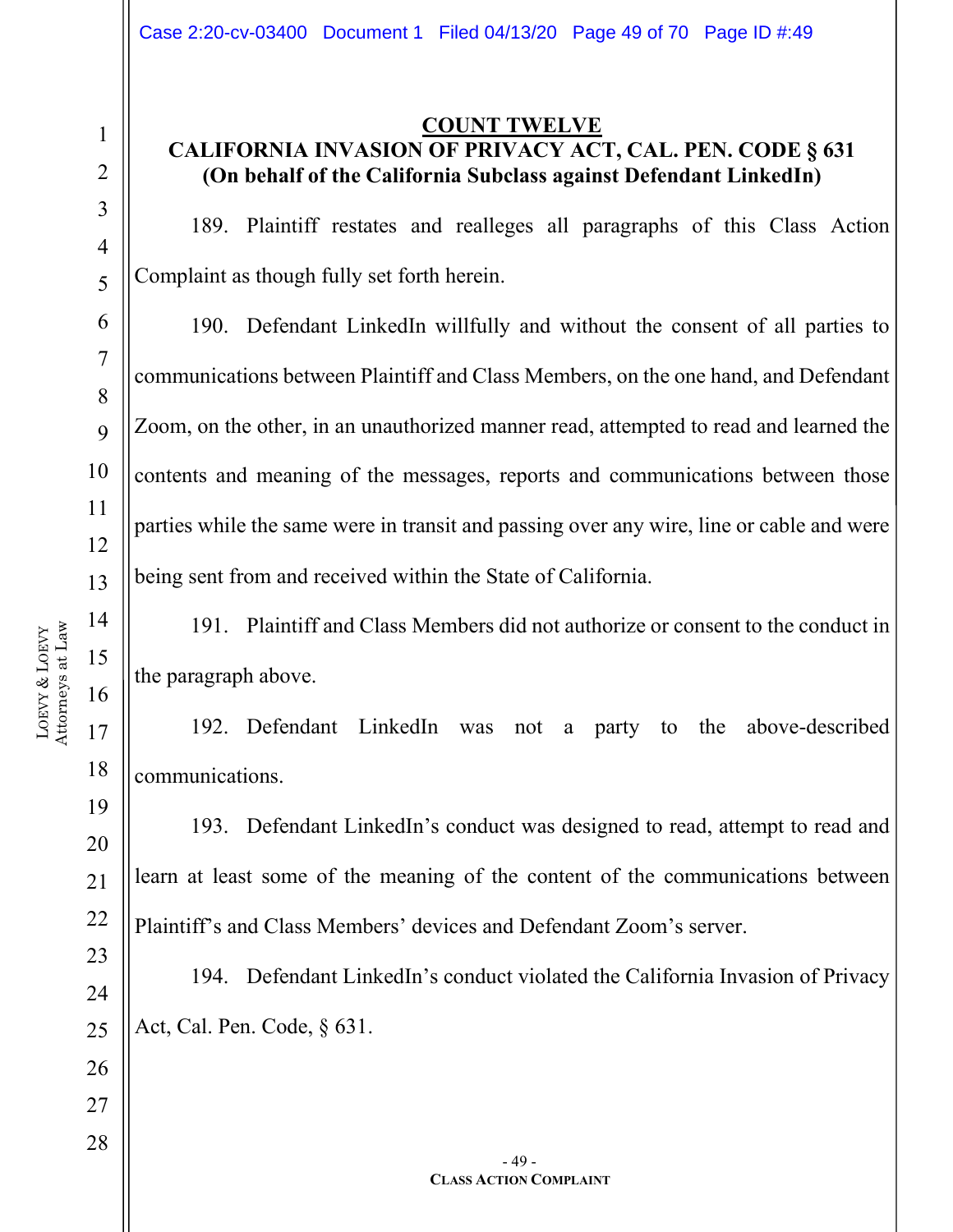## COUNT TWELVE

### CALIFORNIA INVASION OF PRIVACY ACT, CAL. PEN. CODE § 631
### (On behalf of the California Subclass against Defendant LinkedIn)

189. Plaintiff restates and realleges all paragraphs of this Class Action Complaint as though fully set forth herein.

190. Defendant LinkedIn willfully and without the consent of all parties to communications between Plaintiff and Class Members, on the one hand, and Defendant Zoom, on the other, in an unauthorized manner read, attempted to read and learned the contents and meaning of the messages, reports and communications between those parties while the same were in transit and passing over any wire, line or cable and were being sent from and received within the State of California.

191. Plaintiff and Class Members did not authorize or consent to the conduct in the paragraph above.

192. Defendant LinkedIn was not a party to the above-described communications.

193. Defendant LinkedIn's conduct was designed to read, attempt to read and learn at least some of the meaning of the content of the communications between Plaintiff's and Class Members' devices and Defendant Zoom's server.

194. Defendant LinkedIn's conduct violated the California Invasion of Privacy Act, Cal. Pen. Code, § 631.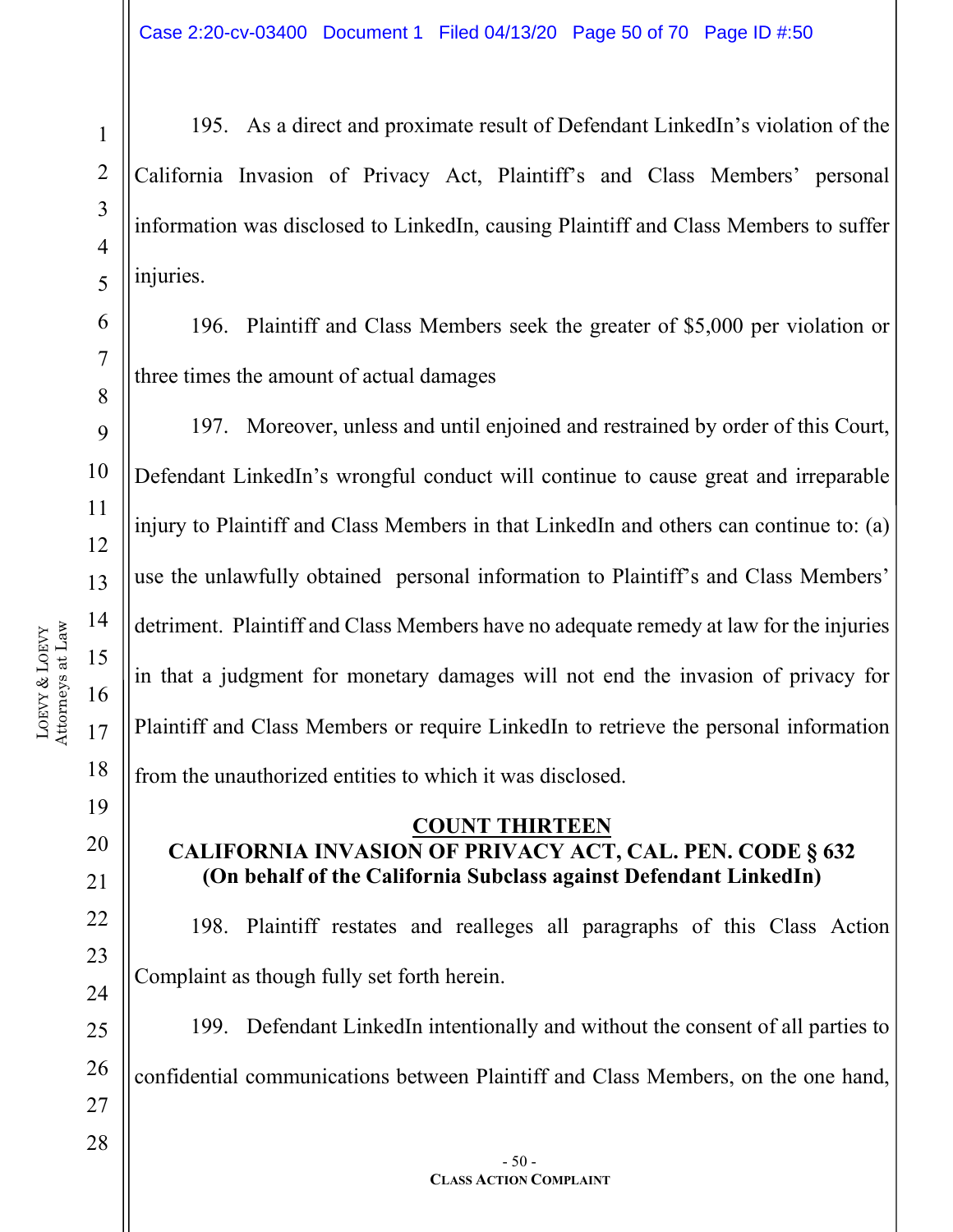195. As a direct and proximate result of Defendant LinkedIn's violation of the California Invasion of Privacy Act, Plaintiff's and Class Members' personal information was disclosed to LinkedIn, causing Plaintiff and Class Members to suffer injuries.

196. Plaintiff and Class Members seek the greater of $5,000 per violation or three times the amount of actual damages

197. Moreover, unless and until enjoined and restrained by order of this Court, Defendant LinkedIn's wrongful conduct will continue to cause great and irreparable injury to Plaintiff and Class Members in that LinkedIn and others can continue to: (a) use the unlawfully obtained personal information to Plaintiff's and Class Members' detriment. Plaintiff and Class Members have no adequate remedy at law for the injuries in that a judgment for monetary damages will not end the invasion of privacy for Plaintiff and Class Members or require LinkedIn to retrieve the personal information from the unauthorized entities to which it was disclosed.

## COUNT THIRTEEN
## CALIFORNIA INVASION OF PRIVACY ACT, CAL. PEN. CODE § 632
## (On behalf of the California Subclass against Defendant LinkedIn)

198. Plaintiff restates and realleges all paragraphs of this Class Action Complaint as though fully set forth herein.

199. Defendant LinkedIn intentionally and without the consent of all parties to confidential communications between Plaintiff and Class Members, on the one hand,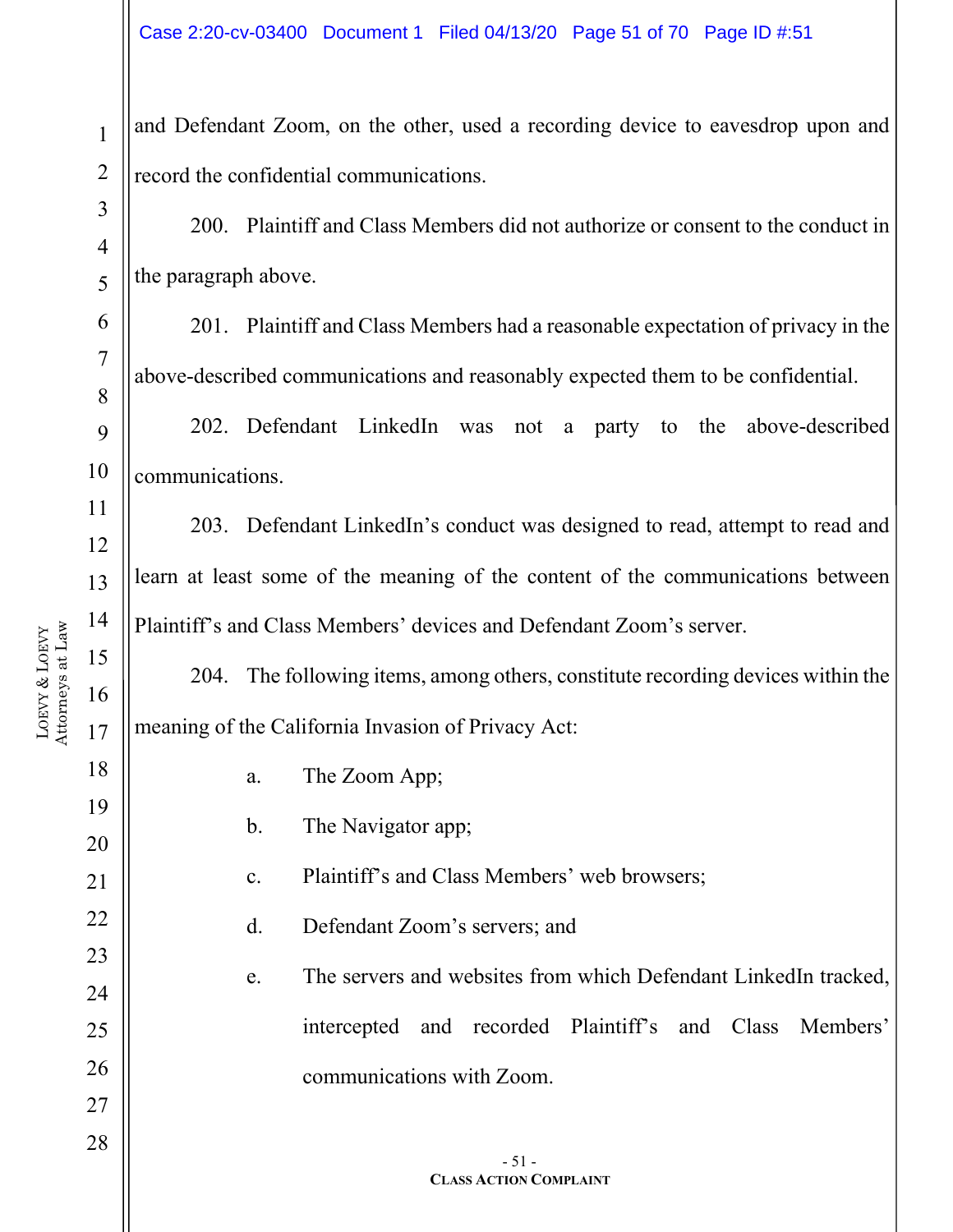and Defendant Zoom, on the other, used a recording device to eavesdrop upon and record the confidential communications.

200. Plaintiff and Class Members did not authorize or consent to the conduct in the paragraph above.

201. Plaintiff and Class Members had a reasonable expectation of privacy in the above-described communications and reasonably expected them to be confidential.

202. Defendant LinkedIn was not a party to the above-described communications.

203. Defendant LinkedIn's conduct was designed to read, attempt to read and learn at least some of the meaning of the content of the communications between Plaintiff's and Class Members' devices and Defendant Zoom's server.

204. The following items, among others, constitute recording devices within the meaning of the California Invasion of Privacy Act:

a. The Zoom App;

b. The Navigator app;

c. Plaintiff's and Class Members' web browsers;

d. Defendant Zoom's servers; and

e. The servers and websites from which Defendant LinkedIn tracked, intercepted and recorded Plaintiff's and Class Members' communications with Zoom.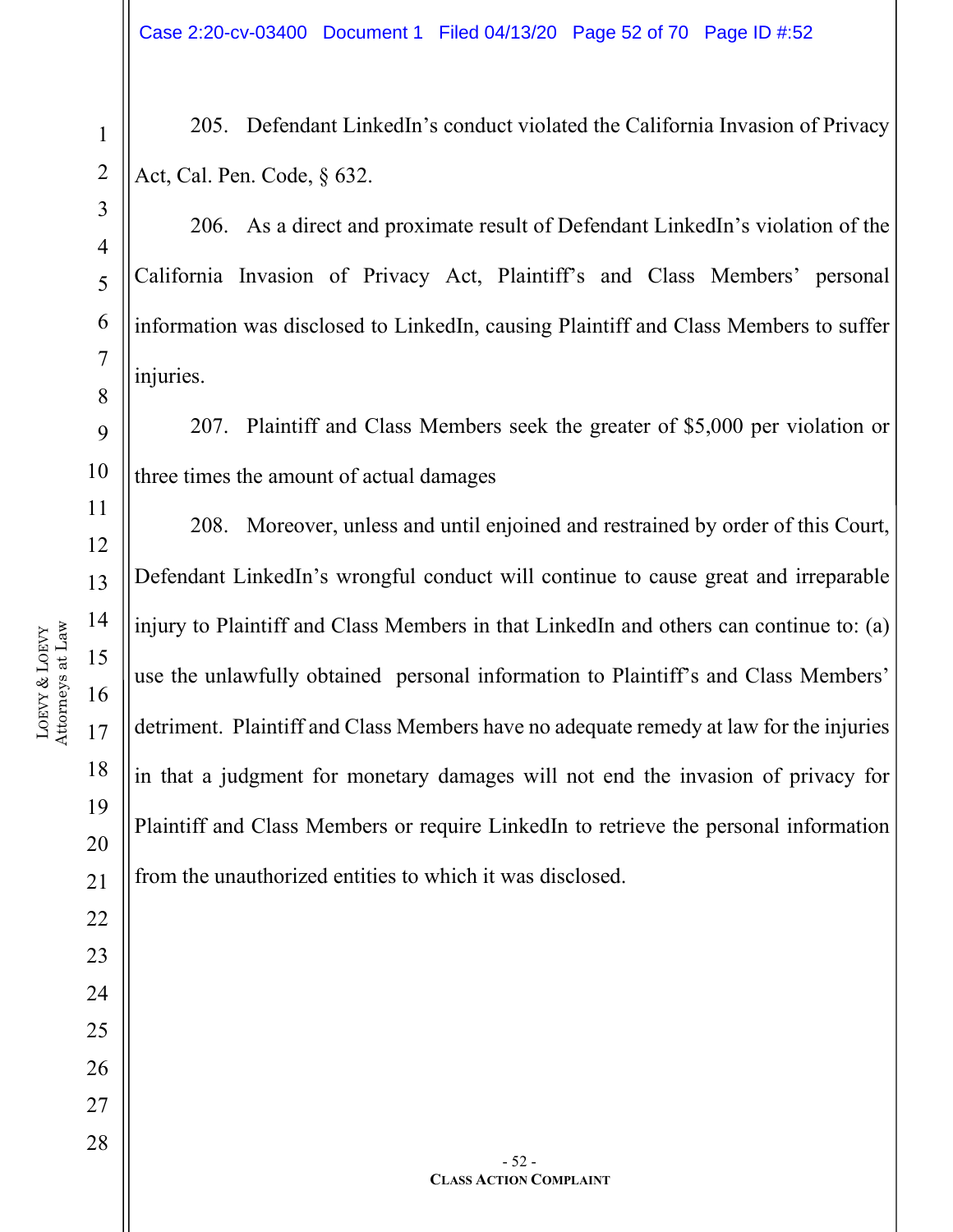205. Defendant LinkedIn's conduct violated the California Invasion of Privacy Act, Cal. Pen. Code, § 632.

206. As a direct and proximate result of Defendant LinkedIn's violation of the California Invasion of Privacy Act, Plaintiff's and Class Members' personal information was disclosed to LinkedIn, causing Plaintiff and Class Members to suffer injuries.

207. Plaintiff and Class Members seek the greater of $5,000 per violation or three times the amount of actual damages

208. Moreover, unless and until enjoined and restrained by order of this Court, Defendant LinkedIn's wrongful conduct will continue to cause great and irreparable injury to Plaintiff and Class Members in that LinkedIn and others can continue to: (a) use the unlawfully obtained personal information to Plaintiff's and Class Members' detriment. Plaintiff and Class Members have no adequate remedy at law for the injuries in that a judgment for monetary damages will not end the invasion of privacy for Plaintiff and Class Members or require LinkedIn to retrieve the personal information from the unauthorized entities to which it was disclosed.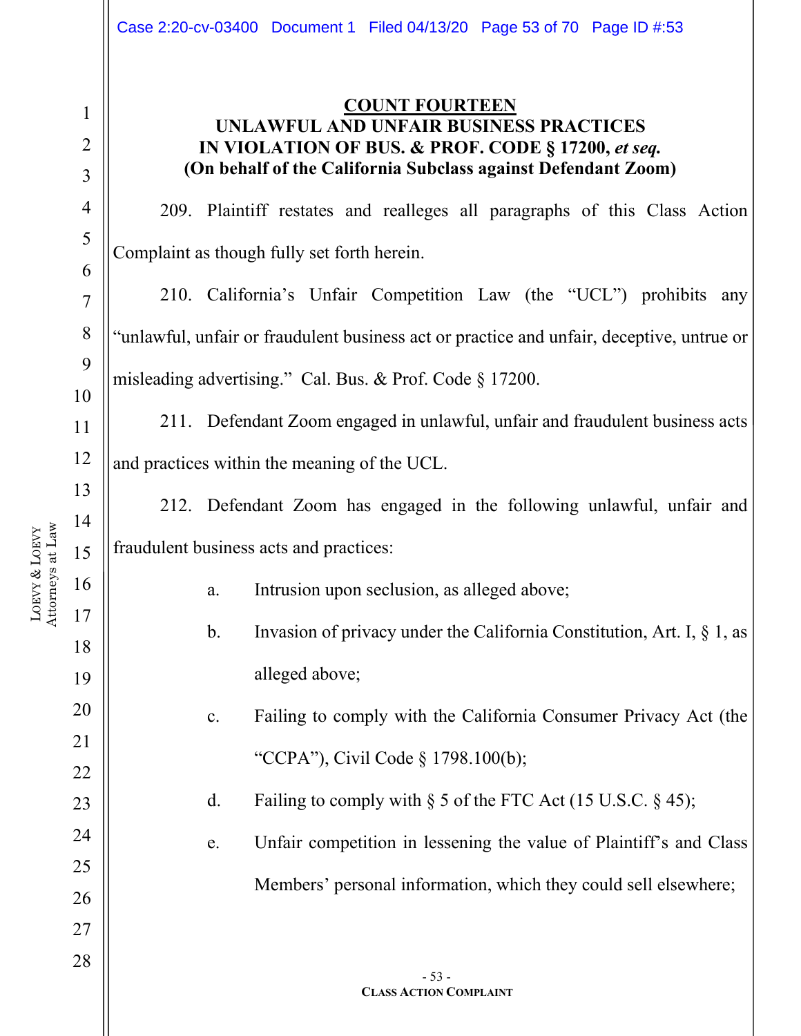## COUNT FOURTEEN

### UNLAWFUL AND UNFAIR BUSINESS PRACTICES IN VIOLATION OF BUS. & PROF. CODE § 17200, *et seq.*

**(On behalf of the California Subclass against Defendant Zoom)**

209. Plaintiff restates and realleges all paragraphs of this Class Action Complaint as though fully set forth herein.

210. California's Unfair Competition Law (the "UCL") prohibits any "unlawful, unfair or fraudulent business act or practice and unfair, deceptive, untrue or misleading advertising." Cal. Bus. & Prof. Code § 17200.

211. Defendant Zoom engaged in unlawful, unfair and fraudulent business acts and practices within the meaning of the UCL.

212. Defendant Zoom has engaged in the following unlawful, unfair and fraudulent business acts and practices:

a. Intrusion upon seclusion, as alleged above;

b. Invasion of privacy under the California Constitution, Art. I, § 1, as alleged above;

c. Failing to comply with the California Consumer Privacy Act (the "CCPA"), Civil Code § 1798.100(b);

d. Failing to comply with § 5 of the FTC Act (15 U.S.C. § 45);

e. Unfair competition in lessening the value of Plaintiff's and Class Members' personal information, which they could sell elsewhere;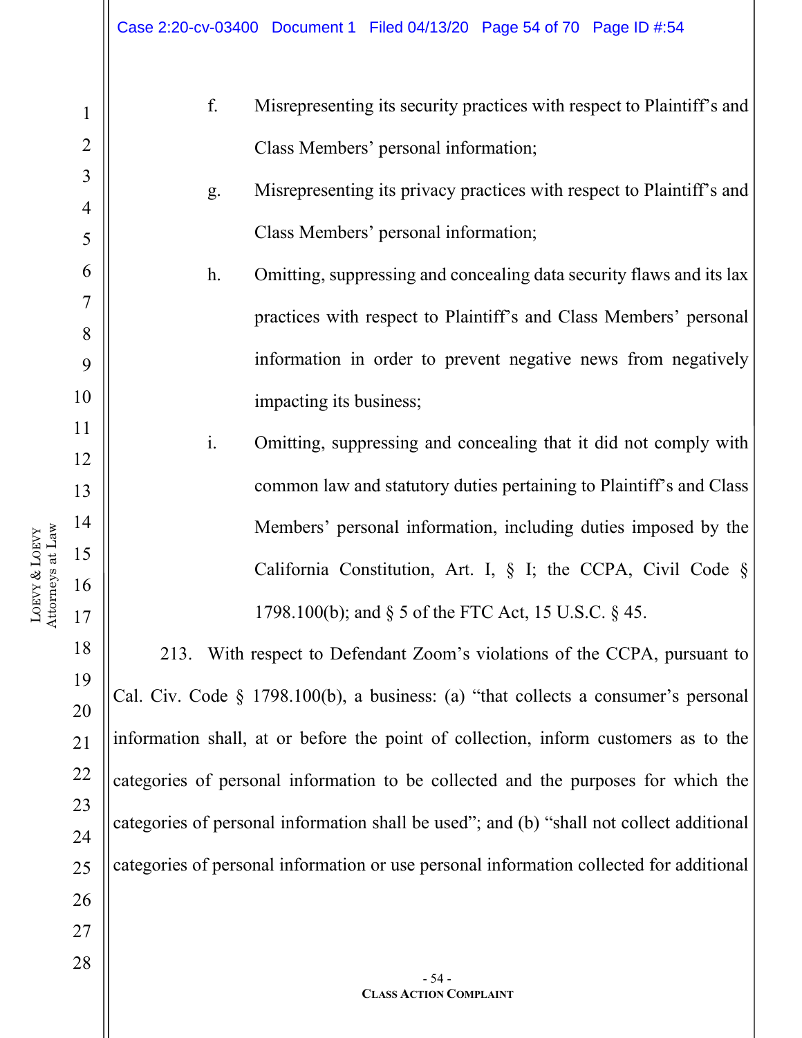f. Misrepresenting its security practices with respect to Plaintiff's and Class Members' personal information;

g. Misrepresenting its privacy practices with respect to Plaintiff's and Class Members' personal information;

h. Omitting, suppressing and concealing data security flaws and its lax practices with respect to Plaintiff's and Class Members' personal information in order to prevent negative news from negatively impacting its business;

i. Omitting, suppressing and concealing that it did not comply with common law and statutory duties pertaining to Plaintiff's and Class Members' personal information, including duties imposed by the California Constitution, Art. I, § I; the CCPA, Civil Code § 1798.100(b); and § 5 of the FTC Act, 15 U.S.C. § 45.

213. With respect to Defendant Zoom's violations of the CCPA, pursuant to Cal. Civ. Code § 1798.100(b), a business: (a) "that collects a consumer's personal information shall, at or before the point of collection, inform customers as to the categories of personal information to be collected and the purposes for which the categories of personal information shall be used"; and (b) "shall not collect additional categories of personal information or use personal information collected for additional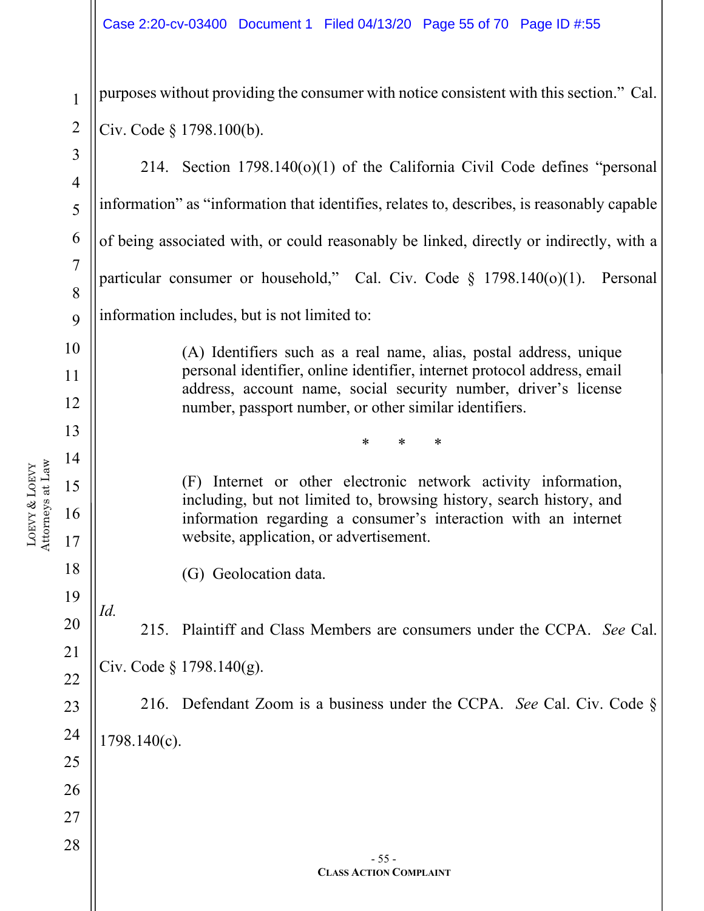purposes without providing the consumer with notice consistent with this section." Cal. Civ. Code § 1798.100(b).

214. Section 1798.140(o)(1) of the California Civil Code defines "personal information" as "information that identifies, relates to, describes, is reasonably capable of being associated with, or could reasonably be linked, directly or indirectly, with a particular consumer or household," Cal. Civ. Code § 1798.140(o)(1). Personal information includes, but is not limited to:

> (A) Identifiers such as a real name, alias, postal address, unique personal identifier, online identifier, internet protocol address, email address, account name, social security number, driver's license number, passport number, or other similar identifiers.
>
> \*   \*   \*
>
> (F) Internet or other electronic network activity information, including, but not limited to, browsing history, search history, and information regarding a consumer's interaction with an internet website, application, or advertisement.
>
> (G) Geolocation data.

*Id.*

215. Plaintiff and Class Members are consumers under the CCPA. *See* Cal. Civ. Code § 1798.140(g).

216. Defendant Zoom is a business under the CCPA. *See* Cal. Civ. Code § 1798.140(c).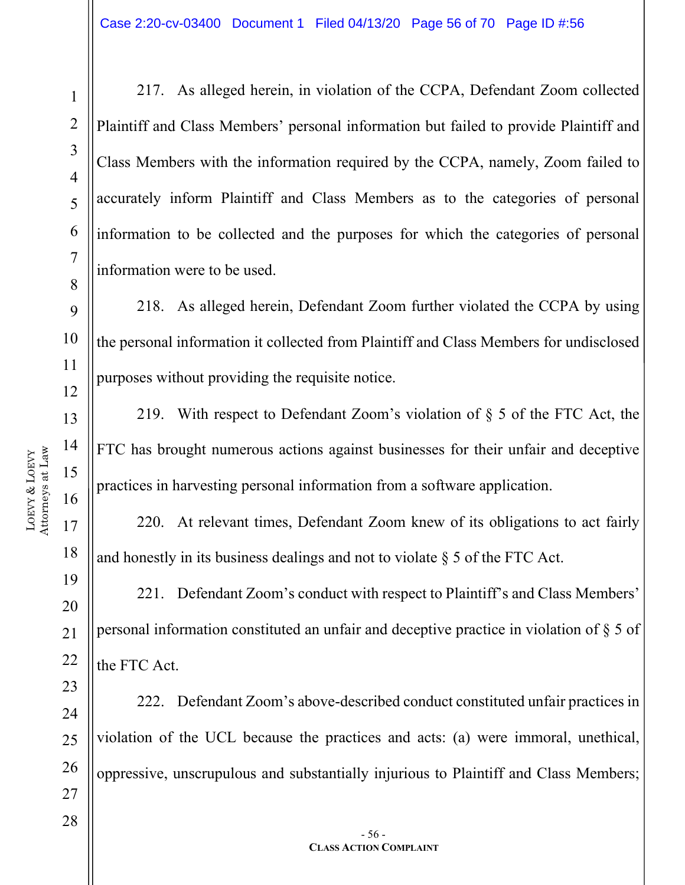217. As alleged herein, in violation of the CCPA, Defendant Zoom collected Plaintiff and Class Members' personal information but failed to provide Plaintiff and Class Members with the information required by the CCPA, namely, Zoom failed to accurately inform Plaintiff and Class Members as to the categories of personal information to be collected and the purposes for which the categories of personal information were to be used.

218. As alleged herein, Defendant Zoom further violated the CCPA by using the personal information it collected from Plaintiff and Class Members for undisclosed purposes without providing the requisite notice.

219. With respect to Defendant Zoom's violation of § 5 of the FTC Act, the FTC has brought numerous actions against businesses for their unfair and deceptive practices in harvesting personal information from a software application.

220. At relevant times, Defendant Zoom knew of its obligations to act fairly and honestly in its business dealings and not to violate § 5 of the FTC Act.

221. Defendant Zoom's conduct with respect to Plaintiff's and Class Members' personal information constituted an unfair and deceptive practice in violation of § 5 of the FTC Act.

222. Defendant Zoom's above-described conduct constituted unfair practices in violation of the UCL because the practices and acts: (a) were immoral, unethical, oppressive, unscrupulous and substantially injurious to Plaintiff and Class Members;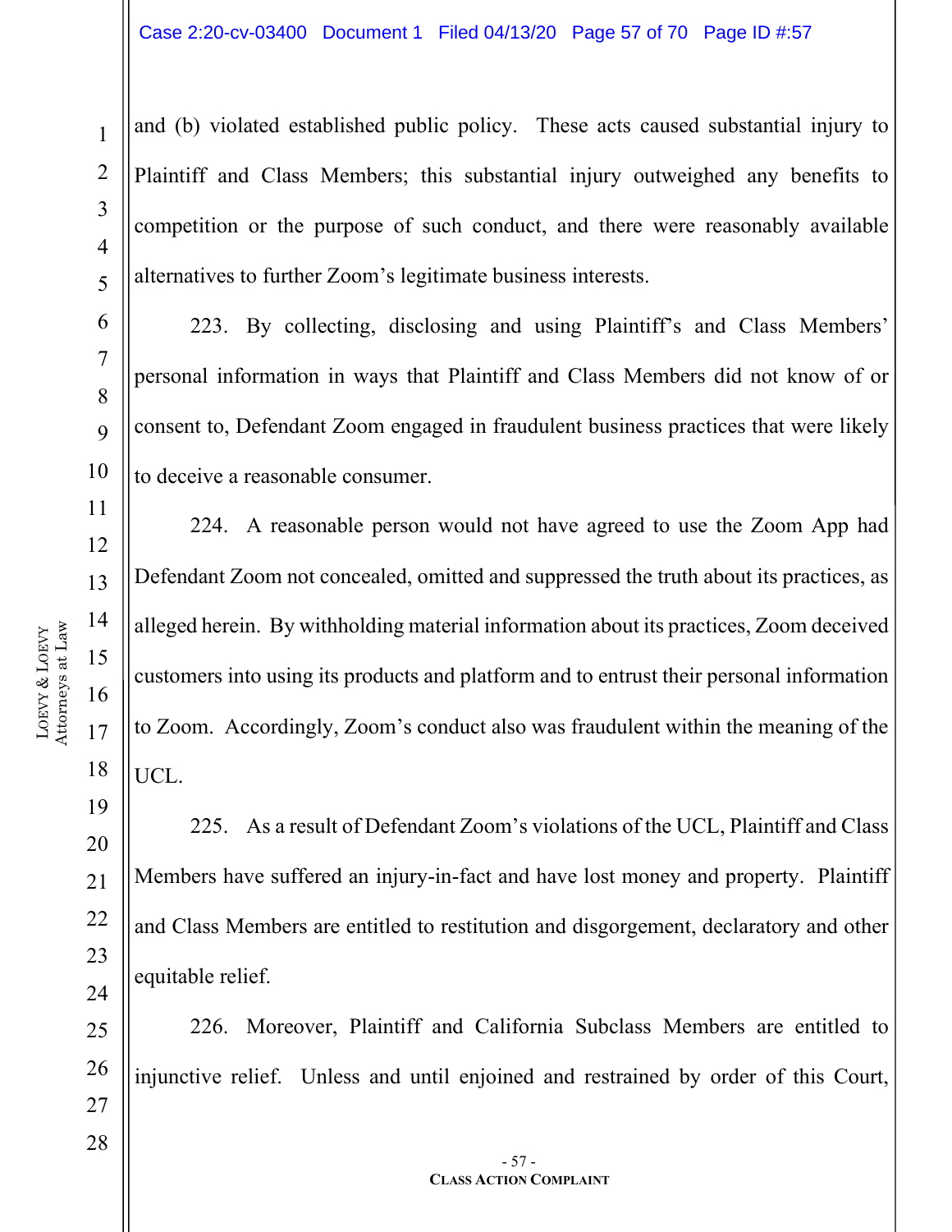and (b) violated established public policy. These acts caused substantial injury to Plaintiff and Class Members; this substantial injury outweighed any benefits to competition or the purpose of such conduct, and there were reasonably available alternatives to further Zoom's legitimate business interests.

223. By collecting, disclosing and using Plaintiff's and Class Members' personal information in ways that Plaintiff and Class Members did not know of or consent to, Defendant Zoom engaged in fraudulent business practices that were likely to deceive a reasonable consumer.

224. A reasonable person would not have agreed to use the Zoom App had Defendant Zoom not concealed, omitted and suppressed the truth about its practices, as alleged herein. By withholding material information about its practices, Zoom deceived customers into using its products and platform and to entrust their personal information to Zoom. Accordingly, Zoom's conduct also was fraudulent within the meaning of the UCL.

225. As a result of Defendant Zoom's violations of the UCL, Plaintiff and Class Members have suffered an injury-in-fact and have lost money and property. Plaintiff and Class Members are entitled to restitution and disgorgement, declaratory and other equitable relief.

226. Moreover, Plaintiff and California Subclass Members are entitled to injunctive relief. Unless and until enjoined and restrained by order of this Court,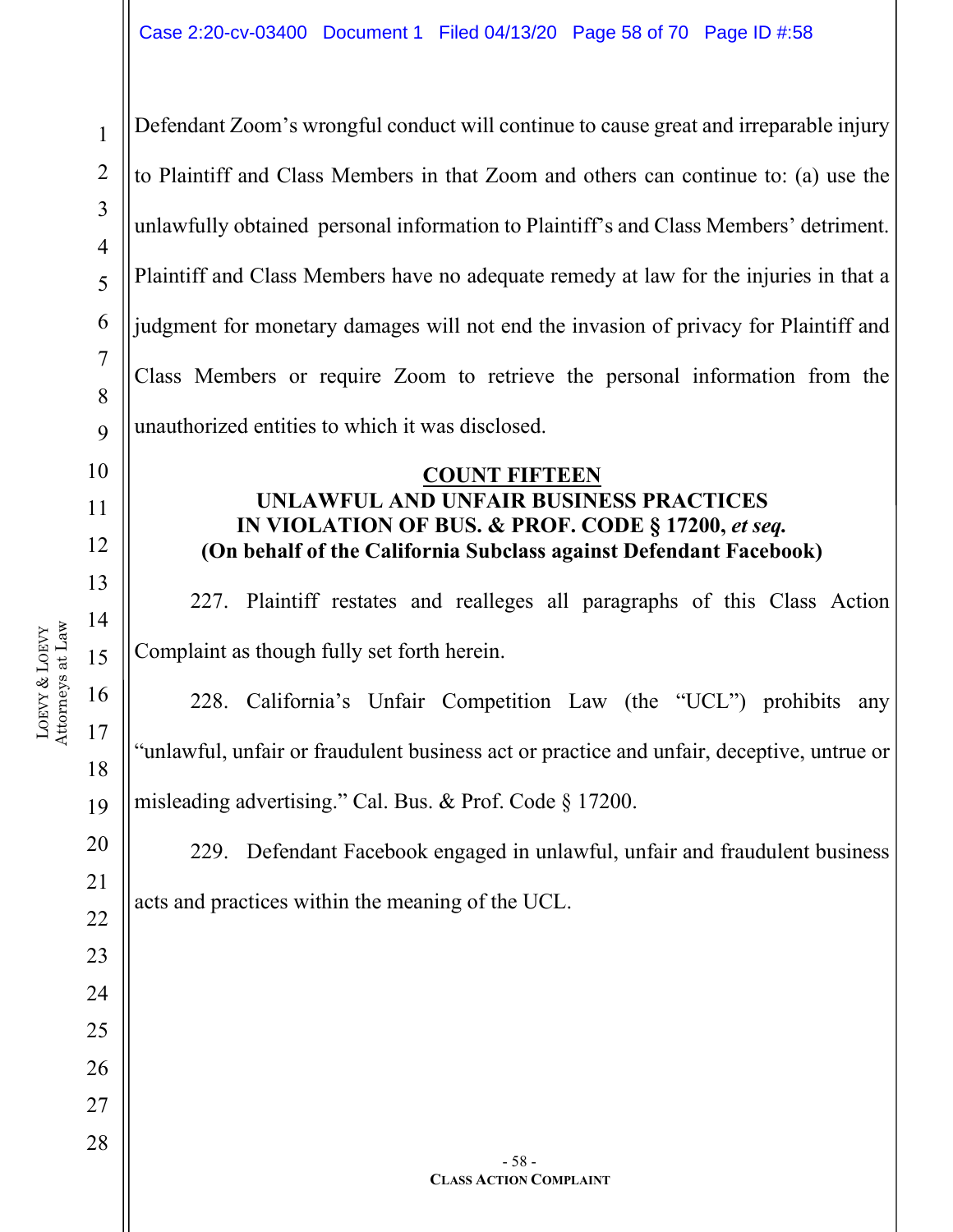Defendant Zoom's wrongful conduct will continue to cause great and irreparable injury to Plaintiff and Class Members in that Zoom and others can continue to: (a) use the unlawfully obtained personal information to Plaintiff's and Class Members' detriment. Plaintiff and Class Members have no adequate remedy at law for the injuries in that a judgment for monetary damages will not end the invasion of privacy for Plaintiff and Class Members or require Zoom to retrieve the personal information from the unauthorized entities to which it was disclosed.

**COUNT FIFTEEN**

**UNLAWFUL AND UNFAIR BUSINESS PRACTICES IN VIOLATION OF BUS. & PROF. CODE § 17200, *et seq.***

**(On behalf of the California Subclass against Defendant Facebook)**

227. Plaintiff restates and realleges all paragraphs of this Class Action Complaint as though fully set forth herein.

228. California's Unfair Competition Law (the "UCL") prohibits any "unlawful, unfair or fraudulent business act or practice and unfair, deceptive, untrue or misleading advertising." Cal. Bus. & Prof. Code § 17200.

229. Defendant Facebook engaged in unlawful, unfair and fraudulent business acts and practices within the meaning of the UCL.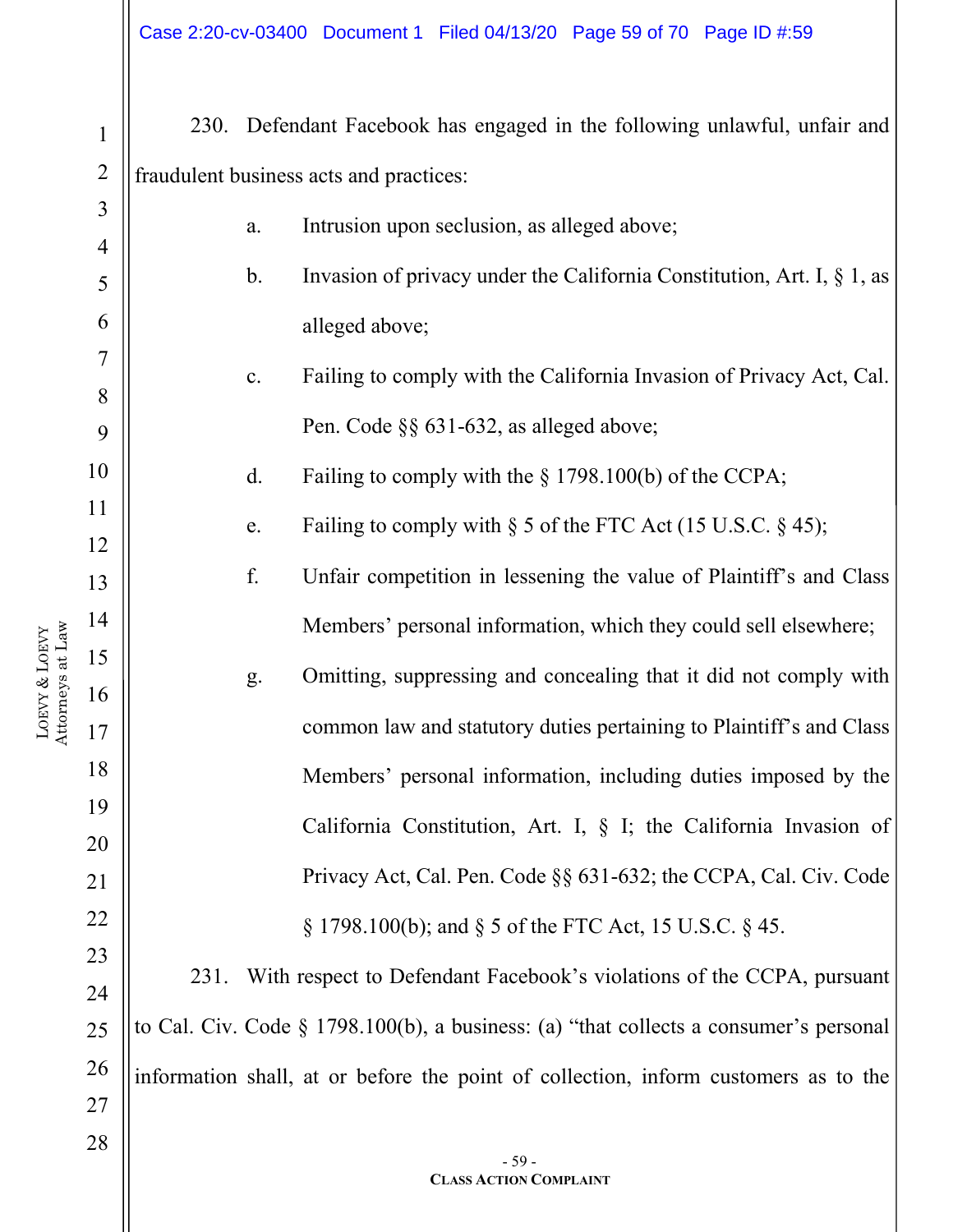230. Defendant Facebook has engaged in the following unlawful, unfair and fraudulent business acts and practices:

a. Intrusion upon seclusion, as alleged above;

b. Invasion of privacy under the California Constitution, Art. I, § 1, as alleged above;

c. Failing to comply with the California Invasion of Privacy Act, Cal. Pen. Code §§ 631-632, as alleged above;

d. Failing to comply with the § 1798.100(b) of the CCPA;

e. Failing to comply with § 5 of the FTC Act (15 U.S.C. § 45);

f. Unfair competition in lessening the value of Plaintiff's and Class Members' personal information, which they could sell elsewhere;

g. Omitting, suppressing and concealing that it did not comply with common law and statutory duties pertaining to Plaintiff's and Class Members' personal information, including duties imposed by the California Constitution, Art. I, § I; the California Invasion of Privacy Act, Cal. Pen. Code §§ 631-632; the CCPA, Cal. Civ. Code § 1798.100(b); and § 5 of the FTC Act, 15 U.S.C. § 45.

231. With respect to Defendant Facebook's violations of the CCPA, pursuant to Cal. Civ. Code § 1798.100(b), a business: (a) "that collects a consumer's personal information shall, at or before the point of collection, inform customers as to the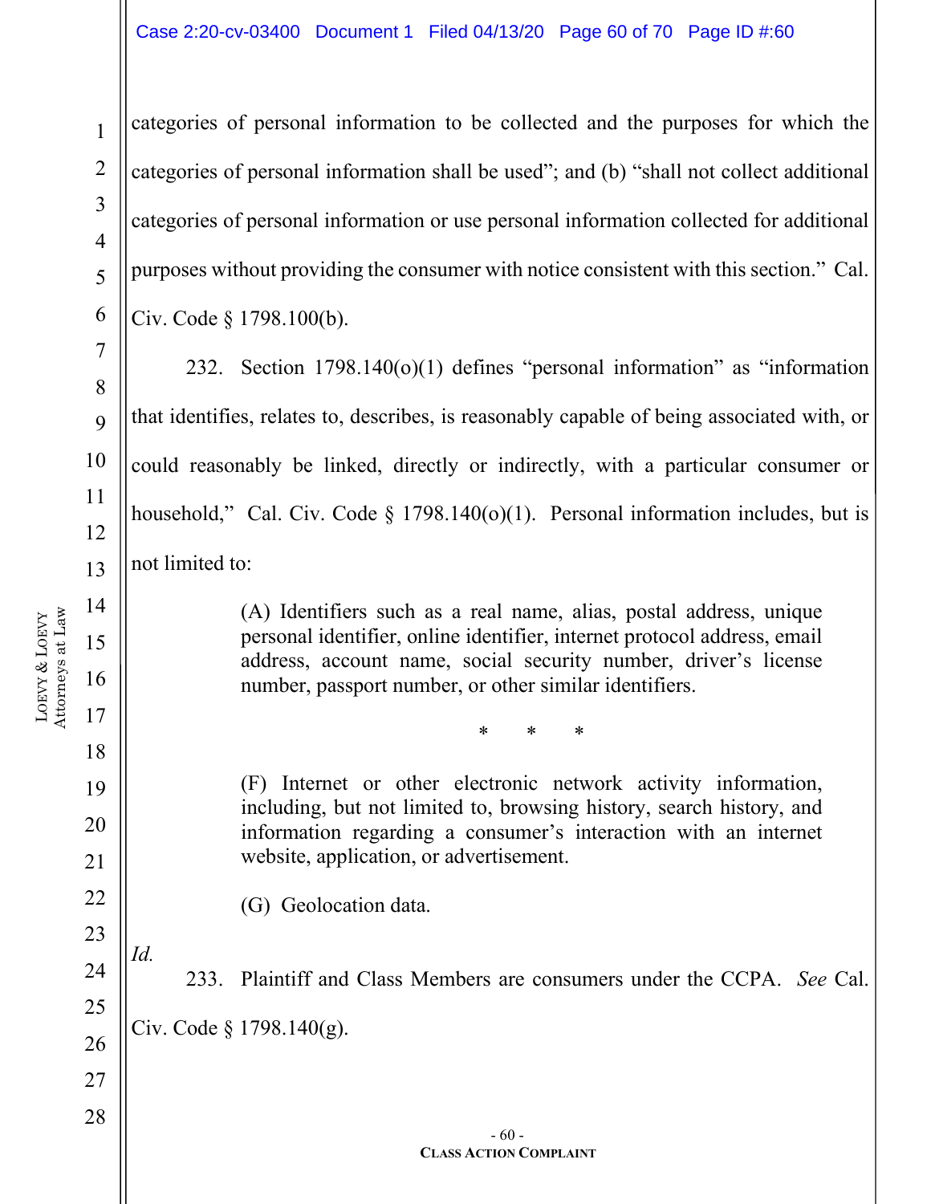categories of personal information to be collected and the purposes for which the categories of personal information shall be used"; and (b) "shall not collect additional categories of personal information or use personal information collected for additional purposes without providing the consumer with notice consistent with this section." Cal. Civ. Code § 1798.100(b).

232. Section 1798.140(o)(1) defines "personal information" as "information that identifies, relates to, describes, is reasonably capable of being associated with, or could reasonably be linked, directly or indirectly, with a particular consumer or household," Cal. Civ. Code § 1798.140(o)(1). Personal information includes, but is not limited to:

> (A) Identifiers such as a real name, alias, postal address, unique personal identifier, online identifier, internet protocol address, email address, account name, social security number, driver's license number, passport number, or other similar identifiers.
>
> \* \* \*
>
> (F) Internet or other electronic network activity information, including, but not limited to, browsing history, search history, and information regarding a consumer's interaction with an internet website, application, or advertisement.
>
> (G) Geolocation data.

*Id.*

233. Plaintiff and Class Members are consumers under the CCPA. *See* Cal. Civ. Code § 1798.140(g).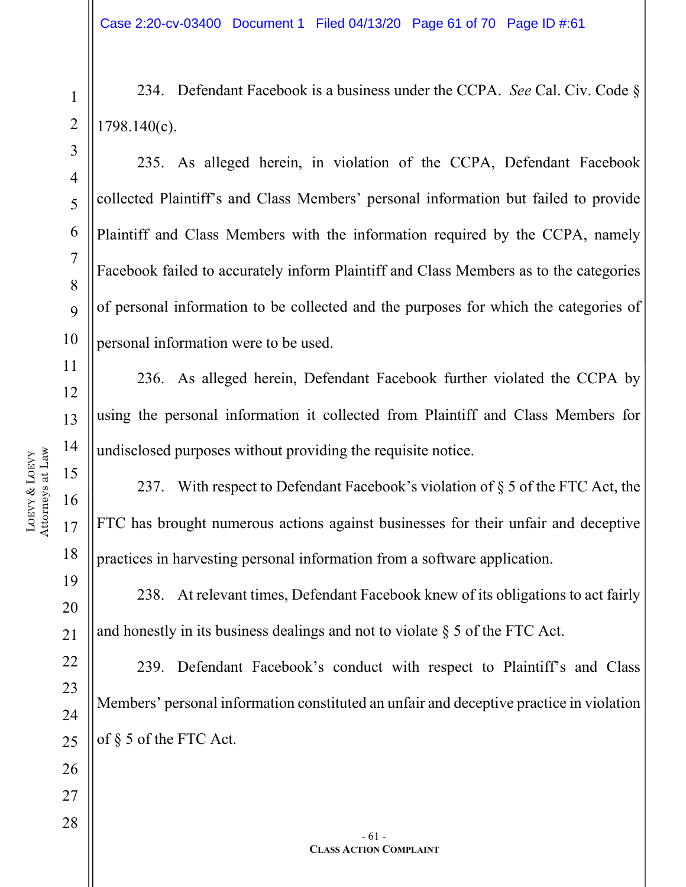234. Defendant Facebook is a business under the CCPA. *See* Cal. Civ. Code § 1798.140(c).

235. As alleged herein, in violation of the CCPA, Defendant Facebook collected Plaintiff's and Class Members' personal information but failed to provide Plaintiff and Class Members with the information required by the CCPA, namely Facebook failed to accurately inform Plaintiff and Class Members as to the categories of personal information to be collected and the purposes for which the categories of personal information were to be used.

236. As alleged herein, Defendant Facebook further violated the CCPA by using the personal information it collected from Plaintiff and Class Members for undisclosed purposes without providing the requisite notice.

237. With respect to Defendant Facebook's violation of § 5 of the FTC Act, the FTC has brought numerous actions against businesses for their unfair and deceptive practices in harvesting personal information from a software application.

238. At relevant times, Defendant Facebook knew of its obligations to act fairly and honestly in its business dealings and not to violate § 5 of the FTC Act.

239. Defendant Facebook's conduct with respect to Plaintiff's and Class Members' personal information constituted an unfair and deceptive practice in violation of § 5 of the FTC Act.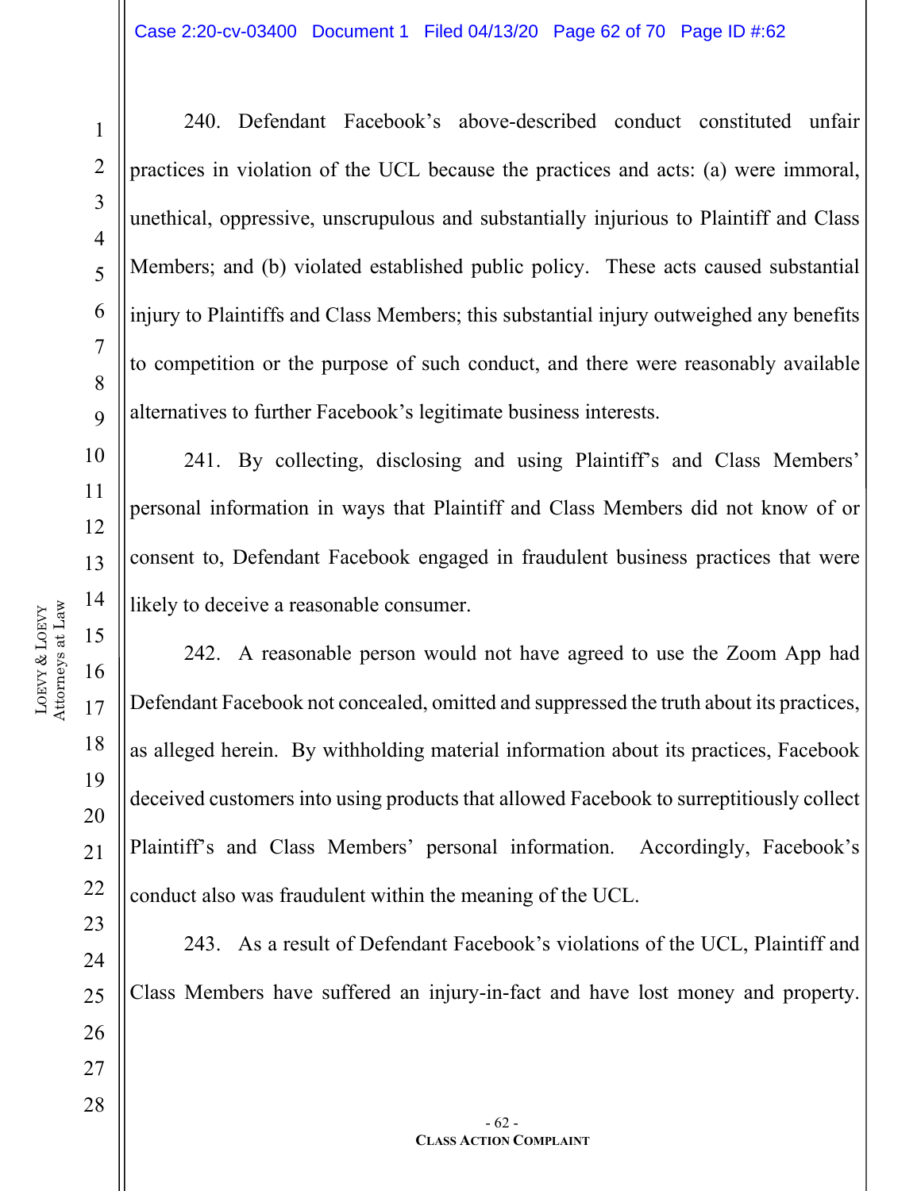240. Defendant Facebook's above-described conduct constituted unfair practices in violation of the UCL because the practices and acts: (a) were immoral, unethical, oppressive, unscrupulous and substantially injurious to Plaintiff and Class Members; and (b) violated established public policy. These acts caused substantial injury to Plaintiffs and Class Members; this substantial injury outweighed any benefits to competition or the purpose of such conduct, and there were reasonably available alternatives to further Facebook's legitimate business interests.

241. By collecting, disclosing and using Plaintiff's and Class Members' personal information in ways that Plaintiff and Class Members did not know of or consent to, Defendant Facebook engaged in fraudulent business practices that were likely to deceive a reasonable consumer.

242. A reasonable person would not have agreed to use the Zoom App had Defendant Facebook not concealed, omitted and suppressed the truth about its practices, as alleged herein. By withholding material information about its practices, Facebook deceived customers into using products that allowed Facebook to surreptitiously collect Plaintiff's and Class Members' personal information. Accordingly, Facebook's conduct also was fraudulent within the meaning of the UCL.

243. As a result of Defendant Facebook's violations of the UCL, Plaintiff and Class Members have suffered an injury-in-fact and have lost money and property.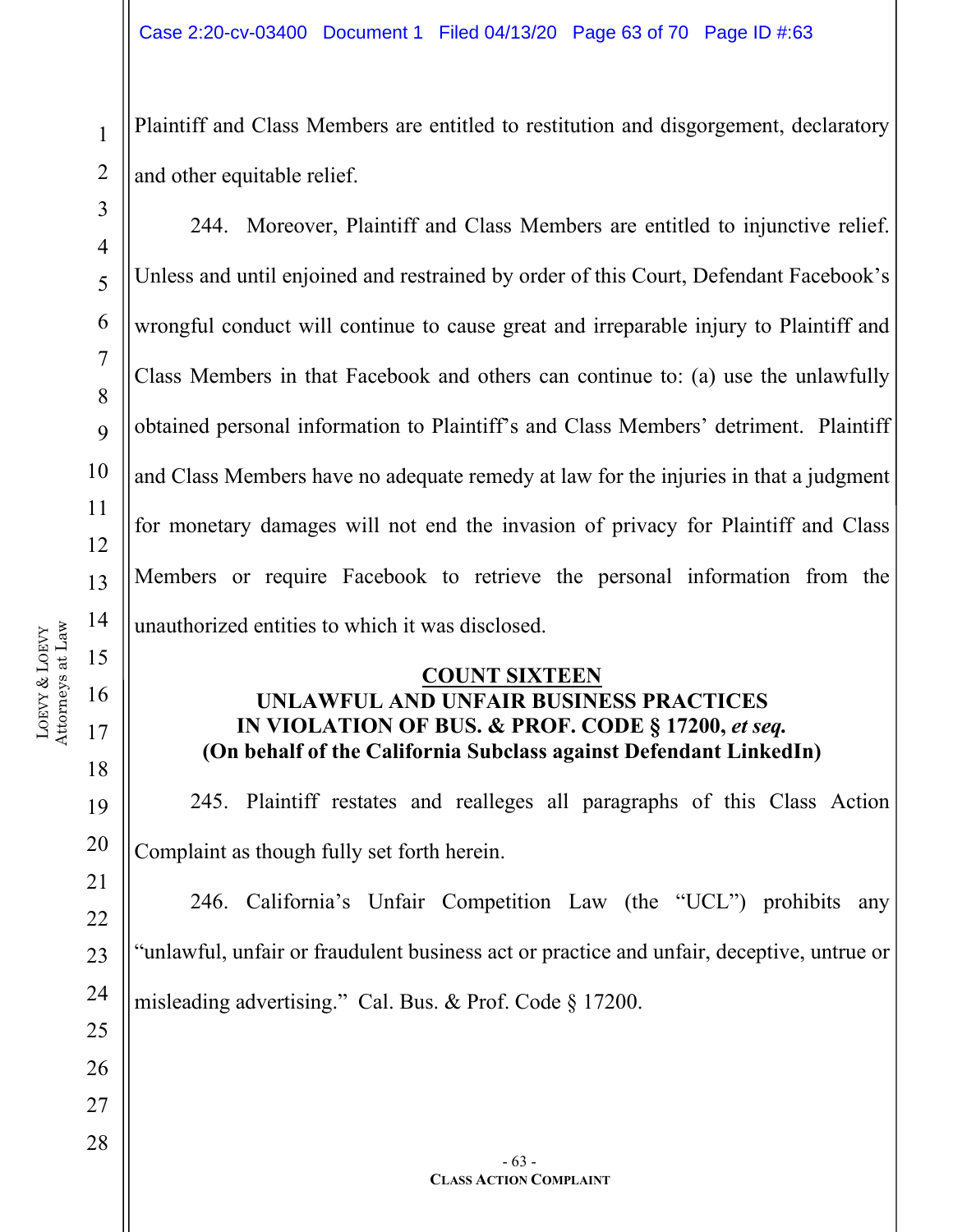Plaintiff and Class Members are entitled to restitution and disgorgement, declaratory and other equitable relief.

244. Moreover, Plaintiff and Class Members are entitled to injunctive relief. Unless and until enjoined and restrained by order of this Court, Defendant Facebook's wrongful conduct will continue to cause great and irreparable injury to Plaintiff and Class Members in that Facebook and others can continue to: (a) use the unlawfully obtained personal information to Plaintiff's and Class Members' detriment. Plaintiff and Class Members have no adequate remedy at law for the injuries in that a judgment for monetary damages will not end the invasion of privacy for Plaintiff and Class Members or require Facebook to retrieve the personal information from the unauthorized entities to which it was disclosed.

## COUNT SIXTEEN
## UNLAWFUL AND UNFAIR BUSINESS PRACTICES IN VIOLATION OF BUS. & PROF. CODE § 17200, *et seq.*
## (On behalf of the California Subclass against Defendant LinkedIn)

245. Plaintiff restates and realleges all paragraphs of this Class Action Complaint as though fully set forth herein.

246. California's Unfair Competition Law (the "UCL") prohibits any "unlawful, unfair or fraudulent business act or practice and unfair, deceptive, untrue or misleading advertising." Cal. Bus. & Prof. Code § 17200.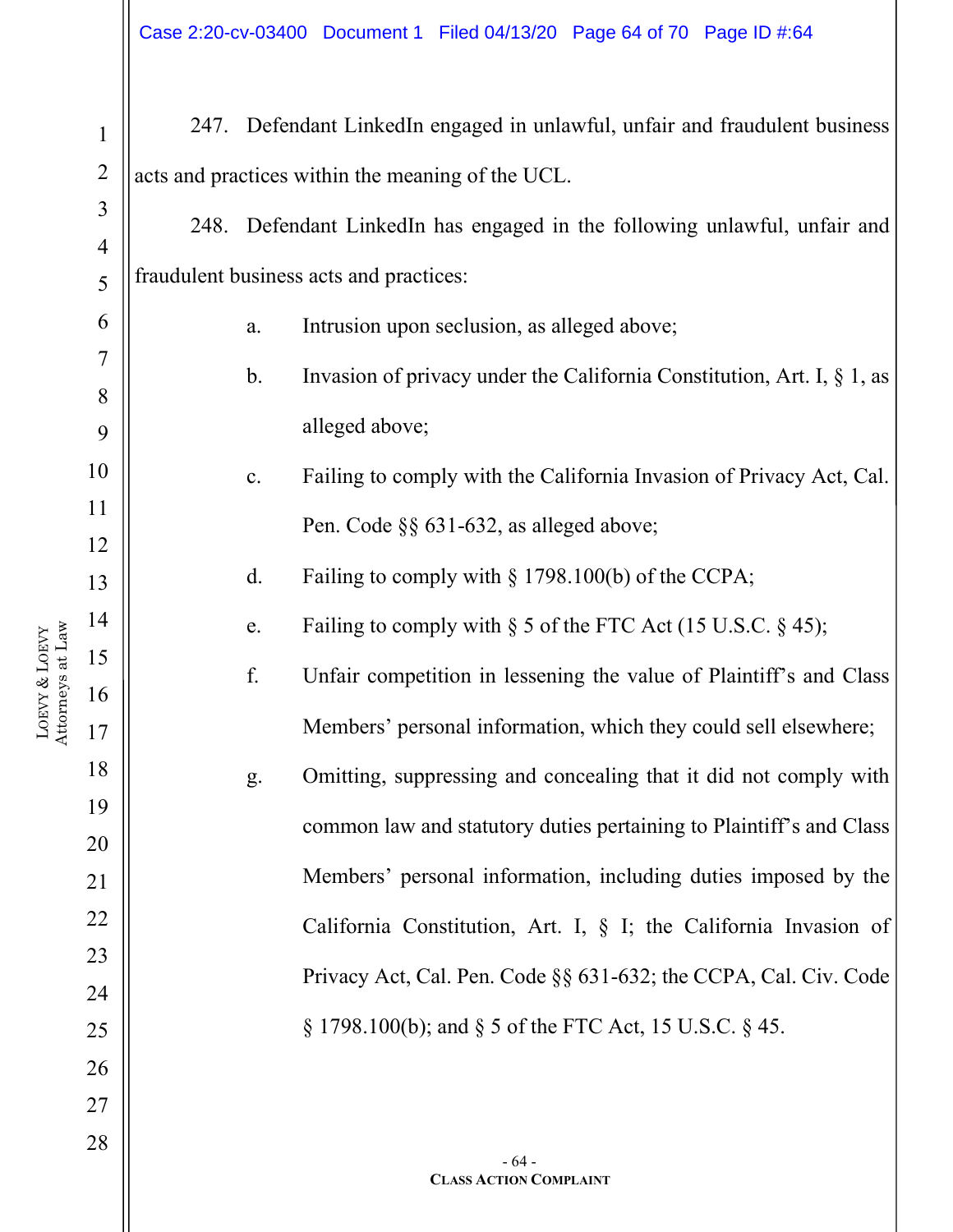247. Defendant LinkedIn engaged in unlawful, unfair and fraudulent business acts and practices within the meaning of the UCL.

248. Defendant LinkedIn has engaged in the following unlawful, unfair and fraudulent business acts and practices:

a. Intrusion upon seclusion, as alleged above;

b. Invasion of privacy under the California Constitution, Art. I, § 1, as alleged above;

c. Failing to comply with the California Invasion of Privacy Act, Cal. Pen. Code §§ 631-632, as alleged above;

d. Failing to comply with § 1798.100(b) of the CCPA;

e. Failing to comply with § 5 of the FTC Act (15 U.S.C. § 45);

f. Unfair competition in lessening the value of Plaintiff's and Class Members' personal information, which they could sell elsewhere;

g. Omitting, suppressing and concealing that it did not comply with common law and statutory duties pertaining to Plaintiff's and Class Members' personal information, including duties imposed by the California Constitution, Art. I, § I; the California Invasion of Privacy Act, Cal. Pen. Code §§ 631-632; the CCPA, Cal. Civ. Code § 1798.100(b); and § 5 of the FTC Act, 15 U.S.C. § 45.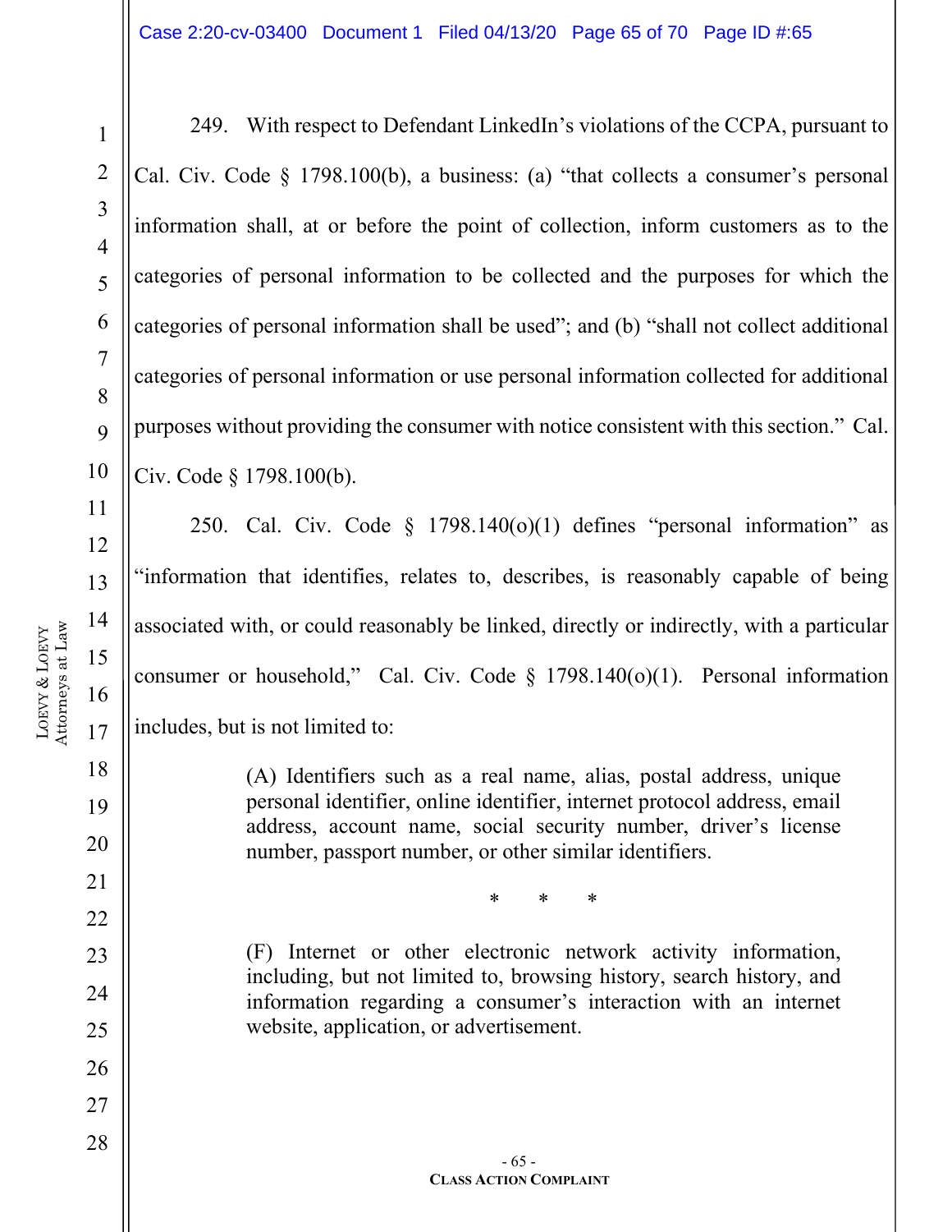249. With respect to Defendant LinkedIn's violations of the CCPA, pursuant to Cal. Civ. Code § 1798.100(b), a business: (a) "that collects a consumer's personal information shall, at or before the point of collection, inform customers as to the categories of personal information to be collected and the purposes for which the categories of personal information shall be used"; and (b) "shall not collect additional categories of personal information or use personal information collected for additional purposes without providing the consumer with notice consistent with this section." Cal. Civ. Code § 1798.100(b).

250. Cal. Civ. Code § 1798.140(o)(1) defines "personal information" as "information that identifies, relates to, describes, is reasonably capable of being associated with, or could reasonably be linked, directly or indirectly, with a particular consumer or household," Cal. Civ. Code § 1798.140(o)(1). Personal information includes, but is not limited to:

> (A) Identifiers such as a real name, alias, postal address, unique personal identifier, online identifier, internet protocol address, email address, account name, social security number, driver's license number, passport number, or other similar identifiers.
>
> \* \* \*
>
> (F) Internet or other electronic network activity information, including, but not limited to, browsing history, search history, and information regarding a consumer's interaction with an internet website, application, or advertisement.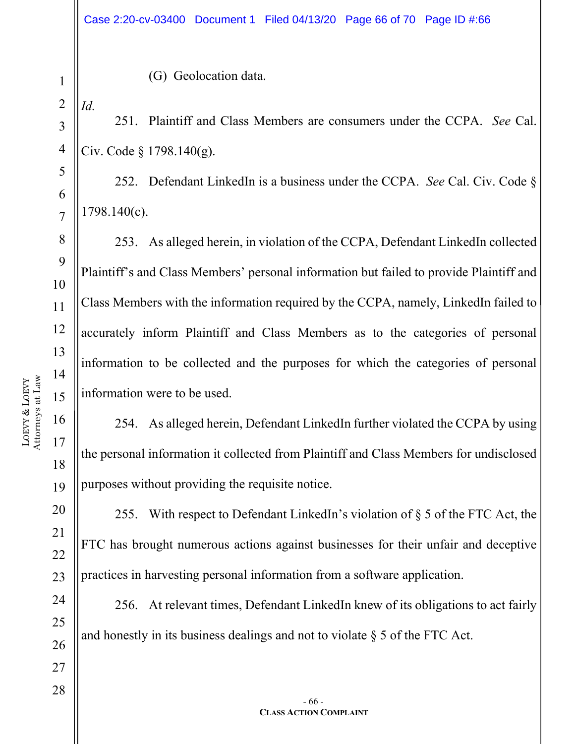(G) Geolocation data.

*Id.*

251. Plaintiff and Class Members are consumers under the CCPA. *See* Cal. Civ. Code § 1798.140(g).

252. Defendant LinkedIn is a business under the CCPA. *See* Cal. Civ. Code § 1798.140(c).

253. As alleged herein, in violation of the CCPA, Defendant LinkedIn collected Plaintiff's and Class Members' personal information but failed to provide Plaintiff and Class Members with the information required by the CCPA, namely, LinkedIn failed to accurately inform Plaintiff and Class Members as to the categories of personal information to be collected and the purposes for which the categories of personal information were to be used.

254. As alleged herein, Defendant LinkedIn further violated the CCPA by using the personal information it collected from Plaintiff and Class Members for undisclosed purposes without providing the requisite notice.

255. With respect to Defendant LinkedIn's violation of § 5 of the FTC Act, the FTC has brought numerous actions against businesses for their unfair and deceptive practices in harvesting personal information from a software application.

256. At relevant times, Defendant LinkedIn knew of its obligations to act fairly and honestly in its business dealings and not to violate § 5 of the FTC Act.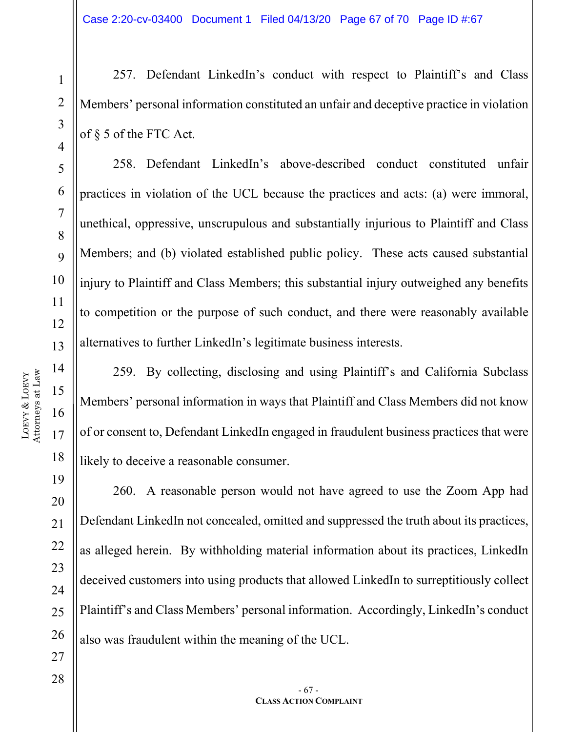257. Defendant LinkedIn's conduct with respect to Plaintiff's and Class Members' personal information constituted an unfair and deceptive practice in violation of § 5 of the FTC Act.

258. Defendant LinkedIn's above-described conduct constituted unfair practices in violation of the UCL because the practices and acts: (a) were immoral, unethical, oppressive, unscrupulous and substantially injurious to Plaintiff and Class Members; and (b) violated established public policy. These acts caused substantial injury to Plaintiff and Class Members; this substantial injury outweighed any benefits to competition or the purpose of such conduct, and there were reasonably available alternatives to further LinkedIn's legitimate business interests.

259. By collecting, disclosing and using Plaintiff's and California Subclass Members' personal information in ways that Plaintiff and Class Members did not know of or consent to, Defendant LinkedIn engaged in fraudulent business practices that were likely to deceive a reasonable consumer.

260. A reasonable person would not have agreed to use the Zoom App had Defendant LinkedIn not concealed, omitted and suppressed the truth about its practices, as alleged herein. By withholding material information about its practices, LinkedIn deceived customers into using products that allowed LinkedIn to surreptitiously collect Plaintiff's and Class Members' personal information. Accordingly, LinkedIn's conduct also was fraudulent within the meaning of the UCL.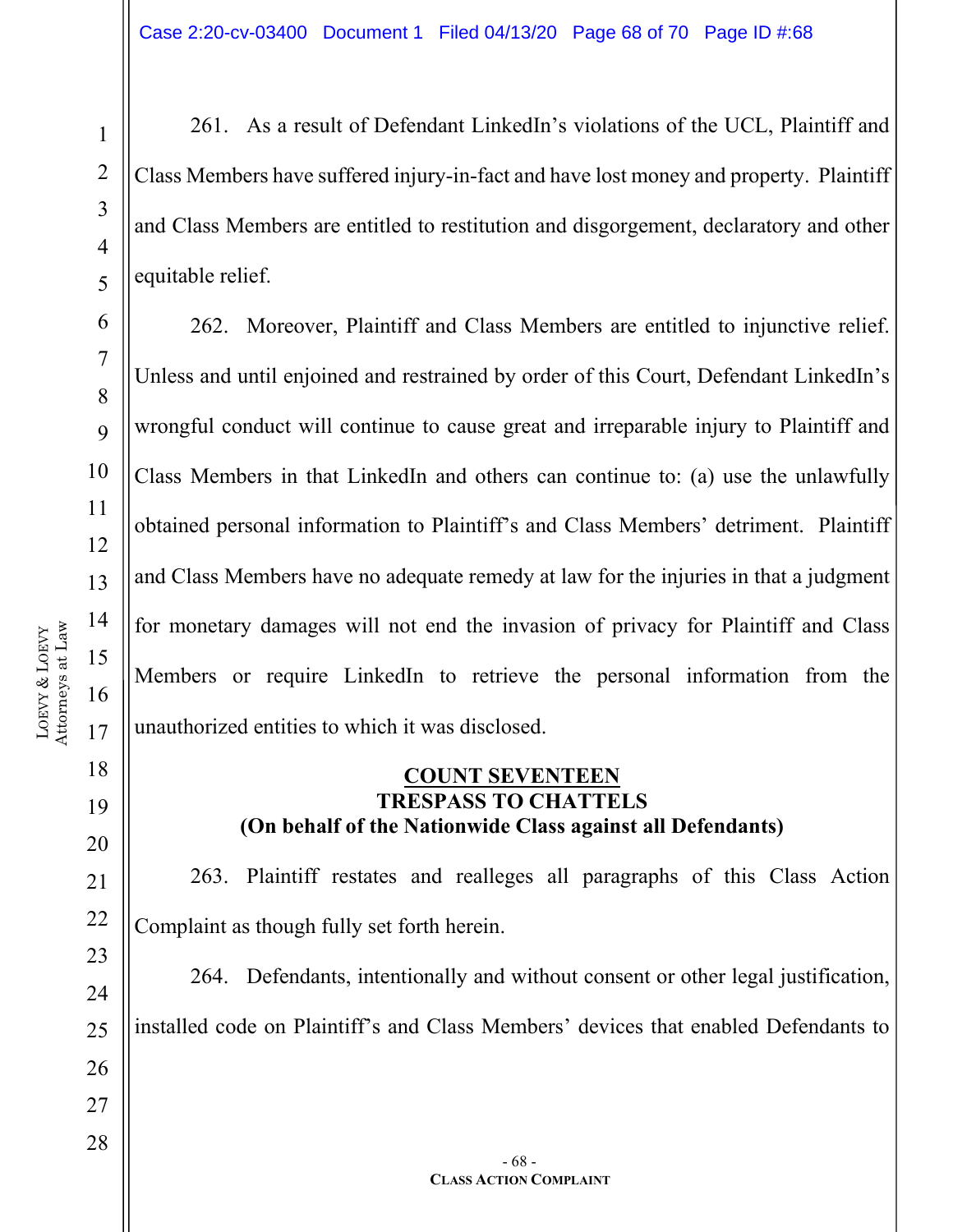261. As a result of Defendant LinkedIn's violations of the UCL, Plaintiff and Class Members have suffered injury-in-fact and have lost money and property. Plaintiff and Class Members are entitled to restitution and disgorgement, declaratory and other equitable relief.

262. Moreover, Plaintiff and Class Members are entitled to injunctive relief. Unless and until enjoined and restrained by order of this Court, Defendant LinkedIn's wrongful conduct will continue to cause great and irreparable injury to Plaintiff and Class Members in that LinkedIn and others can continue to: (a) use the unlawfully obtained personal information to Plaintiff's and Class Members' detriment. Plaintiff and Class Members have no adequate remedy at law for the injuries in that a judgment for monetary damages will not end the invasion of privacy for Plaintiff and Class Members or require LinkedIn to retrieve the personal information from the unauthorized entities to which it was disclosed.

## COUNT SEVENTEEN
## TRESPASS TO CHATTELS
## (On behalf of the Nationwide Class against all Defendants)

263. Plaintiff restates and realleges all paragraphs of this Class Action Complaint as though fully set forth herein.

264. Defendants, intentionally and without consent or other legal justification, installed code on Plaintiff's and Class Members' devices that enabled Defendants to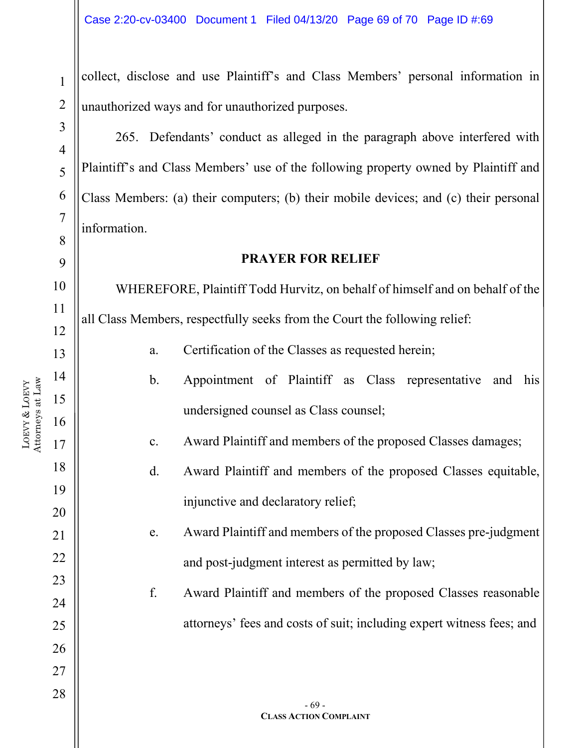collect, disclose and use Plaintiff's and Class Members' personal information in unauthorized ways and for unauthorized purposes.

265. Defendants' conduct as alleged in the paragraph above interfered with Plaintiff's and Class Members' use of the following property owned by Plaintiff and Class Members: (a) their computers; (b) their mobile devices; and (c) their personal information.

## PRAYER FOR RELIEF

WHEREFORE, Plaintiff Todd Hurvitz, on behalf of himself and on behalf of the all Class Members, respectfully seeks from the Court the following relief:

a. Certification of the Classes as requested herein;

b. Appointment of Plaintiff as Class representative and his undersigned counsel as Class counsel;

c. Award Plaintiff and members of the proposed Classes damages;

d. Award Plaintiff and members of the proposed Classes equitable, injunctive and declaratory relief;

e. Award Plaintiff and members of the proposed Classes pre-judgment and post-judgment interest as permitted by law;

f. Award Plaintiff and members of the proposed Classes reasonable attorneys' fees and costs of suit; including expert witness fees; and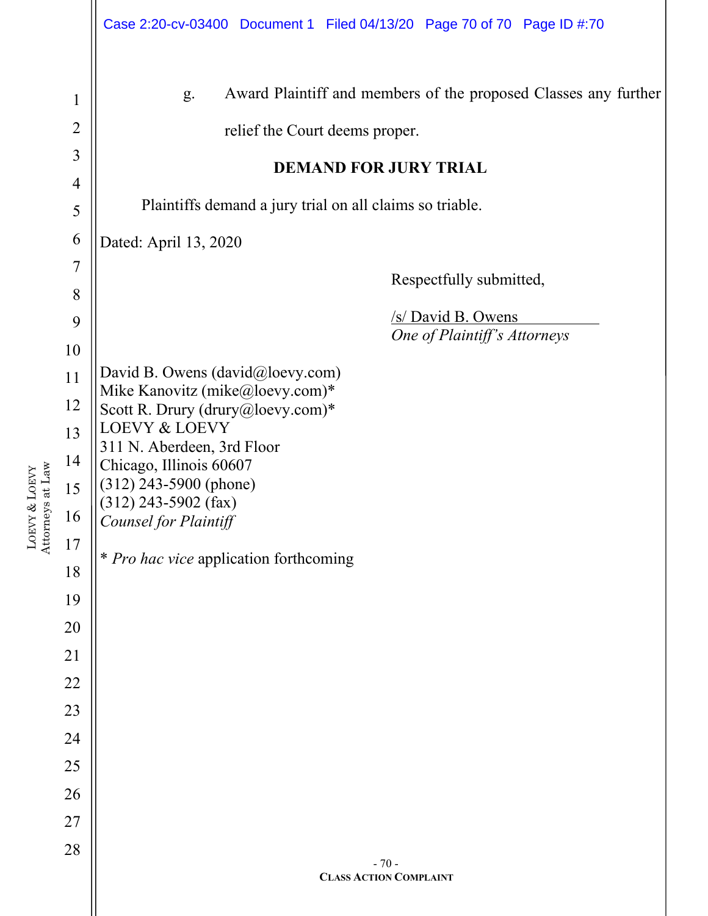g. Award Plaintiff and members of the proposed Classes any further relief the Court deems proper.

**DEMAND FOR JURY TRIAL**

Plaintiffs demand a jury trial on all claims so triable.

Dated: April 13, 2020

Respectfully submitted,

/s/ David B. Owens
*One of Plaintiff's Attorneys*

David B. Owens (david@loevy.com)
Mike Kanovitz (mike@loevy.com)*
Scott R. Drury (drury@loevy.com)*
LOEVY & LOEVY
311 N. Aberdeen, 3rd Floor
Chicago, Illinois 60607
(312) 243-5900 (phone)
(312) 243-5902 (fax)
*Counsel for Plaintiff*

* *Pro hac vice* application forthcoming